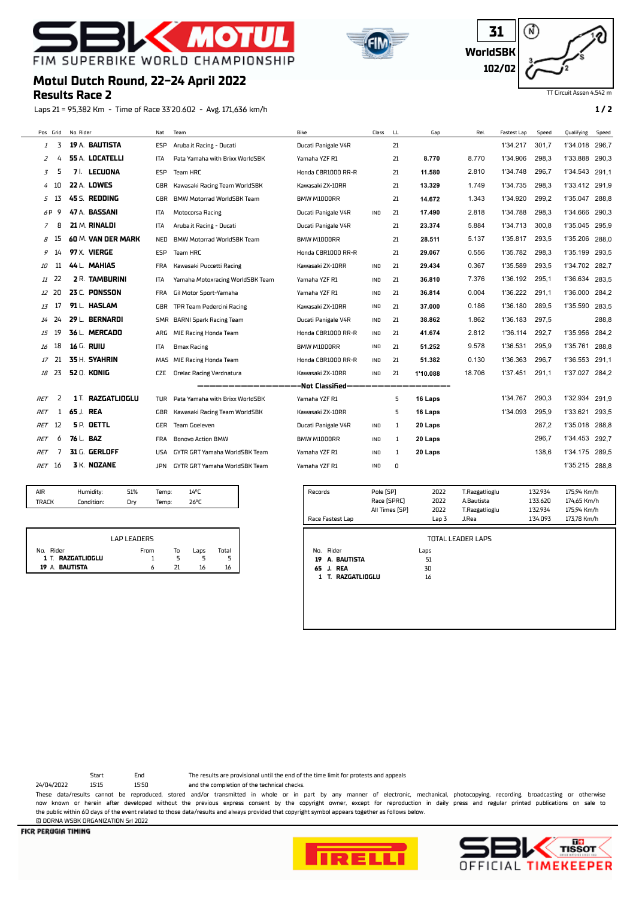# FIM SUPERBIKE WORLD CHAMPIONSHIP

31
WorldSBK
102/02

## Motul Dutch Round, 22-24 April 2022

### Results Race 2

TT Circuit Assen 4.542 m

Laps 21 = 95,382 Km - Time of Race 33'20.602 - Avg. 171,636 km/h

| Pos | Grid | No. Rider | Nat | Team | Bike | Class | LL | Gap | Rel. | Fastest Lap | Speed | Qualifying | Speed |
|---|---|---|---|---|---|---|---|---|---|---|---|---|---|
| 1 | 3 | **19** A. **BAUTISTA** | ESP | Aruba.it Racing - Ducati | Ducati Panigale V4R | | 21 | | | 1'34.217 | 301,7 | 1'34.018 | 296,7 |
| 2 | 4 | **55** A. **LOCATELLI** | ITA | Pata Yamaha with Brixx WorldSBK | Yamaha YZF R1 | | 21 | **8.770** | 8.770 | 1'34.906 | 298,3 | 1'33.888 | 290,3 |
| 3 | 5 | **7** I. **LECUONA** | ESP | Team HRC | Honda CBR1000 RR-R | | 21 | **11.580** | 2.810 | 1'34.748 | 296,7 | 1'34.543 | 291,1 |
| 4 | 10 | **22** A. **LOWES** | GBR | Kawasaki Racing Team WorldSBK | Kawasaki ZX-10RR | | 21 | **13.329** | 1.749 | 1'34.735 | 298,3 | 1'33.412 | 291,9 |
| 5 | 13 | **45** S. **REDDING** | GBR | BMW Motorrad WorldSBK Team | BMW M1000RR | | 21 | **14.672** | 1.343 | 1'34.920 | 299,2 | 1'35.047 | 288,8 |
| 6P | 9 | **47** A. **BASSANI** | ITA | Motocorsa Racing | Ducati Panigale V4R | IND | 21 | **17.490** | 2.818 | 1'34.788 | 298,3 | 1'34.666 | 290,3 |
| 7 | 8 | **21** M. **RINALDI** | ITA | Aruba.it Racing - Ducati | Ducati Panigale V4R | | 21 | **23.374** | 5.884 | 1'34.713 | 300,8 | 1'35.045 | 295,9 |
| 8 | 15 | **60** M. **VAN DER MARK** | NED | BMW Motorrad WorldSBK Team | BMW M1000RR | | 21 | **28.511** | 5.137 | 1'35.817 | 293,5 | 1'35.206 | 288,0 |
| 9 | 14 | **97** X. **VIERGE** | ESP | Team HRC | Honda CBR1000 RR-R | | 21 | **29.067** | 0.556 | 1'35.782 | 298,3 | 1'35.199 | 293,5 |
| 10 | 11 | **44** L. **MAHIAS** | FRA | Kawasaki Puccetti Racing | Kawasaki ZX-10RR | IND | 21 | **29.434** | 0.367 | 1'35.589 | 293,5 | 1'34.702 | 282,7 |
| 11 | 22 | **2** R. **TAMBURINI** | ITA | Yamaha Motoxracing WorldSBK Team | Yamaha YZF R1 | IND | 21 | **36.810** | 7.376 | 1'36.192 | 295,1 | 1'36.634 | 283,5 |
| 12 | 20 | **23** C. **PONSSON** | FRA | Gil Motor Sport-Yamaha | Yamaha YZF R1 | IND | 21 | **36.814** | 0.004 | 1'36.222 | 291,1 | 1'36.000 | 284,2 |
| 13 | 17 | **91** L. **HASLAM** | GBR | TPR Team Pedercini Racing | Kawasaki ZX-10RR | IND | 21 | **37.000** | 0.186 | 1'36.180 | 289,5 | 1'35.590 | 283,5 |
| 14 | 24 | **29** L. **BERNARDI** | SMR | BARNI Spark Racing Team | Ducati Panigale V4R | IND | 21 | **38.862** | 1.862 | 1'36.183 | 297,5 | | 288,8 |
| 15 | 19 | **36** L. **MERCADO** | ARG | MIE Racing Honda Team | Honda CBR1000 RR-R | IND | 21 | **41.674** | 2.812 | 1'36.114 | 292,7 | 1'35.956 | 284,2 |
| 16 | 18 | **16** G. **RUIU** | ITA | Bmax Racing | BMW M1000RR | IND | 21 | **51.252** | 9.578 | 1'36.531 | 295,9 | 1'35.761 | 288,8 |
| 17 | 21 | **35** H. **SYAHRIN** | MAS | MIE Racing Honda Team | Honda CBR1000 RR-R | IND | 21 | **51.382** | 0.130 | 1'36.363 | 296,7 | 1'36.553 | 291,1 |
| 18 | 23 | **52** O. **KONIG** | CZE | Orelac Racing Verdnatura | Kawasaki ZX-10RR | IND | 21 | **1'10.088** | 18.706 | 1'37.451 | 291,1 | 1'37.027 | 284,2 |
| | | | | | **Not Classified** | | | | | | | | |
| RET | 2 | **1** T. **RAZGATLIOGLU** | TUR | Pata Yamaha with Brixx WorldSBK | Yamaha YZF R1 | | 5 | **16 Laps** | | 1'34.767 | 290,3 | 1'32.934 | 291,9 |
| RET | 1 | **65** J. **REA** | GBR | Kawasaki Racing Team WorldSBK | Kawasaki ZX-10RR | | 5 | **16 Laps** | | 1'34.093 | 295,9 | 1'33.621 | 293,5 |
| RET | 12 | **5** P. **OETTL** | GER | Team Goeleven | Ducati Panigale V4R | IND | 1 | **20 Laps** | | | 287,2 | 1'35.018 | 288,8 |
| RET | 6 | **76** L. **BAZ** | FRA | Bonovo Action BMW | BMW M1000RR | IND | 1 | **20 Laps** | | | 296,7 | 1'34.453 | 292,7 |
| RET | 7 | **31** G. **GERLOFF** | USA | GYTR GRT Yamaha WorldSBK Team | Yamaha YZF R1 | IND | 1 | **20 Laps** | | | 138,6 | 1'34.175 | 289,5 |
| RET | 16 | **3** K. **NOZANE** | JPN | GYTR GRT Yamaha WorldSBK Team | Yamaha YZF R1 | IND | 0 | | | | | 1'35.215 | 288,8 |

| | | | | |
|---|---|---|---|---|
| AIR | Humidity: 51% | | Temp: | 14°C |
| TRACK | Condition: Dry | | Temp: | 26°C |

| Records | | | | | |
|---|---|---|---|---|---|
| | Pole [SP] | 2022 | T.Razgatlioglu | 1'32.934 | 175,94 Km/h |
| | Race [SPRC] | 2022 | A.Bautista | 1'33.620 | 174,65 Km/h |
| | All Times [SP] | 2022 | T.Razgatlioglu | 1'32.934 | 175,94 Km/h |
| Race Fastest Lap | | Lap 3 | J.Rea | 1'34.093 | 173,78 Km/h |

**LAP LEADERS**

| No. | Rider | From | To | Laps | Total |
|---|---|---|---|---|---|
| **1** | T. **RAZGATLIOGLU** | 1 | 5 | 5 | 5 |
| **19** | A. **BAUTISTA** | 6 | 21 | 16 | 16 |

**TOTAL LEADER LAPS**

| No. | Rider | Laps |
|---|---|---|
| **19** | A. **BAUTISTA** | 51 |
| **65** | J. **REA** | 30 |
| **1** | T. **RAZGATLIOGLU** | 16 |

| | Start | End |
|---|---|---|
| 24/04/2022 | 15:15 | 15:50 |

The results are provisional until the end of the time limit for protests and appeals and the completion of the technical checks.

These data/results cannot be reproduced, stored and/or transmitted in whole or in part by any manner of electronic, mechanical, photocopying, recording, broadcasting or otherwise now known or herein after developed without the previous express consent by the copyright owner, except for reproduction in daily press and regular printed publications on sale to the public within 60 days of the event related to those data/results and always provided that copyright symbol appears together as follows below.

© DORNA WSBK ORGANIZATION Srl 2022

FICR PERUGIA TIMING

SBK TISSOT OFFICIAL TIMEKEEPER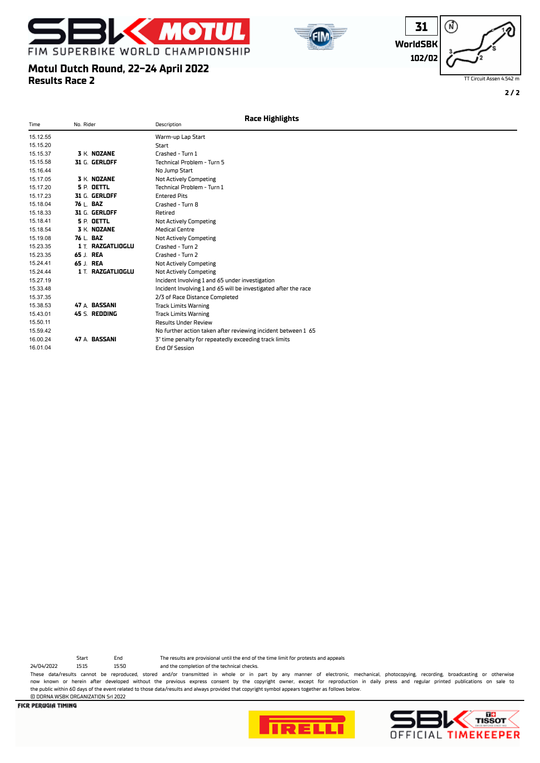# Motul Dutch Round, 22-24 April 2022
## Results Race 2

31
WorldSBK
102/02

TT Circuit Assen 4.542 m

### Race Highlights

| Time | No. Rider | Description |
|---|---|---|
| 15.12.55 | | Warm-up Lap Start |
| 15.15.20 | | Start |
| 15.15.37 | **3** K. **NOZANE** | Crashed - Turn 1 |
| 15.15.58 | **31** G. **GERLOFF** | Technical Problem - Turn 5 |
| 15.16.44 | | No Jump Start |
| 15.17.05 | **3** K. **NOZANE** | Not Actively Competing |
| 15.17.20 | **5** P. **OETTL** | Technical Problem - Turn 1 |
| 15.17.23 | **31** G. **GERLOFF** | Entered Pits |
| 15.18.04 | **76** L. **BAZ** | Crashed - Turn 8 |
| 15.18.33 | **31** G. **GERLOFF** | Retired |
| 15.18.41 | **5** P. **OETTL** | Not Actively Competing |
| 15.18.54 | **3** K. **NOZANE** | Medical Centre |
| 15.19.08 | **76** L. **BAZ** | Not Actively Competing |
| 15.23.35 | **1** T. **RAZGATLIOGLU** | Crashed - Turn 2 |
| 15.23.35 | **65** J. **REA** | Crashed - Turn 2 |
| 15.24.41 | **65** J. **REA** | Not Actively Competing |
| 15.24.44 | **1** T. **RAZGATLIOGLU** | Not Actively Competing |
| 15.27.19 | | Incident Involving 1 and 65 under investigation |
| 15.33.48 | | Incident Involving 1 and 65 will be investigated after the race |
| 15.37.35 | | 2/3 of Race Distance Completed |
| 15.38.53 | **47** A. **BASSANI** | Track Limits Warning |
| 15.43.01 | **45** S. **REDDING** | Track Limits Warning |
| 15.50.11 | | Results Under Review |
| 15.59.42 | | No further action taken after reviewing incident between 1 65 |
| 16.00.24 | **47** A. **BASSANI** | 3" time penalty for repeatedly exceeding track limits |
| 16.01.04 | | End Of Session |

| | Start | End |
|---|---|---|
| 24/04/2022 | 15:15 | 15:50 |

The results are provisional until the end of the time limit for protests and appeals and the completion of the technical checks.

These data/results cannot be reproduced, stored and/or transmitted in whole or in part by any manner of electronic, mechanical, photocopying, recording, broadcasting or otherwise now known or herein after developed without the previous express consent by the copyright owner, except for reproduction in daily press and regular printed publications on sale to the public within 60 days of the event related to those data/results and always provided that copyright symbol appears together as follows below.

© DORNA WSBK ORGANIZATION Srl 2022

FICR PERUGIA TIMING

SBK OFFICIAL TIMEKEEPER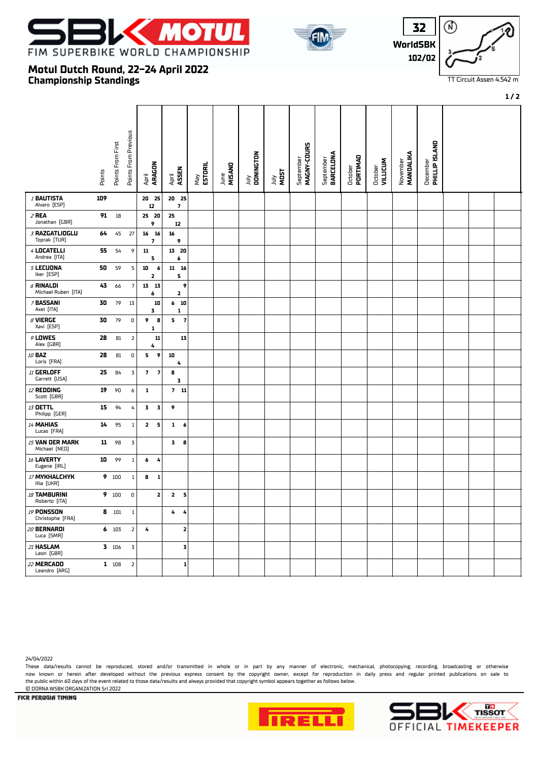# Motul Dutch Round, 22-24 April 2022

## Championship Standings

32 WorldSBK 102/02

TT Circuit Assen 4.542 m

| Rider | Points | Points From First | Points From Previous | April ARAGON | April ASSEN | May ESTORIL | June MISANO | July DONINGTON | July MOST | September MAGNY-COURS | September BARCELONA | October PORTIMAO | October VILLICUM | November MANDALIKA | December PHILLIP ISLAND |
|---|---|---|---|---|---|---|---|---|---|---|---|---|---|---|---|
| 1 BAUTISTA Alvaro [ESP] | 109 | | | 20 25 12 | 20 25 7 | | | | | | | | | | |
| 2 REA Jonathan [GBR] | 91 | 18 | | 25 20 9 | 25 12 | | | | | | | | | | |
| 3 RAZGATLIOGLU Toprak [TUR] | 64 | 45 | 27 | 16 16 7 | 16 9 | | | | | | | | | | |
| 4 LOCATELLI Andrea [ITA] | 55 | 54 | 9 | 11 5 | 13 20 6 | | | | | | | | | | |
| 5 LECUONA Iker [ESP] | 50 | 59 | 5 | 10 6 2 | 11 16 5 | | | | | | | | | | |
| 6 RINALDI Michael Ruben [ITA] | 43 | 66 | 7 | 13 13 6 | 9 2 | | | | | | | | | | |
| 7 BASSANI Axel [ITA] | 30 | 79 | 13 | 10 3 | 6 10 1 | | | | | | | | | | |
| 8 VIERGE Xavi [ESP] | 30 | 79 | 0 | 9 8 1 | 5 7 | | | | | | | | | | |
| 9 LOWES Alex [GBR] | 28 | 81 | 2 | 11 4 | 13 | | | | | | | | | | |
| 10 BAZ Loris [FRA] | 28 | 81 | 0 | 5 9 | 10 4 | | | | | | | | | | |
| 11 GERLOFF Garrett [USA] | 25 | 84 | 3 | 7 7 | 8 3 | | | | | | | | | | |
| 12 REDDING Scott [GBR] | 19 | 90 | 6 | 1 | 7 11 | | | | | | | | | | |
| 13 OETTL Philipp [GER] | 15 | 94 | 4 | 3 3 | 9 | | | | | | | | | | |
| 14 MAHIAS Lucas [FRA] | 14 | 95 | 1 | 2 5 | 1 6 | | | | | | | | | | |
| 15 VAN DER MARK Michael [NED] | 11 | 98 | 3 | | 3 8 | | | | | | | | | | |
| 16 LAVERTY Eugene [IRL] | 10 | 99 | 1 | 6 4 | | | | | | | | | | | |
| 17 MYKHALCHYK Illia [UKR] | 9 | 100 | 1 | 8 1 | | | | | | | | | | | |
| 18 TAMBURINI Roberto [ITA] | 9 | 100 | 0 | 2 | 2 5 | | | | | | | | | | |
| 19 PONSSON Christophe [FRA] | 8 | 101 | 1 | | 4 4 | | | | | | | | | | |
| 20 BERNARDI Luca [SMR] | 6 | 103 | 2 | 4 | 2 | | | | | | | | | | |
| 21 HASLAM Leon [GBR] | 3 | 106 | 3 | | 3 | | | | | | | | | | |
| 22 MERCADO Leandro [ARG] | 1 | 108 | 2 | | 1 | | | | | | | | | | |

24/04/2022

These data/results cannot be reproduced, stored and/or transmitted in whole or in part by any manner of electronic, mechanical, photocopying, recording, broadcasting or otherwise now known or herein after developed without the previous express consent by the copyright owner, except for reproduction in daily press and regular printed publications on sale to the public within 60 days of the event related to those data/results and always provided that copyright symbol appears together as follows below.

© DORNA WSBK ORGANIZATION Srl 2022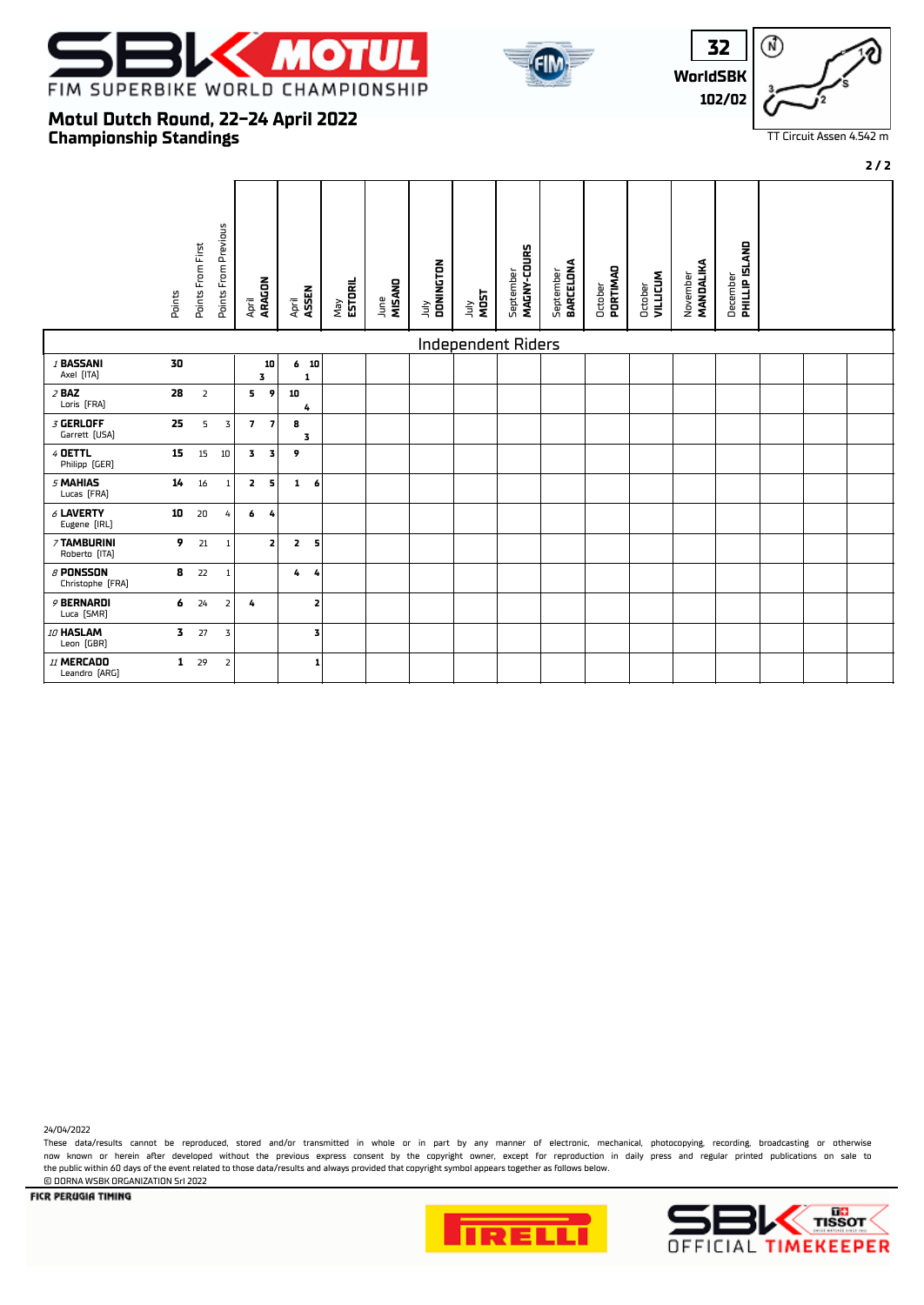# Motul Dutch Round, 22-24 April 2022

## Championship Standings

32 WorldSBK 102/02

TT Circuit Assen 4.542 m

### Independent Riders

| Rider | Points | Points From First | Points From Previous | April ARAGON | April ASSEN | May ESTORIL | June MISANO | July DONINGTON | July MOST | September MAGNY-COURS | September BARCELONA | October PORTIMAO | October VILLICUM | November MANDALIKA | December PHILLIP ISLAND |
|---|---|---|---|---|---|---|---|---|---|---|---|---|---|---|---|
| 1 BASSANI Axel [ITA] | 30 | | | 10 3 | 6 10 1 | | | | | | | | | | |
| 2 BAZ Loris [FRA] | 28 | 2 | | 5 9 | 10 4 | | | | | | | | | | |
| 3 GERLOFF Garrett [USA] | 25 | 5 | 3 | 7 7 | 8 3 | | | | | | | | | | |
| 4 OETTL Philipp [GER] | 15 | 15 | 10 | 3 3 | 9 | | | | | | | | | | |
| 5 MAHIAS Lucas [FRA] | 14 | 16 | 1 | 2 5 | 1 6 | | | | | | | | | | |
| 6 LAVERTY Eugene [IRL] | 10 | 20 | 4 | 6 4 | | | | | | | | | | | |
| 7 TAMBURINI Roberto [ITA] | 9 | 21 | 1 | 2 | 2 5 | | | | | | | | | | |
| 8 PONSSON Christophe [FRA] | 8 | 22 | 1 | | 4 4 | | | | | | | | | | |
| 9 BERNARDI Luca [SMR] | 6 | 24 | 2 | 4 | 2 | | | | | | | | | | |
| 10 HASLAM Leon [GBR] | 3 | 27 | 3 | | 3 | | | | | | | | | | |
| 11 MERCADO Leandro [ARG] | 1 | 29 | 2 | | 1 | | | | | | | | | | |

24/04/2022

These data/results cannot be reproduced, stored and/or transmitted in whole or in part by any manner of electronic, mechanical, photocopying, recording, broadcasting or otherwise now known or herein after developed without the previous express consent by the copyright owner, except for reproduction in daily press and regular printed publications on sale to the public within 60 days of the event related to those data/results and always provided that copyright symbol appears together as follows below.

© DORNA WSBK ORGANIZATION Srl 2022

FICR PERUGIA TIMING

SBK OFFICIAL TIMEKEEPER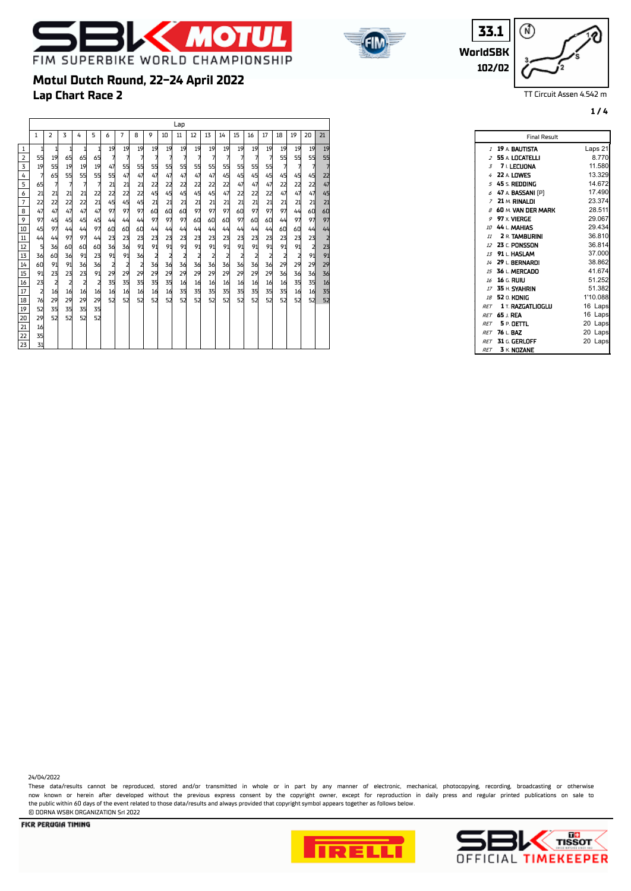# Motul Dutch Round, 22-24 April 2022

## Lap Chart Race 2

33.1 WorldSBK 102/02

TT Circuit Assen 4.542 m

| Pos | 1 | 2 | 3 | 4 | 5 | 6 | 7 | 8 | 9 | 10 | 11 | 12 | 13 | 14 | 15 | 16 | 17 | 18 | 19 | 20 | 21 |
|---|---|---|---|---|---|---|---|---|---|---|---|---|---|---|---|---|---|---|---|---|---|
| 1 | 1 | 1 | 1 | 1 | 1 | 19 | 19 | 19 | 19 | 19 | 19 | 19 | 19 | 19 | 19 | 19 | 19 | 19 | 19 | 19 | 19 |
| 2 | 55 | 19 | 65 | 65 | 65 | 7 | 7 | 7 | 7 | 7 | 7 | 7 | 7 | 7 | 7 | 7 | 7 | 55 | 55 | 55 | 55 |
| 3 | 19 | 55 | 19 | 19 | 19 | 47 | 55 | 55 | 55 | 55 | 55 | 55 | 55 | 55 | 55 | 55 | 55 | 7 | 7 | 7 | 7 |
| 4 | 7 | 65 | 55 | 55 | 55 | 55 | 47 | 47 | 47 | 47 | 47 | 47 | 47 | 45 | 45 | 45 | 45 | 45 | 45 | 45 | 22 |
| 5 | 65 | 7 | 7 | 7 | 7 | 21 | 21 | 21 | 22 | 22 | 22 | 22 | 22 | 22 | 47 | 47 | 47 | 22 | 22 | 22 | 47 |
| 6 | 21 | 21 | 21 | 21 | 22 | 22 | 22 | 22 | 45 | 45 | 45 | 45 | 45 | 47 | 22 | 22 | 22 | 47 | 47 | 47 | 45 |
| 7 | 22 | 22 | 22 | 22 | 21 | 45 | 45 | 45 | 21 | 21 | 21 | 21 | 21 | 21 | 21 | 21 | 21 | 21 | 21 | 21 | 21 |
| 8 | 47 | 47 | 47 | 47 | 47 | 97 | 97 | 97 | 60 | 60 | 60 | 97 | 97 | 97 | 60 | 97 | 97 | 97 | 44 | 60 | 60 |
| 9 | 97 | 45 | 45 | 45 | 45 | 44 | 44 | 44 | 97 | 97 | 97 | 60 | 60 | 60 | 97 | 60 | 60 | 44 | 97 | 97 | 97 |
| 10 | 45 | 97 | 44 | 44 | 97 | 60 | 60 | 60 | 44 | 44 | 44 | 44 | 44 | 44 | 44 | 44 | 44 | 60 | 60 | 44 | 44 |
| 11 | 44 | 44 | 97 | 97 | 44 | 23 | 23 | 23 | 23 | 23 | 23 | 23 | 23 | 23 | 23 | 23 | 23 | 23 | 23 | 23 | 2 |
| 12 | 5 | 36 | 60 | 60 | 60 | 36 | 36 | 91 | 91 | 91 | 91 | 91 | 91 | 91 | 91 | 91 | 91 | 91 | 91 | 2 | 23 |
| 13 | 36 | 60 | 36 | 91 | 23 | 91 | 91 | 36 | 2 | 2 | 2 | 2 | 2 | 2 | 2 | 2 | 2 | 2 | 2 | 91 | 91 |
| 14 | 60 | 91 | 91 | 36 | 36 | 2 | 2 | 2 | 36 | 36 | 36 | 36 | 36 | 36 | 36 | 36 | 36 | 29 | 29 | 29 | 29 |
| 15 | 91 | 23 | 23 | 23 | 91 | 29 | 29 | 29 | 29 | 29 | 29 | 29 | 29 | 29 | 29 | 29 | 29 | 36 | 36 | 36 | 36 |
| 16 | 23 | 2 | 2 | 2 | 2 | 35 | 35 | 35 | 35 | 35 | 16 | 16 | 16 | 16 | 16 | 16 | 16 | 16 | 35 | 35 | 16 |
| 17 | 2 | 16 | 16 | 16 | 16 | 16 | 16 | 16 | 16 | 16 | 35 | 35 | 35 | 35 | 35 | 35 | 35 | 35 | 16 | 16 | 35 |
| 18 | 76 | 29 | 29 | 29 | 29 | 52 | 52 | 52 | 52 | 52 | 52 | 52 | 52 | 52 | 52 | 52 | 52 | 52 | 52 | 52 | 52 |
| 19 | 52 | 35 | 35 | 35 | 35 | | | | | | | | | | | | | | | | |
| 20 | 29 | 52 | 52 | 52 | 52 | | | | | | | | | | | | | | | | |
| 21 | 16 | | | | | | | | | | | | | | | | | | | | |
| 22 | 35 | | | | | | | | | | | | | | | | | | | | |
| 23 | 31 | | | | | | | | | | | | | | | | | | | | |

**Final Result**

| Pos | No. | Rider | Gap |
|---|---|---|---|
| 1 | 19 | A. BAUTISTA | Laps 21 |
| 2 | 55 | A. LOCATELLI | 8.770 |
| 3 | 7 | I. LECUONA | 11.580 |
| 4 | 22 | A. LOWES | 13.329 |
| 5 | 45 | S. REDDING | 14.672 |
| 6 | 47 | A. BASSANI [P] | 17.490 |
| 7 | 21 | M. RINALDI | 23.374 |
| 8 | 60 | M. VAN DER MARK | 28.511 |
| 9 | 97 | X. VIERGE | 29.067 |
| 10 | 44 | L. MAHIAS | 29.434 |
| 11 | 2 | R. TAMBURINI | 36.810 |
| 12 | 23 | C. PONSSON | 36.814 |
| 13 | 91 | L. HASLAM | 37.000 |
| 14 | 29 | L. BERNARDI | 38.862 |
| 15 | 36 | L. MERCADO | 41.674 |
| 16 | 16 | G. RUIU | 51.252 |
| 17 | 35 | H. SYAHRIN | 51.382 |
| 18 | 52 | O. KONIG | 1'10.088 |
| RET | 1 | T. RAZGATLIOGLU | 16 Laps |
| RET | 65 | J. REA | 16 Laps |
| RET | 5 | P. OETTL | 20 Laps |
| RET | 76 | L. BAZ | 20 Laps |
| RET | 31 | G. GERLOFF | 20 Laps |
| RET | 3 | K. NOZANE | |

24/04/2022

These data/results cannot be reproduced, stored and/or transmitted in whole or in part by any manner of electronic, mechanical, photocopying, recording, broadcasting or otherwise now known or herein after developed without the previous express consent by the copyright owner, except for reproduction in daily press and regular printed publications on sale to the public within 60 days of the event related to those data/results and always provided that copyright symbol appears together as follows below.

© DORNA WSBK ORGANIZATION Srl 2022

FICR PERUGIA TIMING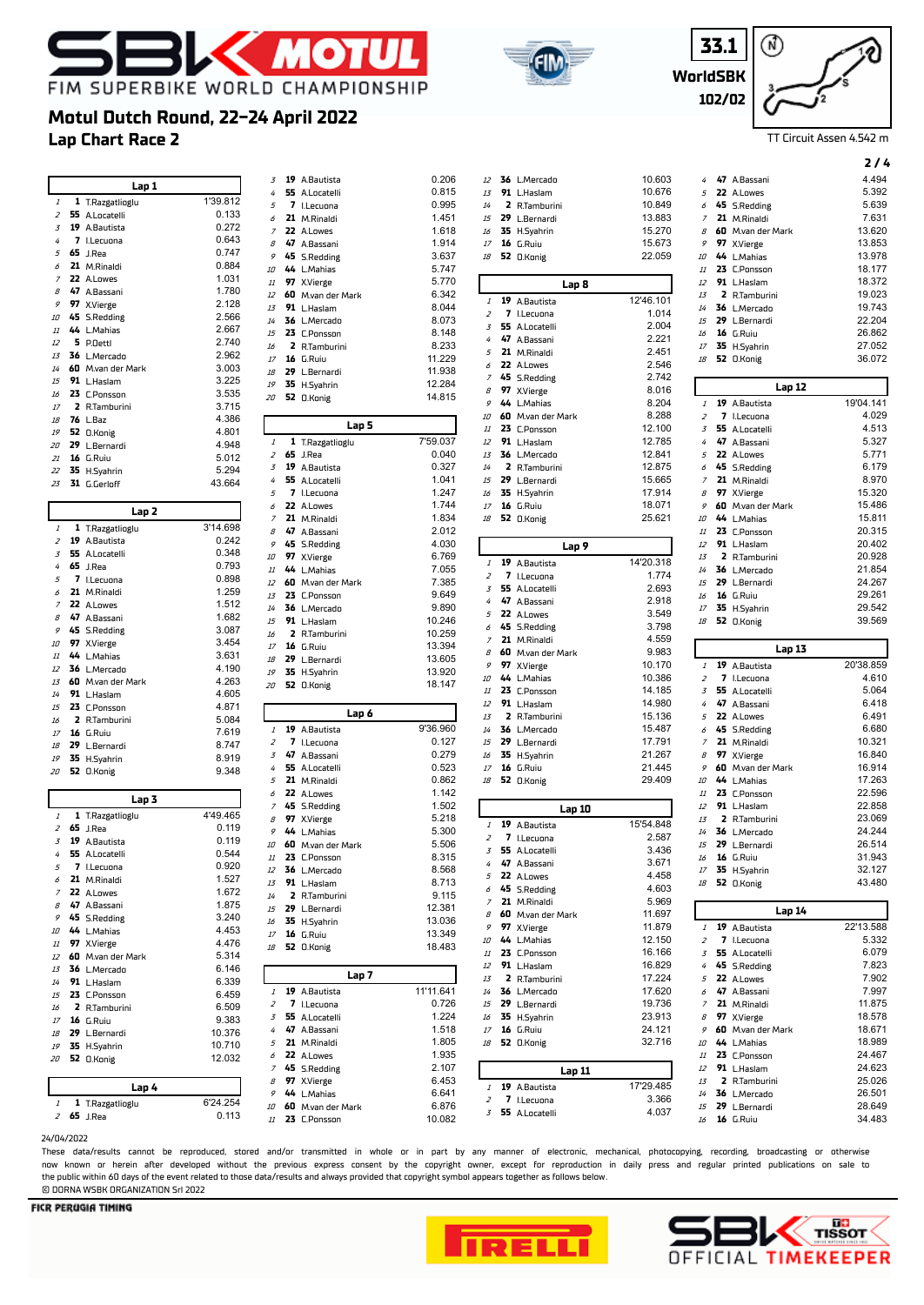# Motul Dutch Round, 22-24 April 2022

## Lap Chart Race 2

33.1 WorldSBK 102/02

TT Circuit Assen 4.542 m

| Lap 1 | | | |
|---|---|---|---|
| 1 | 1 | T.Razgatlioglu | 1'39.812 |
| 2 | 55 | A.Locatelli | 0.133 |
| 3 | 19 | A.Bautista | 0.272 |
| 4 | 7 | I.Lecuona | 0.643 |
| 5 | 65 | J.Rea | 0.747 |
| 6 | 21 | M.Rinaldi | 0.884 |
| 7 | 22 | A.Lowes | 1.031 |
| 8 | 47 | A.Bassani | 1.780 |
| 9 | 97 | X.Vierge | 2.128 |
| 10 | 45 | S.Redding | 2.566 |
| 11 | 44 | L.Mahias | 2.667 |
| 12 | 5 | P.Oettl | 2.740 |
| 13 | 36 | L.Mercado | 2.962 |
| 14 | 60 | M.van der Mark | 3.003 |
| 15 | 91 | L.Haslam | 3.225 |
| 16 | 23 | C.Ponsson | 3.535 |
| 17 | 2 | R.Tamburini | 3.715 |
| 18 | 76 | L.Baz | 4.386 |
| 19 | 52 | O.Konig | 4.801 |
| 20 | 29 | L.Bernardi | 4.948 |
| 21 | 16 | G.Ruiu | 5.012 |
| 22 | 35 | H.Syahrin | 5.294 |
| 23 | 31 | G.Gerloff | 43.664 |

| Lap 2 | | | |
|---|---|---|---|
| 1 | 1 | T.Razgatlioglu | 3'14.698 |
| 2 | 19 | A.Bautista | 0.242 |
| 3 | 55 | A.Locatelli | 0.348 |
| 4 | 65 | J.Rea | 0.793 |
| 5 | 7 | I.Lecuona | 0.898 |
| 6 | 21 | M.Rinaldi | 1.259 |
| 7 | 22 | A.Lowes | 1.512 |
| 8 | 47 | A.Bassani | 1.682 |
| 9 | 45 | S.Redding | 3.087 |
| 10 | 97 | X.Vierge | 3.454 |
| 11 | 44 | L.Mahias | 3.631 |
| 12 | 36 | L.Mercado | 4.190 |
| 13 | 60 | M.van der Mark | 4.263 |
| 14 | 91 | L.Haslam | 4.605 |
| 15 | 23 | C.Ponsson | 4.871 |
| 16 | 2 | R.Tamburini | 5.084 |
| 17 | 16 | G.Ruiu | 7.619 |
| 18 | 29 | L.Bernardi | 8.747 |
| 19 | 35 | H.Syahrin | 8.919 |
| 20 | 52 | O.Konig | 9.348 |

| Lap 3 | | | |
|---|---|---|---|
| 1 | 1 | T.Razgatlioglu | 4'49.465 |
| 2 | 65 | J.Rea | 0.119 |
| 3 | 19 | A.Bautista | 0.119 |
| 4 | 55 | A.Locatelli | 0.544 |
| 5 | 7 | I.Lecuona | 0.920 |
| 6 | 21 | M.Rinaldi | 1.527 |
| 7 | 22 | A.Lowes | 1.672 |
| 8 | 47 | A.Bassani | 1.875 |
| 9 | 45 | S.Redding | 3.240 |
| 10 | 44 | L.Mahias | 4.453 |
| 11 | 97 | X.Vierge | 4.476 |
| 12 | 60 | M.van der Mark | 5.314 |
| 13 | 36 | L.Mercado | 6.146 |
| 14 | 91 | L.Haslam | 6.339 |
| 15 | 23 | C.Ponsson | 6.459 |
| 16 | 2 | R.Tamburini | 6.509 |
| 17 | 16 | G.Ruiu | 9.383 |
| 18 | 29 | L.Bernardi | 10.376 |
| 19 | 35 | H.Syahrin | 10.710 |
| 20 | 52 | O.Konig | 12.032 |

| Lap 4 | | | |
|---|---|---|---|
| 1 | 1 | T.Razgatlioglu | 6'24.254 |
| 2 | 65 | J.Rea | 0.113 |
| 3 | 19 | A.Bautista | 0.206 |
| 4 | 55 | A.Locatelli | 0.815 |
| 5 | 7 | I.Lecuona | 0.995 |
| 6 | 21 | M.Rinaldi | 1.451 |
| 7 | 22 | A.Lowes | 1.618 |
| 8 | 47 | A.Bassani | 1.914 |
| 9 | 45 | S.Redding | 3.637 |
| 10 | 44 | L.Mahias | 5.747 |
| 11 | 97 | X.Vierge | 5.770 |
| 12 | 60 | M.van der Mark | 6.342 |
| 13 | 91 | L.Haslam | 8.044 |
| 14 | 36 | L.Mercado | 8.073 |
| 15 | 23 | C.Ponsson | 8.148 |
| 16 | 2 | R.Tamburini | 8.233 |
| 17 | 16 | G.Ruiu | 11.229 |
| 18 | 29 | L.Bernardi | 11.938 |
| 19 | 35 | H.Syahrin | 12.284 |
| 20 | 52 | O.Konig | 14.815 |

| Lap 5 | | | |
|---|---|---|---|
| 1 | 1 | T.Razgatlioglu | 7'59.037 |
| 2 | 65 | J.Rea | 0.040 |
| 3 | 19 | A.Bautista | 0.327 |
| 4 | 55 | A.Locatelli | 1.041 |
| 5 | 7 | I.Lecuona | 1.247 |
| 6 | 22 | A.Lowes | 1.744 |
| 7 | 21 | M.Rinaldi | 1.834 |
| 8 | 47 | A.Bassani | 2.012 |
| 9 | 45 | S.Redding | 4.030 |
| 10 | 97 | X.Vierge | 6.769 |
| 11 | 44 | L.Mahias | 7.055 |
| 12 | 60 | M.van der Mark | 7.385 |
| 13 | 23 | C.Ponsson | 9.649 |
| 14 | 36 | L.Mercado | 9.890 |
| 15 | 91 | L.Haslam | 10.246 |
| 16 | 2 | R.Tamburini | 10.259 |
| 17 | 16 | G.Ruiu | 13.394 |
| 18 | 29 | L.Bernardi | 13.605 |
| 19 | 35 | H.Syahrin | 13.920 |
| 20 | 52 | O.Konig | 18.147 |

| Lap 6 | | | |
|---|---|---|---|
| 1 | 19 | A.Bautista | 9'36.960 |
| 2 | 7 | I.Lecuona | 0.127 |
| 3 | 47 | A.Bassani | 0.279 |
| 4 | 55 | A.Locatelli | 0.523 |
| 5 | 21 | M.Rinaldi | 0.862 |
| 6 | 22 | A.Lowes | 1.142 |
| 7 | 45 | S.Redding | 1.502 |
| 8 | 97 | X.Vierge | 5.218 |
| 9 | 44 | L.Mahias | 5.300 |
| 10 | 60 | M.van der Mark | 5.506 |
| 11 | 23 | C.Ponsson | 8.315 |
| 12 | 36 | L.Mercado | 8.568 |
| 13 | 91 | L.Haslam | 8.713 |
| 14 | 2 | R.Tamburini | 9.115 |
| 15 | 29 | L.Bernardi | 12.381 |
| 16 | 35 | H.Syahrin | 13.036 |
| 17 | 16 | G.Ruiu | 13.349 |
| 18 | 52 | O.Konig | 18.483 |

| Lap 7 | | | |
|---|---|---|---|
| 1 | 19 | A.Bautista | 11'11.641 |
| 2 | 7 | I.Lecuona | 0.726 |
| 3 | 55 | A.Locatelli | 1.224 |
| 4 | 47 | A.Bassani | 1.518 |
| 5 | 21 | M.Rinaldi | 1.805 |
| 6 | 22 | A.Lowes | 1.935 |
| 7 | 45 | S.Redding | 2.107 |
| 8 | 97 | X.Vierge | 6.453 |
| 9 | 44 | L.Mahias | 6.641 |
| 10 | 60 | M.van der Mark | 6.876 |
| 11 | 23 | C.Ponsson | 10.082 |
| 12 | 36 | L.Mercado | 10.603 |
| 13 | 91 | L.Haslam | 10.676 |
| 14 | 2 | R.Tamburini | 10.849 |
| 15 | 29 | L.Bernardi | 13.883 |
| 16 | 35 | H.Syahrin | 15.270 |
| 17 | 16 | G.Ruiu | 15.673 |
| 18 | 52 | O.Konig | 22.059 |

| Lap 8 | | | |
|---|---|---|---|
| 1 | 19 | A.Bautista | 12'46.101 |
| 2 | 7 | I.Lecuona | 1.014 |
| 3 | 55 | A.Locatelli | 2.004 |
| 4 | 47 | A.Bassani | 2.221 |
| 5 | 21 | M.Rinaldi | 2.451 |
| 6 | 22 | A.Lowes | 2.546 |
| 7 | 45 | S.Redding | 2.742 |
| 8 | 97 | X.Vierge | 8.016 |
| 9 | 44 | L.Mahias | 8.204 |
| 10 | 60 | M.van der Mark | 8.288 |
| 11 | 23 | C.Ponsson | 12.100 |
| 12 | 91 | L.Haslam | 12.785 |
| 13 | 36 | L.Mercado | 12.841 |
| 14 | 2 | R.Tamburini | 12.875 |
| 15 | 29 | L.Bernardi | 15.665 |
| 16 | 35 | H.Syahrin | 17.914 |
| 17 | 16 | G.Ruiu | 18.071 |
| 18 | 52 | O.Konig | 25.621 |

| Lap 9 | | | |
|---|---|---|---|
| 1 | 19 | A.Bautista | 14'20.318 |
| 2 | 7 | I.Lecuona | 1.774 |
| 3 | 55 | A.Locatelli | 2.693 |
| 4 | 47 | A.Bassani | 2.918 |
| 5 | 22 | A.Lowes | 3.549 |
| 6 | 45 | S.Redding | 3.798 |
| 7 | 21 | M.Rinaldi | 4.559 |
| 8 | 60 | M.van der Mark | 9.983 |
| 9 | 97 | X.Vierge | 10.170 |
| 10 | 44 | L.Mahias | 10.386 |
| 11 | 23 | C.Ponsson | 14.185 |
| 12 | 91 | L.Haslam | 14.980 |
| 13 | 2 | R.Tamburini | 15.136 |
| 14 | 36 | L.Mercado | 15.487 |
| 15 | 29 | L.Bernardi | 17.791 |
| 16 | 35 | H.Syahrin | 21.267 |
| 17 | 16 | G.Ruiu | 21.445 |
| 18 | 52 | O.Konig | 29.409 |

| Lap 10 | | | |
|---|---|---|---|
| 1 | 19 | A.Bautista | 15'54.848 |
| 2 | 7 | I.Lecuona | 2.587 |
| 3 | 55 | A.Locatelli | 3.436 |
| 4 | 47 | A.Bassani | 3.671 |
| 5 | 22 | A.Lowes | 4.458 |
| 6 | 45 | S.Redding | 4.603 |
| 7 | 21 | M.Rinaldi | 5.969 |
| 8 | 60 | M.van der Mark | 11.697 |
| 9 | 97 | X.Vierge | 11.879 |
| 10 | 44 | L.Mahias | 12.150 |
| 11 | 23 | C.Ponsson | 16.166 |
| 12 | 91 | L.Haslam | 16.829 |
| 13 | 2 | R.Tamburini | 17.224 |
| 14 | 36 | L.Mercado | 17.620 |
| 15 | 29 | L.Bernardi | 19.736 |
| 16 | 35 | H.Syahrin | 23.913 |
| 17 | 16 | G.Ruiu | 24.121 |
| 18 | 52 | O.Konig | 32.716 |

| Lap 11 | | | |
|---|---|---|---|
| 1 | 19 | A.Bautista | 17'29.485 |
| 2 | 7 | I.Lecuona | 3.366 |
| 3 | 55 | A.Locatelli | 4.037 |
| 4 | 47 | A.Bassani | 4.494 |
| 5 | 22 | A.Lowes | 5.392 |
| 6 | 45 | S.Redding | 5.639 |
| 7 | 21 | M.Rinaldi | 7.631 |
| 8 | 60 | M.van der Mark | 13.620 |
| 9 | 97 | X.Vierge | 13.853 |
| 10 | 44 | L.Mahias | 13.978 |
| 11 | 23 | C.Ponsson | 18.177 |
| 12 | 91 | L.Haslam | 18.372 |
| 13 | 2 | R.Tamburini | 19.023 |
| 14 | 36 | L.Mercado | 19.743 |
| 15 | 29 | L.Bernardi | 22.204 |
| 16 | 16 | G.Ruiu | 26.862 |
| 17 | 35 | H.Syahrin | 27.052 |
| 18 | 52 | O.Konig | 36.072 |

| Lap 12 | | | |
|---|---|---|---|
| 1 | 19 | A.Bautista | 19'04.141 |
| 2 | 7 | I.Lecuona | 4.029 |
| 3 | 55 | A.Locatelli | 4.513 |
| 4 | 47 | A.Bassani | 5.327 |
| 5 | 22 | A.Lowes | 5.771 |
| 6 | 45 | S.Redding | 6.179 |
| 7 | 21 | M.Rinaldi | 8.970 |
| 8 | 97 | X.Vierge | 15.320 |
| 9 | 60 | M.van der Mark | 15.486 |
| 10 | 44 | L.Mahias | 15.811 |
| 11 | 23 | C.Ponsson | 20.315 |
| 12 | 91 | L.Haslam | 20.402 |
| 13 | 2 | R.Tamburini | 20.928 |
| 14 | 36 | L.Mercado | 21.854 |
| 15 | 29 | L.Bernardi | 24.267 |
| 16 | 16 | G.Ruiu | 29.261 |
| 17 | 35 | H.Syahrin | 29.542 |
| 18 | 52 | O.Konig | 39.569 |

| Lap 13 | | | |
|---|---|---|---|
| 1 | 19 | A.Bautista | 20'38.859 |
| 2 | 7 | I.Lecuona | 4.610 |
| 3 | 55 | A.Locatelli | 5.064 |
| 4 | 47 | A.Bassani | 6.418 |
| 5 | 22 | A.Lowes | 6.491 |
| 6 | 45 | S.Redding | 6.680 |
| 7 | 21 | M.Rinaldi | 10.321 |
| 8 | 97 | X.Vierge | 16.840 |
| 9 | 60 | M.van der Mark | 16.914 |
| 10 | 44 | L.Mahias | 17.263 |
| 11 | 23 | C.Ponsson | 22.596 |
| 12 | 91 | L.Haslam | 22.858 |
| 13 | 2 | R.Tamburini | 23.069 |
| 14 | 36 | L.Mercado | 24.244 |
| 15 | 29 | L.Bernardi | 26.514 |
| 16 | 16 | G.Ruiu | 31.943 |
| 17 | 35 | H.Syahrin | 32.127 |
| 18 | 52 | O.Konig | 43.480 |

| Lap 14 | | | |
|---|---|---|---|
| 1 | 19 | A.Bautista | 22'13.588 |
| 2 | 7 | I.Lecuona | 5.332 |
| 3 | 55 | A.Locatelli | 6.079 |
| 4 | 45 | S.Redding | 7.823 |
| 5 | 22 | A.Lowes | 7.902 |
| 6 | 47 | A.Bassani | 7.997 |
| 7 | 21 | M.Rinaldi | 11.875 |
| 8 | 97 | X.Vierge | 18.578 |
| 9 | 60 | M.van der Mark | 18.671 |
| 10 | 44 | L.Mahias | 18.989 |
| 11 | 23 | C.Ponsson | 24.467 |
| 12 | 91 | L.Haslam | 24.623 |
| 13 | 2 | R.Tamburini | 25.026 |
| 14 | 36 | L.Mercado | 26.501 |
| 15 | 29 | L.Bernardi | 28.649 |
| 16 | 16 | G.Ruiu | 34.483 |

24/04/2022

These data/results cannot be reproduced, stored and/or transmitted in whole or in part by any manner of electronic, mechanical, photocopying, recording, broadcasting or otherwise now known or herein after developed without the previous express consent by the copyright owner, except for reproduction in daily press and regular printed publications on sale to the public within 60 days of the event related to those data/results and always provided that copyright symbol appears together as follows below.
© DORNA WSBK ORGANIZATION Srl 2022

FICR PERUGIA TIMING

SBK OFFICIAL TIMEKEEPER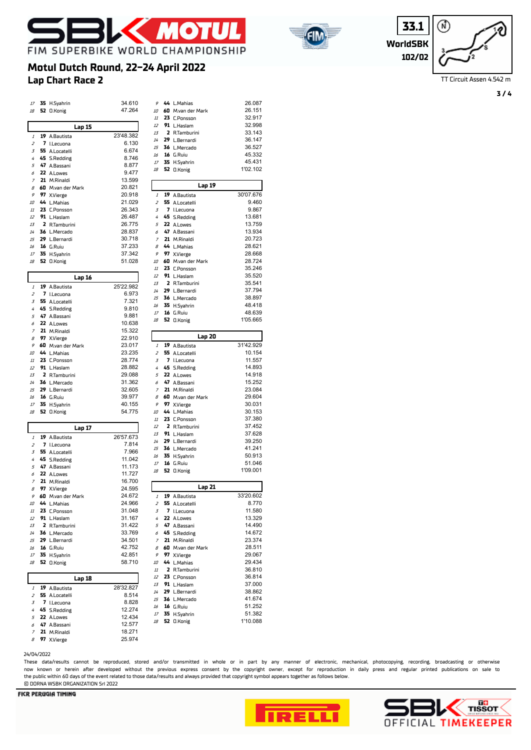# Motul Dutch Round, 22-24 April 2022

## Lap Chart Race 2

33.1 WorldSBK 102/02

TT Circuit Assen 4.542 m

*(continued from Lap 14)*

| Pos | No. | Rider | Gap |
|---|---|---|---|
| 17 | 35 | H.Syahrin | 34.610 |
| 18 | 52 | O.Konig | 47.264 |

### Lap 15

| Pos | No. | Rider | Time/Gap |
|---|---|---|---|
| 1 | 19 | A.Bautista | 23'48.382 |
| 2 | 7 | I.Lecuona | 6.130 |
| 3 | 55 | A.Locatelli | 6.674 |
| 4 | 45 | S.Redding | 8.746 |
| 5 | 47 | A.Bassani | 8.877 |
| 6 | 22 | A.Lowes | 9.477 |
| 7 | 21 | M.Rinaldi | 13.599 |
| 8 | 60 | M.van der Mark | 20.821 |
| 9 | 97 | X.Vierge | 20.918 |
| 10 | 44 | L.Mahias | 21.029 |
| 11 | 23 | C.Ponsson | 26.343 |
| 12 | 91 | L.Haslam | 26.487 |
| 13 | 2 | R.Tamburini | 26.775 |
| 14 | 36 | L.Mercado | 28.837 |
| 15 | 29 | L.Bernardi | 30.718 |
| 16 | 16 | G.Ruiu | 37.233 |
| 17 | 35 | H.Syahrin | 37.342 |
| 18 | 52 | O.Konig | 51.028 |

### Lap 16

| Pos | No. | Rider | Time/Gap |
|---|---|---|---|
| 1 | 19 | A.Bautista | 25'22.982 |
| 2 | 7 | I.Lecuona | 6.973 |
| 3 | 55 | A.Locatelli | 7.321 |
| 4 | 45 | S.Redding | 9.810 |
| 5 | 47 | A.Bassani | 9.881 |
| 6 | 22 | A.Lowes | 10.638 |
| 7 | 21 | M.Rinaldi | 15.322 |
| 8 | 97 | X.Vierge | 22.910 |
| 9 | 60 | M.van der Mark | 23.017 |
| 10 | 44 | L.Mahias | 23.235 |
| 11 | 23 | C.Ponsson | 28.774 |
| 12 | 91 | L.Haslam | 28.882 |
| 13 | 2 | R.Tamburini | 29.088 |
| 14 | 36 | L.Mercado | 31.362 |
| 15 | 29 | L.Bernardi | 32.605 |
| 16 | 16 | G.Ruiu | 39.977 |
| 17 | 35 | H.Syahrin | 40.155 |
| 18 | 52 | O.Konig | 54.775 |

### Lap 17

| Pos | No. | Rider | Time/Gap |
|---|---|---|---|
| 1 | 19 | A.Bautista | 26'57.673 |
| 2 | 7 | I.Lecuona | 7.814 |
| 3 | 55 | A.Locatelli | 7.966 |
| 4 | 45 | S.Redding | 11.042 |
| 5 | 47 | A.Bassani | 11.173 |
| 6 | 22 | A.Lowes | 11.727 |
| 7 | 21 | M.Rinaldi | 16.700 |
| 8 | 97 | X.Vierge | 24.595 |
| 9 | 60 | M.van der Mark | 24.672 |
| 10 | 44 | L.Mahias | 24.966 |
| 11 | 23 | C.Ponsson | 31.048 |
| 12 | 91 | L.Haslam | 31.167 |
| 13 | 2 | R.Tamburini | 31.422 |
| 14 | 36 | L.Mercado | 33.769 |
| 15 | 29 | L.Bernardi | 34.501 |
| 16 | 16 | G.Ruiu | 42.752 |
| 17 | 35 | H.Syahrin | 42.851 |
| 18 | 52 | O.Konig | 58.710 |

### Lap 18

| Pos | No. | Rider | Time/Gap |
|---|---|---|---|
| 1 | 19 | A.Bautista | 28'32.827 |
| 2 | 55 | A.Locatelli | 8.514 |
| 3 | 7 | I.Lecuona | 8.828 |
| 4 | 45 | S.Redding | 12.274 |
| 5 | 22 | A.Lowes | 12.434 |
| 6 | 47 | A.Bassani | 12.577 |
| 7 | 21 | M.Rinaldi | 18.271 |
| 8 | 97 | X.Vierge | 25.974 |
| 9 | 44 | L.Mahias | 26.087 |
| 10 | 60 | M.van der Mark | 26.151 |
| 11 | 23 | C.Ponsson | 32.917 |
| 12 | 91 | L.Haslam | 32.998 |
| 13 | 2 | R.Tamburini | 33.143 |
| 14 | 29 | L.Bernardi | 36.147 |
| 15 | 36 | L.Mercado | 36.527 |
| 16 | 16 | G.Ruiu | 45.332 |
| 17 | 35 | H.Syahrin | 45.431 |
| 18 | 52 | O.Konig | 1'02.102 |

### Lap 19

| Pos | No. | Rider | Time/Gap |
|---|---|---|---|
| 1 | 19 | A.Bautista | 30'07.676 |
| 2 | 55 | A.Locatelli | 9.460 |
| 3 | 7 | I.Lecuona | 9.867 |
| 4 | 45 | S.Redding | 13.681 |
| 5 | 22 | A.Lowes | 13.759 |
| 6 | 47 | A.Bassani | 13.934 |
| 7 | 21 | M.Rinaldi | 20.723 |
| 8 | 44 | L.Mahias | 28.621 |
| 9 | 97 | X.Vierge | 28.668 |
| 10 | 60 | M.van der Mark | 28.724 |
| 11 | 23 | C.Ponsson | 35.246 |
| 12 | 91 | L.Haslam | 35.520 |
| 13 | 2 | R.Tamburini | 35.541 |
| 14 | 29 | L.Bernardi | 37.794 |
| 15 | 36 | L.Mercado | 38.897 |
| 16 | 35 | H.Syahrin | 48.418 |
| 17 | 16 | G.Ruiu | 48.639 |
| 18 | 52 | O.Konig | 1'05.665 |

### Lap 20

| Pos | No. | Rider | Time/Gap |
|---|---|---|---|
| 1 | 19 | A.Bautista | 31'42.929 |
| 2 | 55 | A.Locatelli | 10.154 |
| 3 | 7 | I.Lecuona | 11.557 |
| 4 | 45 | S.Redding | 14.893 |
| 5 | 22 | A.Lowes | 14.918 |
| 6 | 47 | A.Bassani | 15.252 |
| 7 | 21 | M.Rinaldi | 23.084 |
| 8 | 60 | M.van der Mark | 29.604 |
| 9 | 97 | X.Vierge | 30.031 |
| 10 | 44 | L.Mahias | 30.153 |
| 11 | 23 | C.Ponsson | 37.380 |
| 12 | 2 | R.Tamburini | 37.452 |
| 13 | 91 | L.Haslam | 37.628 |
| 14 | 29 | L.Bernardi | 39.250 |
| 15 | 36 | L.Mercado | 41.241 |
| 16 | 35 | H.Syahrin | 50.913 |
| 17 | 16 | G.Ruiu | 51.046 |
| 18 | 52 | O.Konig | 1'09.001 |

### Lap 21

| Pos | No. | Rider | Time/Gap |
|---|---|---|---|
| 1 | 19 | A.Bautista | 33'20.602 |
| 2 | 55 | A.Locatelli | 8.770 |
| 3 | 7 | I.Lecuona | 11.580 |
| 4 | 22 | A.Lowes | 13.329 |
| 5 | 47 | A.Bassani | 14.490 |
| 6 | 45 | S.Redding | 14.672 |
| 7 | 21 | M.Rinaldi | 23.374 |
| 8 | 60 | M.van der Mark | 28.511 |
| 9 | 97 | X.Vierge | 29.067 |
| 10 | 44 | L.Mahias | 29.434 |
| 11 | 2 | R.Tamburini | 36.810 |
| 12 | 23 | C.Ponsson | 36.814 |
| 13 | 91 | L.Haslam | 37.000 |
| 14 | 29 | L.Bernardi | 38.862 |
| 15 | 36 | L.Mercado | 41.674 |
| 16 | 16 | G.Ruiu | 51.252 |
| 17 | 35 | H.Syahrin | 51.382 |
| 18 | 52 | O.Konig | 1'10.088 |

24/04/2022

These data/results cannot be reproduced, stored and/or transmitted in whole or in part by any manner of electronic, mechanical, photocopying, recording, broadcasting or otherwise now known or herein after developed without the previous express consent by the copyright owner, except for reproduction in daily press and regular printed publications on sale to the public within 60 days of the event related to those data/results and always provided that copyright symbol appears together as follows below.

© DORNA WSBK ORGANIZATION Srl 2022

FICR PERUGIA TIMING

OFFICIAL TIMEKEEPER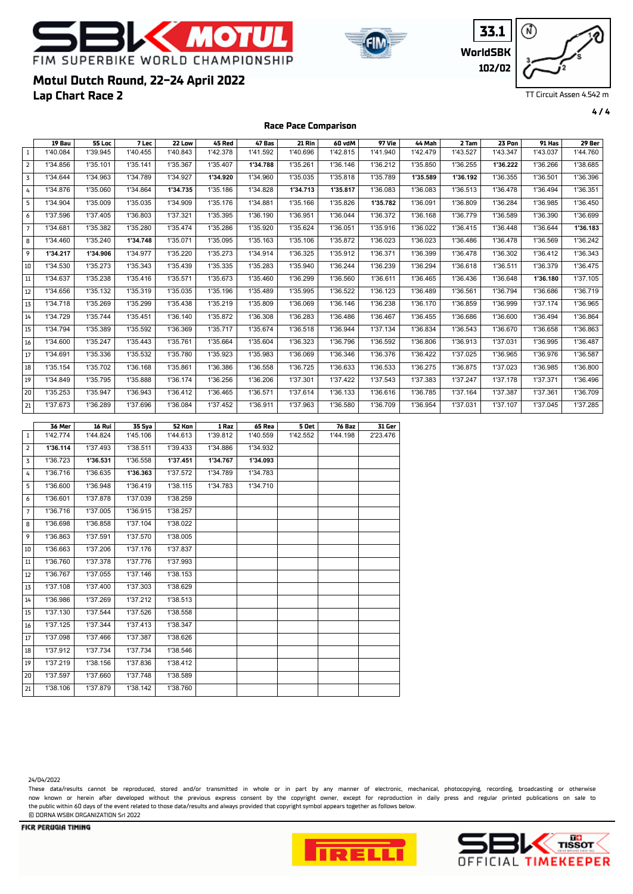# FIM SUPERBIKE WORLD CHAMPIONSHIP

## Motul Dutch Round, 22-24 April 2022

## Lap Chart Race 2

33.1
WorldSBK
102/02

TT Circuit Assen 4.542 m

### Race Pace Comparison

| | 19 Bau | 55 Loc | 7 Lec | 22 Low | 45 Red | 47 Bas | 21 Rin | 60 vdM | 97 Vie | 44 Mah | 2 Tam | 23 Pon | 91 Has | 29 Ber |
|---|---|---|---|---|---|---|---|---|---|---|---|---|---|---|
| 1 | 1'40.084 | 1'39.945 | 1'40.455 | 1'40.843 | 1'42.378 | 1'41.592 | 1'40.696 | 1'42.815 | 1'41.940 | 1'42.479 | 1'43.527 | 1'43.347 | 1'43.037 | 1'44.760 |
| 2 | 1'34.856 | 1'35.101 | 1'35.141 | 1'35.367 | 1'35.407 | **1'34.788** | 1'35.261 | 1'36.146 | 1'36.212 | 1'35.850 | 1'36.255 | **1'36.222** | 1'36.266 | 1'38.685 |
| 3 | 1'34.644 | 1'34.963 | 1'34.789 | 1'34.927 | **1'34.920** | 1'34.960 | 1'35.035 | 1'35.818 | 1'35.789 | **1'35.589** | **1'36.192** | 1'36.355 | 1'36.501 | 1'36.396 |
| 4 | 1'34.876 | 1'35.060 | 1'34.864 | **1'34.735** | 1'35.186 | 1'34.828 | **1'34.713** | **1'35.817** | 1'36.083 | 1'36.083 | 1'36.513 | 1'36.478 | 1'36.494 | 1'36.351 |
| 5 | 1'34.904 | 1'35.009 | 1'35.035 | 1'34.909 | 1'35.176 | 1'34.881 | 1'35.166 | 1'35.826 | **1'35.782** | 1'36.091 | 1'36.809 | 1'36.284 | 1'36.985 | 1'36.450 |
| 6 | 1'37.596 | 1'37.405 | 1'36.803 | 1'37.321 | 1'35.395 | 1'36.190 | 1'36.951 | 1'36.044 | 1'36.372 | 1'36.168 | 1'36.779 | 1'36.589 | 1'36.390 | 1'36.699 |
| 7 | 1'34.681 | 1'35.382 | 1'35.280 | 1'35.474 | 1'35.286 | 1'35.920 | 1'35.624 | 1'36.051 | 1'35.916 | 1'36.022 | 1'36.415 | 1'36.448 | 1'36.644 | **1'36.183** |
| 8 | 1'34.460 | 1'35.240 | **1'34.748** | 1'35.071 | 1'35.095 | 1'35.163 | 1'35.106 | 1'35.872 | 1'36.023 | 1'36.023 | 1'36.486 | 1'36.478 | 1'36.569 | 1'36.242 |
| 9 | **1'34.217** | **1'34.906** | 1'34.977 | 1'35.220 | 1'35.273 | 1'34.914 | 1'36.325 | 1'35.912 | 1'36.371 | 1'36.399 | 1'36.478 | 1'36.302 | 1'36.412 | 1'36.343 |
| 10 | 1'34.530 | 1'35.273 | 1'35.343 | 1'35.439 | 1'35.335 | 1'35.283 | 1'35.940 | 1'36.244 | 1'36.239 | 1'36.294 | 1'36.618 | 1'36.511 | 1'36.379 | 1'36.475 |
| 11 | 1'34.637 | 1'35.238 | 1'35.416 | 1'35.571 | 1'35.673 | 1'35.460 | 1'36.299 | 1'36.560 | 1'36.611 | 1'36.465 | 1'36.436 | 1'36.648 | **1'36.180** | 1'37.105 |
| 12 | 1'34.656 | 1'35.132 | 1'35.319 | 1'35.035 | 1'35.196 | 1'35.489 | 1'35.995 | 1'36.522 | 1'36.123 | 1'36.489 | 1'36.561 | 1'36.794 | 1'36.686 | 1'36.719 |
| 13 | 1'34.718 | 1'35.269 | 1'35.299 | 1'35.438 | 1'35.219 | 1'35.809 | 1'36.069 | 1'36.146 | 1'36.238 | 1'36.170 | 1'36.859 | 1'36.999 | 1'37.174 | 1'36.965 |
| 14 | 1'34.729 | 1'35.744 | 1'35.451 | 1'36.140 | 1'35.872 | 1'36.308 | 1'36.283 | 1'36.486 | 1'36.467 | 1'36.455 | 1'36.686 | 1'36.600 | 1'36.494 | 1'36.864 |
| 15 | 1'34.794 | 1'35.389 | 1'35.592 | 1'36.369 | 1'35.717 | 1'35.674 | 1'36.518 | 1'36.944 | 1'37.134 | 1'36.834 | 1'36.543 | 1'36.670 | 1'36.658 | 1'36.863 |
| 16 | 1'34.600 | 1'35.247 | 1'35.443 | 1'35.761 | 1'35.664 | 1'35.604 | 1'36.323 | 1'36.796 | 1'36.592 | 1'36.806 | 1'36.913 | 1'37.031 | 1'36.995 | 1'36.487 |
| 17 | 1'34.691 | 1'35.336 | 1'35.532 | 1'35.780 | 1'35.923 | 1'35.983 | 1'36.069 | 1'36.346 | 1'36.376 | 1'36.422 | 1'37.025 | 1'36.965 | 1'36.976 | 1'36.587 |
| 18 | 1'35.154 | 1'35.702 | 1'36.168 | 1'35.861 | 1'36.386 | 1'36.558 | 1'36.725 | 1'36.633 | 1'36.533 | 1'36.275 | 1'36.875 | 1'37.023 | 1'36.985 | 1'36.800 |
| 19 | 1'34.849 | 1'35.795 | 1'35.888 | 1'36.174 | 1'36.256 | 1'36.206 | 1'37.301 | 1'37.422 | 1'37.543 | 1'37.383 | 1'37.247 | 1'37.178 | 1'37.371 | 1'36.496 |
| 20 | 1'35.253 | 1'35.947 | 1'36.943 | 1'36.412 | 1'36.465 | 1'36.571 | 1'37.614 | 1'36.133 | 1'36.616 | 1'36.785 | 1'37.164 | 1'37.387 | 1'37.361 | 1'36.709 |
| 21 | 1'37.673 | 1'36.289 | 1'37.696 | 1'36.084 | 1'37.452 | 1'36.911 | 1'37.963 | 1'36.580 | 1'36.709 | 1'36.954 | 1'37.031 | 1'37.107 | 1'37.045 | 1'37.285 |

| | 36 Mer | 16 Rui | 35 Sya | 52 Kon | 1 Raz | 65 Rea | 5 Oet | 76 Baz | 31 Ger |
|---|---|---|---|---|---|---|---|---|---|
| 1 | 1'42.774 | 1'44.824 | 1'45.106 | 1'44.613 | 1'39.812 | 1'40.559 | 1'42.552 | 1'44.198 | 2'23.476 |
| 2 | **1'36.114** | 1'37.493 | 1'38.511 | 1'39.433 | 1'34.886 | 1'34.932 | | | |
| 3 | 1'36.723 | **1'36.531** | 1'36.558 | **1'37.451** | **1'34.767** | **1'34.093** | | | |
| 4 | 1'36.716 | 1'36.635 | **1'36.363** | 1'37.572 | 1'34.789 | 1'34.783 | | | |
| 5 | 1'36.600 | 1'36.948 | 1'36.419 | 1'38.115 | 1'34.783 | 1'34.710 | | | |
| 6 | 1'36.601 | 1'37.878 | 1'37.039 | 1'38.259 | | | | | |
| 7 | 1'36.716 | 1'37.005 | 1'36.915 | 1'38.257 | | | | | |
| 8 | 1'36.698 | 1'36.858 | 1'37.104 | 1'38.022 | | | | | |
| 9 | 1'36.863 | 1'37.591 | 1'37.570 | 1'38.005 | | | | | |
| 10 | 1'36.663 | 1'37.206 | 1'37.176 | 1'37.837 | | | | | |
| 11 | 1'36.760 | 1'37.378 | 1'37.776 | 1'37.993 | | | | | |
| 12 | 1'36.767 | 1'37.055 | 1'37.146 | 1'38.153 | | | | | |
| 13 | 1'37.108 | 1'37.400 | 1'37.303 | 1'38.629 | | | | | |
| 14 | 1'36.986 | 1'37.269 | 1'37.212 | 1'38.513 | | | | | |
| 15 | 1'37.130 | 1'37.544 | 1'37.526 | 1'38.558 | | | | | |
| 16 | 1'37.125 | 1'37.344 | 1'37.413 | 1'38.347 | | | | | |
| 17 | 1'37.098 | 1'37.466 | 1'37.387 | 1'38.626 | | | | | |
| 18 | 1'37.912 | 1'37.734 | 1'37.734 | 1'38.546 | | | | | |
| 19 | 1'37.219 | 1'38.156 | 1'37.836 | 1'38.412 | | | | | |
| 20 | 1'37.597 | 1'37.660 | 1'37.748 | 1'38.589 | | | | | |
| 21 | 1'38.106 | 1'37.879 | 1'38.142 | 1'38.760 | | | | | |

24/04/2022

These data/results cannot be reproduced, stored and/or transmitted in whole or in part by any manner of electronic, mechanical, photocopying, recording, broadcasting or otherwise now known or herein after developed without the previous express consent by the copyright owner, except for reproduction in daily press and regular printed publications on sale to the public within 60 days of the event related to those data/results and always provided that copyright symbol appears together as follows below.
© DORNA WSBK ORGANIZATION Srl 2022

FICR PERUGIA TIMING

OFFICIAL TIMEKEEPER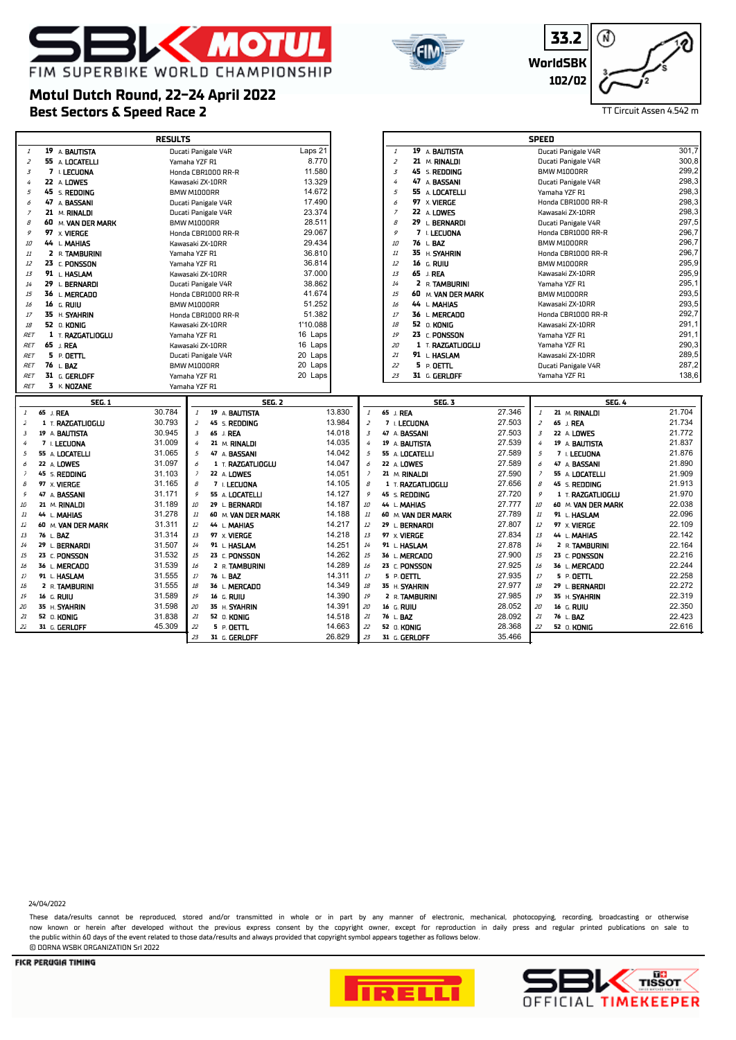# Motul Dutch Round, 22-24 April 2022

## Best Sectors & Speed Race 2

33.2 WorldSBK 102/02

TT Circuit Assen 4.542 m

### RESULTS

| Pos | No | Rider | Bike | Gap |
|---|---|---|---|---|
| 1 | 19 | A. BAUTISTA | Ducati Panigale V4R | Laps 21 |
| 2 | 55 | A. LOCATELLI | Yamaha YZF R1 | 8.770 |
| 3 | 7 | I. LECUONA | Honda CBR1000 RR-R | 11.580 |
| 4 | 22 | A. LOWES | Kawasaki ZX-10RR | 13.329 |
| 5 | 45 | S. REDDING | BMW M1000RR | 14.672 |
| 6 | 47 | A. BASSANI | Ducati Panigale V4R | 17.490 |
| 7 | 21 | M. RINALDI | Ducati Panigale V4R | 23.374 |
| 8 | 60 | M. VAN DER MARK | BMW M1000RR | 28.511 |
| 9 | 97 | X. VIERGE | Honda CBR1000 RR-R | 29.067 |
| 10 | 44 | L. MAHIAS | Kawasaki ZX-10RR | 29.434 |
| 11 | 2 | R. TAMBURINI | Yamaha YZF R1 | 36.810 |
| 12 | 23 | C. PONSSON | Yamaha YZF R1 | 36.814 |
| 13 | 91 | L. HASLAM | Kawasaki ZX-10RR | 37.000 |
| 14 | 29 | L. BERNARDI | Ducati Panigale V4R | 38.862 |
| 15 | 36 | L. MERCADO | Honda CBR1000 RR-R | 41.674 |
| 16 | 16 | G. RUIU | BMW M1000RR | 51.252 |
| 17 | 35 | H. SYAHRIN | Honda CBR1000 RR-R | 51.382 |
| 18 | 52 | O. KONIG | Kawasaki ZX-10RR | 1'10.088 |
| RET | 1 | T. RAZGATLIOGLU | Yamaha YZF R1 | 16 Laps |
| RET | 65 | J. REA | Kawasaki ZX-10RR | 16 Laps |
| RET | 5 | P. OETTL | Ducati Panigale V4R | 20 Laps |
| RET | 76 | L. BAZ | BMW M1000RR | 20 Laps |
| RET | 31 | G. GERLOFF | Yamaha YZF R1 | 20 Laps |
| RET | 3 | K. NOZANE | Yamaha YZF R1 | |

### SPEED

| Pos | No | Rider | Bike | Speed |
|---|---|---|---|---|
| 1 | 19 | A. BAUTISTA | Ducati Panigale V4R | 301,7 |
| 2 | 21 | M. RINALDI | Ducati Panigale V4R | 300,8 |
| 3 | 45 | S. REDDING | BMW M1000RR | 299,2 |
| 4 | 47 | A. BASSANI | Ducati Panigale V4R | 298,3 |
| 5 | 55 | A. LOCATELLI | Yamaha YZF R1 | 298,3 |
| 6 | 97 | X. VIERGE | Honda CBR1000 RR-R | 298,3 |
| 7 | 22 | A. LOWES | Kawasaki ZX-10RR | 298,3 |
| 8 | 29 | L. BERNARDI | Ducati Panigale V4R | 297,5 |
| 9 | 7 | I. LECUONA | Honda CBR1000 RR-R | 296,7 |
| 10 | 76 | L. BAZ | BMW M1000RR | 296,7 |
| 11 | 35 | H. SYAHRIN | Honda CBR1000 RR-R | 296,7 |
| 12 | 16 | G. RUIU | BMW M1000RR | 295,9 |
| 13 | 65 | J. REA | Kawasaki ZX-10RR | 295,9 |
| 14 | 2 | R. TAMBURINI | Yamaha YZF R1 | 295,1 |
| 15 | 60 | M. VAN DER MARK | BMW M1000RR | 293,5 |
| 16 | 44 | L. MAHIAS | Kawasaki ZX-10RR | 293,5 |
| 17 | 36 | L. MERCADO | Honda CBR1000 RR-R | 292,7 |
| 18 | 52 | O. KONIG | Kawasaki ZX-10RR | 291,1 |
| 19 | 23 | C. PONSSON | Yamaha YZF R1 | 291,1 |
| 20 | 1 | T. RAZGATLIOGLU | Yamaha YZF R1 | 290,3 |
| 21 | 91 | L. HASLAM | Kawasaki ZX-10RR | 289,5 |
| 22 | 5 | P. OETTL | Ducati Panigale V4R | 287,2 |
| 23 | 31 | G. GERLOFF | Yamaha YZF R1 | 138,6 |

### SEG. 1

| Pos | No | Rider | Time |
|---|---|---|---|
| 1 | 65 | J. REA | 30.784 |
| 2 | 1 | T. RAZGATLIOGLU | 30.793 |
| 3 | 19 | A. BAUTISTA | 30.945 |
| 4 | 7 | I. LECUONA | 31.009 |
| 5 | 55 | A. LOCATELLI | 31.065 |
| 6 | 22 | A. LOWES | 31.097 |
| 7 | 45 | S. REDDING | 31.103 |
| 8 | 97 | X. VIERGE | 31.165 |
| 9 | 47 | A. BASSANI | 31.171 |
| 10 | 21 | M. RINALDI | 31.189 |
| 11 | 44 | L. MAHIAS | 31.278 |
| 12 | 60 | M. VAN DER MARK | 31.311 |
| 13 | 76 | L. BAZ | 31.314 |
| 14 | 29 | L. BERNARDI | 31.507 |
| 15 | 23 | C. PONSSON | 31.532 |
| 16 | 36 | L. MERCADO | 31.539 |
| 17 | 91 | L. HASLAM | 31.555 |
| 18 | 2 | R. TAMBURINI | 31.555 |
| 19 | 16 | G. RUIU | 31.589 |
| 20 | 35 | H. SYAHRIN | 31.598 |
| 21 | 52 | O. KONIG | 31.838 |
| 22 | 31 | G. GERLOFF | 45.309 |

### SEG. 2

| Pos | No | Rider | Time |
|---|---|---|---|
| 1 | 19 | A. BAUTISTA | 13.830 |
| 2 | 45 | S. REDDING | 13.984 |
| 3 | 65 | J. REA | 14.018 |
| 4 | 21 | M. RINALDI | 14.035 |
| 5 | 47 | A. BASSANI | 14.042 |
| 6 | 1 | T. RAZGATLIOGLU | 14.047 |
| 7 | 22 | A. LOWES | 14.051 |
| 8 | 7 | I. LECUONA | 14.105 |
| 9 | 55 | A. LOCATELLI | 14.127 |
| 10 | 29 | L. BERNARDI | 14.187 |
| 11 | 60 | M. VAN DER MARK | 14.188 |
| 12 | 44 | L. MAHIAS | 14.217 |
| 13 | 97 | X. VIERGE | 14.218 |
| 14 | 91 | L. HASLAM | 14.251 |
| 15 | 23 | C. PONSSON | 14.262 |
| 16 | 2 | R. TAMBURINI | 14.289 |
| 17 | 76 | L. BAZ | 14.311 |
| 18 | 36 | L. MERCADO | 14.349 |
| 19 | 16 | G. RUIU | 14.390 |
| 20 | 35 | H. SYAHRIN | 14.391 |
| 21 | 52 | O. KONIG | 14.518 |
| 22 | 5 | P. OETTL | 14.663 |
| 23 | 31 | G. GERLOFF | 26.829 |

### SEG. 3

| Pos | No | Rider | Time |
|---|---|---|---|
| 1 | 65 | J. REA | 27.346 |
| 2 | 7 | I. LECUONA | 27.503 |
| 3 | 47 | A. BASSANI | 27.503 |
| 4 | 19 | A. BAUTISTA | 27.539 |
| 5 | 55 | A. LOCATELLI | 27.589 |
| 6 | 22 | A. LOWES | 27.589 |
| 7 | 21 | M. RINALDI | 27.590 |
| 8 | 1 | T. RAZGATLIOGLU | 27.656 |
| 9 | 45 | S. REDDING | 27.720 |
| 10 | 44 | L. MAHIAS | 27.777 |
| 11 | 60 | M. VAN DER MARK | 27.789 |
| 12 | 29 | L. BERNARDI | 27.807 |
| 13 | 97 | X. VIERGE | 27.834 |
| 14 | 91 | L. HASLAM | 27.878 |
| 15 | 36 | L. MERCADO | 27.900 |
| 16 | 23 | C. PONSSON | 27.925 |
| 17 | 5 | P. OETTL | 27.935 |
| 18 | 35 | H. SYAHRIN | 27.977 |
| 19 | 2 | R. TAMBURINI | 27.985 |
| 20 | 16 | G. RUIU | 28.052 |
| 21 | 76 | L. BAZ | 28.092 |
| 22 | 52 | O. KONIG | 28.368 |
| 23 | 31 | G. GERLOFF | 35.466 |

### SEG. 4

| Pos | No | Rider | Time |
|---|---|---|---|
| 1 | 21 | M. RINALDI | 21.704 |
| 2 | 65 | J. REA | 21.734 |
| 3 | 22 | A. LOWES | 21.772 |
| 4 | 19 | A. BAUTISTA | 21.837 |
| 5 | 7 | I. LECUONA | 21.876 |
| 6 | 47 | A. BASSANI | 21.890 |
| 7 | 55 | A. LOCATELLI | 21.909 |
| 8 | 45 | S. REDDING | 21.913 |
| 9 | 1 | T. RAZGATLIOGLU | 21.970 |
| 10 | 60 | M. VAN DER MARK | 22.038 |
| 11 | 91 | L. HASLAM | 22.096 |
| 12 | 97 | X. VIERGE | 22.109 |
| 13 | 44 | L. MAHIAS | 22.142 |
| 14 | 2 | R. TAMBURINI | 22.164 |
| 15 | 23 | C. PONSSON | 22.216 |
| 16 | 36 | L. MERCADO | 22.244 |
| 17 | 5 | P. OETTL | 22.258 |
| 18 | 29 | L. BERNARDI | 22.272 |
| 19 | 35 | H. SYAHRIN | 22.319 |
| 20 | 16 | G. RUIU | 22.350 |
| 21 | 76 | L. BAZ | 22.423 |
| 22 | 52 | O. KONIG | 22.616 |

24/04/2022

These data/results cannot be reproduced, stored and/or transmitted in whole or in part by any manner of electronic, mechanical, photocopying, recording, broadcasting or otherwise now known or herein after developed without the previous express consent by the copyright owner, except for reproduction in daily press and regular printed publications on sale to the public within 60 days of the event related to those data/results and always provided that copyright symbol appears together as follows below.

© DORNA WSBK ORGANIZATION Srl 2022

FICR PERUGIA TIMING

SBK OFFICIAL TIMEKEEPER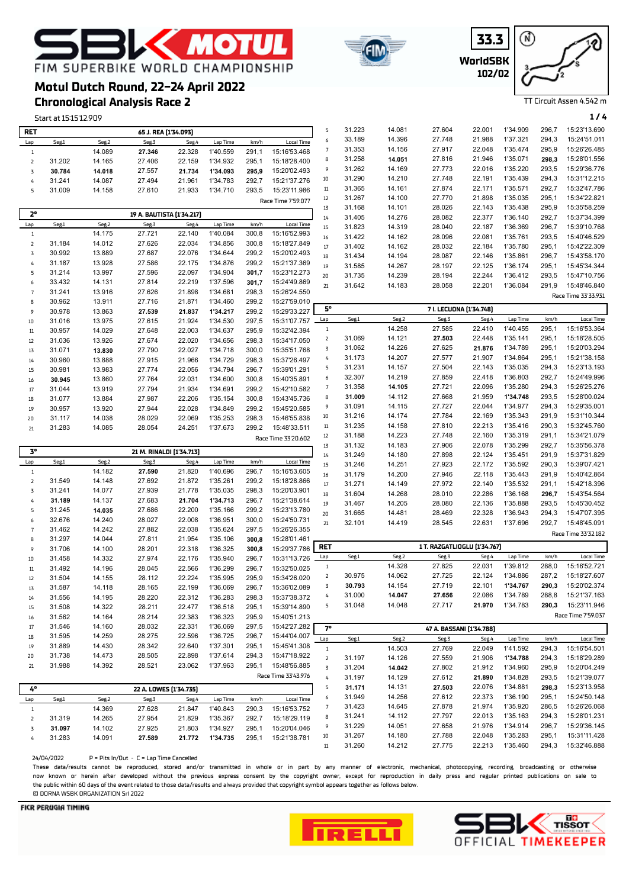# Motul Dutch Round, 22-24 April 2022

## Chronological Analysis Race 2

FIM SUPERBIKE WORLD CHAMPIONSHIP

33.3 WorldSBK 102/02

TT Circuit Assen 4.542 m

Start at 15:15'12.909

### RET — 65 J. REA [1'34.093]

| Lap | Seg1 | Seg2 | Seg3 | Seg4 | Lap Time | km/h | Local Time |
|---|---|---|---|---|---|---|---|
| 1 | | 14.089 | **27.346** | 22.328 | 1'40.559 | 291,1 | 15:16'53.468 |
| 2 | 31.202 | 14.165 | 27.406 | 22.159 | 1'34.932 | 295,1 | 15:18'28.400 |
| 3 | **30.784** | **14.018** | 27.557 | **21.734** | **1'34.093** | **295,9** | 15:20'02.493 |
| 4 | 31.241 | 14.087 | 27.494 | 21.961 | 1'34.783 | 292,7 | 15:21'37.276 |
| 5 | 31.009 | 14.158 | 27.610 | 21.933 | 1'34.710 | 293,5 | 15:23'11.986 |

Race Time 7'59.077

### 2° — 19 A. BAUTISTA [1'34.217]

| Lap | Seg1 | Seg2 | Seg3 | Seg4 | Lap Time | km/h | Local Time |
|---|---|---|---|---|---|---|---|
| 1 | | 14.175 | 27.721 | 22.140 | 1'40.084 | 300,8 | 15:16'52.993 |
| 2 | 31.184 | 14.012 | 27.626 | 22.034 | 1'34.856 | 300,8 | 15:18'27.849 |
| 3 | 30.992 | 13.889 | 27.687 | 22.076 | 1'34.644 | 299,2 | 15:20'02.493 |
| 4 | 31.187 | 13.928 | 27.586 | 22.175 | 1'34.876 | 299,2 | 15:21'37.369 |
| 5 | 31.214 | 13.997 | 27.596 | 22.097 | 1'34.904 | **301,7** | 15:23'12.273 |
| 6 | 33.432 | 14.131 | 27.814 | 22.219 | 1'37.596 | **301,7** | 15:24'49.869 |
| 7 | 31.241 | 13.916 | 27.626 | 21.898 | 1'34.681 | 298,3 | 15:26'24.550 |
| 8 | 30.962 | 13.911 | 27.716 | 21.871 | 1'34.460 | 299,2 | 15:27'59.010 |
| 9 | 30.978 | 13.863 | **27.539** | **21.837** | **1'34.217** | 299,2 | 15:29'33.227 |
| 10 | 31.016 | 13.975 | 27.615 | 21.924 | 1'34.530 | 297,5 | 15:31'07.757 |
| 11 | 30.957 | 14.029 | 27.648 | 22.003 | 1'34.637 | 295,9 | 15:32'42.394 |
| 12 | 31.036 | 13.926 | 27.674 | 22.020 | 1'34.656 | 298,3 | 15:34'17.050 |
| 13 | 31.071 | **13.830** | 27.790 | 22.027 | 1'34.718 | 300,0 | 15:35'51.768 |
| 14 | 30.960 | 13.888 | 27.915 | 21.966 | 1'34.729 | 298,3 | 15:37'26.497 |
| 15 | 30.981 | 13.983 | 27.774 | 22.056 | 1'34.794 | 296,7 | 15:39'01.291 |
| 16 | **30.945** | 13.860 | 27.764 | 22.031 | 1'34.600 | 300,8 | 15:40'35.891 |
| 17 | 31.044 | 13.919 | 27.794 | 21.934 | 1'34.691 | 299,2 | 15:42'10.582 |
| 18 | 31.077 | 13.884 | 27.987 | 22.206 | 1'35.154 | 300,8 | 15:43'45.736 |
| 19 | 30.957 | 13.920 | 27.944 | 22.028 | 1'34.849 | 299,2 | 15:45'20.585 |
| 20 | 31.117 | 14.038 | 28.029 | 22.069 | 1'35.253 | 298,3 | 15:46'55.838 |
| 21 | 31.283 | 14.085 | 28.054 | 24.251 | 1'37.673 | 299,2 | 15:48'33.511 |

Race Time 33'20.602

### 3° — 21 M. RINALDI [1'34.713]

| Lap | Seg1 | Seg2 | Seg3 | Seg4 | Lap Time | km/h | Local Time |
|---|---|---|---|---|---|---|---|
| 1 | | 14.182 | **27.590** | 21.820 | 1'40.696 | 296,7 | 15:16'53.605 |
| 2 | 31.549 | 14.148 | 27.692 | 21.872 | 1'35.261 | 299,2 | 15:18'28.866 |
| 3 | 31.241 | 14.077 | 27.939 | 21.778 | 1'35.035 | 298,3 | 15:20'03.901 |
| 4 | **31.189** | 14.137 | 27.683 | **21.704** | **1'34.713** | 296,7 | 15:21'38.614 |
| 5 | 31.245 | **14.035** | 27.686 | 22.200 | 1'35.166 | 299,2 | 15:23'13.780 |
| 6 | 32.676 | 14.240 | 28.027 | 22.008 | 1'36.951 | 300,0 | 15:24'50.731 |
| 7 | 31.462 | 14.242 | 27.882 | 22.038 | 1'35.624 | 297,5 | 15:26'26.355 |
| 8 | 31.297 | 14.044 | 27.811 | 21.954 | 1'35.106 | **300,8** | 15:28'01.461 |
| 9 | 31.706 | 14.100 | 28.201 | 22.318 | 1'36.325 | **300,8** | 15:29'37.786 |
| 10 | 31.458 | 14.332 | 27.974 | 22.176 | 1'35.940 | 296,7 | 15:31'13.726 |
| 11 | 31.492 | 14.196 | 28.045 | 22.566 | 1'36.299 | 296,7 | 15:32'50.025 |
| 12 | 31.504 | 14.155 | 28.112 | 22.224 | 1'35.995 | 295,9 | 15:34'26.020 |
| 13 | 31.587 | 14.118 | 28.165 | 22.199 | 1'36.069 | 298,3 | 15:36'02.089 |
| 14 | 31.556 | 14.195 | 28.220 | 22.312 | 1'36.283 | 298,3 | 15:37'38.372 |
| 15 | 31.508 | 14.322 | 28.211 | 22.477 | 1'36.518 | 295,1 | 15:39'14.890 |
| 16 | 31.562 | 14.164 | 28.214 | 22.383 | 1'36.323 | 295,9 | 15:40'51.213 |
| 17 | 31.546 | 14.160 | 28.032 | 22.331 | 1'36.069 | 297,5 | 15:42'27.282 |
| 18 | 31.595 | 14.259 | 28.275 | 22.596 | 1'36.725 | 296,7 | 15:44'04.007 |
| 19 | 31.889 | 14.430 | 28.342 | 22.640 | 1'37.301 | 295,1 | 15:45'41.308 |
| 20 | 31.738 | 14.473 | 28.505 | 22.898 | 1'37.614 | 294,3 | 15:47'18.922 |
| 21 | 31.988 | 14.392 | 28.521 | 23.062 | 1'37.963 | 295,1 | 15:48'56.885 |

Race Time 33'43.976

### 4° — 22 A. LOWES [1'34.735]

| Lap | Seg1 | Seg2 | Seg3 | Seg4 | Lap Time | km/h | Local Time |
|---|---|---|---|---|---|---|---|
| 1 | | 14.369 | 27.628 | 21.847 | 1'40.843 | 290,3 | 15:16'53.752 |
| 2 | 31.319 | 14.265 | 27.954 | 21.829 | 1'35.367 | 292,7 | 15:18'29.119 |
| 3 | **31.097** | 14.102 | 27.925 | 21.803 | 1'34.927 | 295,1 | 15:20'04.046 |
| 4 | 31.283 | 14.091 | **27.589** | **21.772** | **1'34.735** | 295,1 | 15:21'38.781 |
| 5 | 31.223 | 14.081 | 27.604 | 22.001 | 1'34.909 | 296,7 | 15:23'13.690 |
| 6 | 33.189 | 14.396 | 27.748 | 21.988 | 1'37.321 | 294,3 | 15:24'51.011 |
| 7 | 31.353 | 14.156 | 27.917 | 22.048 | 1'35.474 | 295,9 | 15:26'26.485 |
| 8 | 31.258 | **14.051** | 27.816 | 21.946 | 1'35.071 | **298,3** | 15:28'01.556 |
| 9 | 31.262 | 14.169 | 27.773 | 22.016 | 1'35.220 | 293,5 | 15:29'36.776 |
| 10 | 31.290 | 14.210 | 27.748 | 22.191 | 1'35.439 | 294,3 | 15:31'12.215 |
| 11 | 31.365 | 14.161 | 27.874 | 22.171 | 1'35.571 | 292,7 | 15:32'47.786 |
| 12 | 31.267 | 14.100 | 27.770 | 21.898 | 1'35.035 | 295,1 | 15:34'22.821 |
| 13 | 31.168 | 14.101 | 28.026 | 22.143 | 1'35.438 | 295,9 | 15:35'58.259 |
| 14 | 31.405 | 14.276 | 28.082 | 22.377 | 1'36.140 | 292,7 | 15:37'34.399 |
| 15 | 31.823 | 14.319 | 28.040 | 22.187 | 1'36.369 | 296,7 | 15:39'10.768 |
| 16 | 31.422 | 14.162 | 28.096 | 22.081 | 1'35.761 | 293,5 | 15:40'46.529 |
| 17 | 31.402 | 14.162 | 28.032 | 22.184 | 1'35.780 | 295,1 | 15:42'22.309 |
| 18 | 31.434 | 14.194 | 28.087 | 22.146 | 1'35.861 | 296,7 | 15:43'58.170 |
| 19 | 31.585 | 14.267 | 28.197 | 22.125 | 1'36.174 | 295,1 | 15:45'34.344 |
| 20 | 31.735 | 14.239 | 28.194 | 22.244 | 1'36.412 | 293,5 | 15:47'10.756 |
| 21 | 31.642 | 14.183 | 28.058 | 22.201 | 1'36.084 | 291,9 | 15:48'46.840 |

Race Time 33'33.931

### 5° — 7 I. LECUONA [1'34.748]

| Lap | Seg1 | Seg2 | Seg3 | Seg4 | Lap Time | km/h | Local Time |
|---|---|---|---|---|---|---|---|
| 1 | | 14.258 | 27.585 | 22.410 | 1'40.455 | 295,1 | 15:16'53.364 |
| 2 | 31.069 | 14.121 | **27.503** | 22.448 | 1'35.141 | 295,1 | 15:18'28.505 |
| 3 | 31.062 | 14.226 | 27.625 | **21.876** | 1'34.789 | 295,1 | 15:20'03.294 |
| 4 | 31.173 | 14.207 | 27.577 | 21.907 | 1'34.864 | 295,1 | 15:21'38.158 |
| 5 | 31.231 | 14.157 | 27.504 | 22.143 | 1'35.035 | 294,3 | 15:23'13.193 |
| 6 | 32.307 | 14.219 | 27.859 | 22.418 | 1'36.803 | 292,7 | 15:24'49.996 |
| 7 | 31.358 | **14.105** | 27.721 | 22.096 | 1'35.280 | 294,3 | 15:26'25.276 |
| 8 | **31.009** | 14.112 | 27.668 | 21.959 | **1'34.748** | 293,5 | 15:28'00.024 |
| 9 | 31.091 | 14.115 | 27.727 | 22.044 | 1'34.977 | 294,3 | 15:29'35.001 |
| 10 | 31.216 | 14.174 | 27.784 | 22.169 | 1'35.343 | 291,9 | 15:31'10.344 |
| 11 | 31.235 | 14.158 | 27.810 | 22.213 | 1'35.416 | 290,3 | 15:32'45.760 |
| 12 | 31.188 | 14.223 | 27.748 | 22.160 | 1'35.319 | 291,1 | 15:34'21.079 |
| 13 | 31.132 | 14.183 | 27.906 | 22.078 | 1'35.299 | 292,7 | 15:35'56.378 |
| 14 | 31.249 | 14.180 | 27.898 | 22.124 | 1'35.451 | 291,9 | 15:37'31.829 |
| 15 | 31.246 | 14.251 | 27.923 | 22.172 | 1'35.592 | 290,3 | 15:39'07.421 |
| 16 | 31.179 | 14.200 | 27.946 | 22.118 | 1'35.443 | 291,9 | 15:40'42.864 |
| 17 | 31.271 | 14.149 | 27.972 | 22.140 | 1'35.532 | 291,1 | 15:42'18.396 |
| 18 | 31.604 | 14.268 | 28.010 | 22.286 | 1'36.168 | **296,7** | 15:43'54.564 |
| 19 | 31.467 | 14.205 | 28.080 | 22.136 | 1'35.888 | 293,5 | 15:45'30.452 |
| 20 | 31.665 | 14.481 | 28.469 | 22.328 | 1'36.943 | 294,3 | 15:47'07.395 |
| 21 | 32.101 | 14.419 | 28.545 | 22.631 | 1'37.696 | 292,7 | 15:48'45.091 |

Race Time 33'32.182

### RET — 1 T. RAZGATLIOGLU [1'34.767]

| Lap | Seg1 | Seg2 | Seg3 | Seg4 | Lap Time | km/h | Local Time |
|---|---|---|---|---|---|---|---|
| 1 | | 14.328 | 27.825 | 22.031 | 1'39.812 | 288,0 | 15:16'52.721 |
| 2 | 30.975 | 14.062 | 27.725 | 22.124 | 1'34.886 | 287,2 | 15:18'27.607 |
| 3 | **30.793** | 14.154 | 27.719 | 22.101 | **1'34.767** | **290,3** | 15:20'02.374 |
| 4 | 31.000 | **14.047** | **27.656** | 22.086 | 1'34.789 | 288,8 | 15:21'37.163 |
| 5 | 31.048 | 14.048 | 27.717 | **21.970** | 1'34.783 | **290,3** | 15:23'11.946 |

Race Time 7'59.037

### 7° — 47 A. BASSANI [1'34.788]

| Lap | Seg1 | Seg2 | Seg3 | Seg4 | Lap Time | km/h | Local Time |
|---|---|---|---|---|---|---|---|
| 1 | | 14.503 | 27.769 | 22.049 | 1'41.592 | 294,3 | 15:16'54.501 |
| 2 | 31.197 | 14.126 | 27.559 | 21.906 | **1'34.788** | 294,3 | 15:18'29.289 |
| 3 | 31.204 | **14.042** | 27.802 | 21.912 | 1'34.960 | 295,9 | 15:20'04.249 |
| 4 | 31.197 | 14.129 | 27.612 | **21.890** | 1'34.828 | 293,5 | 15:21'39.077 |
| 5 | **31.171** | 14.131 | **27.503** | 22.076 | 1'34.881 | **298,3** | 15:23'13.958 |
| 6 | 31.949 | 14.256 | 27.612 | 22.373 | 1'36.190 | 295,1 | 15:24'50.148 |
| 7 | 31.423 | 14.645 | 27.878 | 21.974 | 1'35.920 | 286,5 | 15:26'26.068 |
| 8 | 31.241 | 14.112 | 27.797 | 22.013 | 1'35.163 | 294,3 | 15:28'01.231 |
| 9 | 31.229 | 14.051 | 27.658 | 21.976 | 1'34.914 | 296,7 | 15:29'36.145 |
| 10 | 31.267 | 14.180 | 27.788 | 22.048 | 1'35.283 | 295,1 | 15:31'11.428 |
| 11 | 31.260 | 14.212 | 27.775 | 22.213 | 1'35.460 | 294,3 | 15:32'46.888 |

24/04/2022 P = Pits In/Out - C = Lap Time Cancelled

These data/results cannot be reproduced, stored and/or transmitted in whole or in part by any manner of electronic, mechanical, photocopying, recording, broadcasting or otherwise now known or herein after developed without the previous express consent by the copyright owner, except for reproduction in daily press and regular printed publications on sale to the public within 60 days of the event related to those data/results and always provided that copyright symbol appears together as follows below.

© DORNA WSBK ORGANIZATION Srl 2022

FICR PERUGIA TIMING — PIRELLI — SBK TISSOT OFFICIAL TIMEKEEPER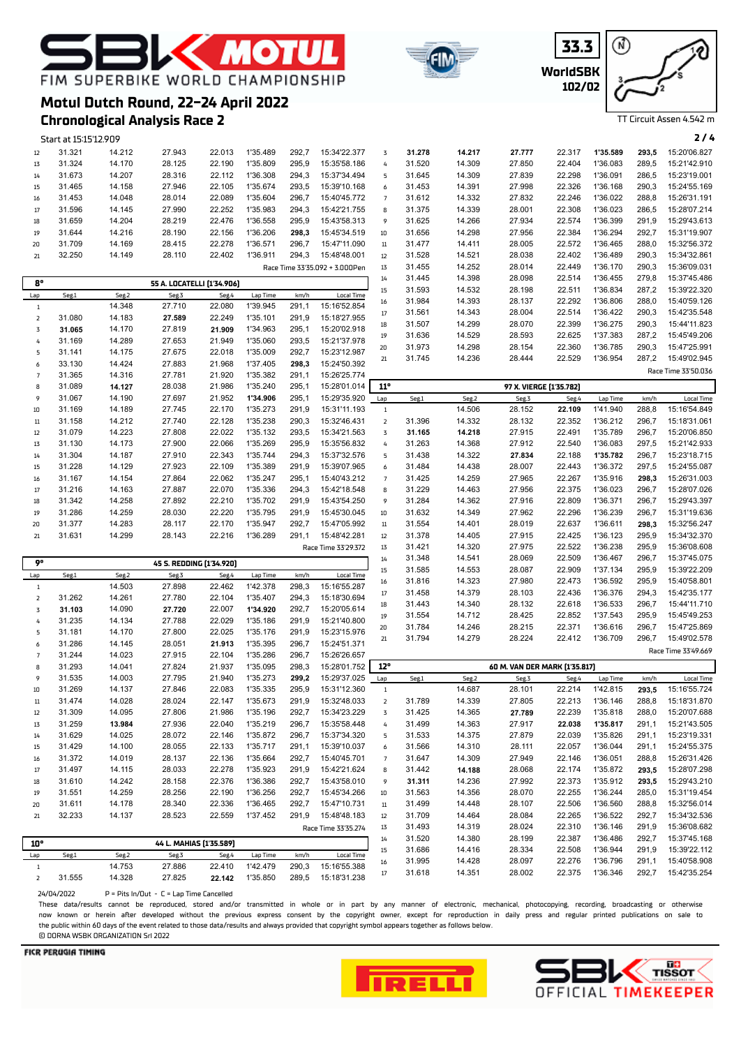# Motul Dutch Round, 22-24 April 2022

## Chronological Analysis Race 2

FIM SUPERBIKE WORLD CHAMPIONSHIP

33.3 WorldSBK 102/02

TT Circuit Assen 4.542 m

Start at 15:15'12.909

| Lap | Seg1 | Seg2 | Seg3 | Seg4 | Lap Time | km/h | Local Time |
|---|---|---|---|---|---|---|---|
| 12 | 31.321 | 14.212 | 27.943 | 22.013 | 1'35.489 | 292,7 | 15:34'22.377 |
| 13 | 31.324 | 14.170 | 28.125 | 22.190 | 1'35.809 | 295,9 | 15:35'58.186 |
| 14 | 31.673 | 14.207 | 28.316 | 22.112 | 1'36.308 | 294,3 | 15:37'34.494 |
| 15 | 31.465 | 14.158 | 27.946 | 22.105 | 1'35.674 | 293,5 | 15:39'10.168 |
| 16 | 31.453 | 14.048 | 28.014 | 22.089 | 1'35.604 | 296,7 | 15:40'45.772 |
| 17 | 31.596 | 14.145 | 27.990 | 22.252 | 1'35.983 | 294,3 | 15:42'21.755 |
| 18 | 31.659 | 14.204 | 28.219 | 22.476 | 1'36.558 | 295,9 | 15:43'58.313 |
| 19 | 31.644 | 14.216 | 28.190 | 22.156 | 1'36.206 | **298,3** | 15:45'34.519 |
| 20 | 31.709 | 14.169 | 28.415 | 22.278 | 1'36.571 | 296,7 | 15:47'11.090 |
| 21 | 32.250 | 14.149 | 28.110 | 22.402 | 1'36.911 | 294,3 | 15:48'48.001 |

Race Time 33'35.092 + 3.000Pen

### 8° 55 A. LOCATELLI [1'34.906]

| Lap | Seg1 | Seg2 | Seg3 | Seg4 | Lap Time | km/h | Local Time |
|---|---|---|---|---|---|---|---|
| 1 | | 14.348 | 27.710 | 22.080 | 1'39.945 | 291,1 | 15:16'52.854 |
| 2 | 31.080 | 14.183 | **27.589** | 22.249 | 1'35.101 | 291,9 | 15:18'27.955 |
| 3 | **31.065** | 14.170 | 27.819 | **21.909** | 1'34.963 | 295,1 | 15:20'02.918 |
| 4 | 31.169 | 14.289 | 27.653 | 21.949 | 1'35.060 | 293,5 | 15:21'37.978 |
| 5 | 31.141 | 14.175 | 27.675 | 22.018 | 1'35.009 | 292,7 | 15:23'12.987 |
| 6 | 33.130 | 14.424 | 27.883 | 21.968 | 1'37.405 | **298,3** | 15:24'50.392 |
| 7 | 31.365 | 14.316 | 27.781 | 21.920 | 1'35.382 | 291,1 | 15:26'25.774 |
| 8 | 31.089 | **14.127** | 28.038 | 21.986 | 1'35.240 | 295,1 | 15:28'01.014 |
| 9 | 31.067 | 14.190 | 27.697 | 21.952 | **1'34.906** | 295,1 | 15:29'35.920 |
| 10 | 31.169 | 14.189 | 27.745 | 22.170 | 1'35.273 | 291,9 | 15:31'11.193 |
| 11 | 31.158 | 14.212 | 27.740 | 22.128 | 1'35.238 | 290,3 | 15:32'46.431 |
| 12 | 31.079 | 14.223 | 27.808 | 22.022 | 1'35.132 | 293,5 | 15:34'21.563 |
| 13 | 31.130 | 14.173 | 27.900 | 22.066 | 1'35.269 | 295,9 | 15:35'56.832 |
| 14 | 31.304 | 14.187 | 27.910 | 22.343 | 1'35.744 | 294,3 | 15:37'32.576 |
| 15 | 31.228 | 14.129 | 27.923 | 22.109 | 1'35.389 | 291,9 | 15:39'07.965 |
| 16 | 31.167 | 14.154 | 27.864 | 22.062 | 1'35.247 | 295,1 | 15:40'43.212 |
| 17 | 31.216 | 14.163 | 27.887 | 22.070 | 1'35.336 | 294,3 | 15:42'18.548 |
| 18 | 31.342 | 14.258 | 27.892 | 22.210 | 1'35.702 | 291,9 | 15:43'54.250 |
| 19 | 31.286 | 14.259 | 28.030 | 22.220 | 1'35.795 | 291,9 | 15:45'30.045 |
| 20 | 31.377 | 14.283 | 28.117 | 22.170 | 1'35.947 | 292,7 | 15:47'05.992 |
| 21 | 31.631 | 14.299 | 28.143 | 22.216 | 1'36.289 | 291,1 | 15:48'42.281 |

Race Time 33'29.372

### 9° 45 S. REDDING [1'34.920]

| Lap | Seg1 | Seg2 | Seg3 | Seg4 | Lap Time | km/h | Local Time |
|---|---|---|---|---|---|---|---|
| 1 | | 14.503 | 27.898 | 22.462 | 1'42.378 | 298,3 | 15:16'55.287 |
| 2 | 31.262 | 14.261 | 27.780 | 22.104 | 1'35.407 | 294,3 | 15:18'30.694 |
| 3 | **31.103** | 14.090 | **27.720** | 22.007 | **1'34.920** | 292,7 | 15:20'05.614 |
| 4 | 31.235 | 14.134 | 27.788 | 22.029 | 1'35.186 | 291,9 | 15:21'40.800 |
| 5 | 31.181 | 14.170 | 27.800 | 22.025 | 1'35.176 | 291,9 | 15:23'15.976 |
| 6 | 31.286 | 14.145 | 28.051 | **21.913** | 1'35.395 | 296,7 | 15:24'51.371 |
| 7 | 31.244 | 14.023 | 27.915 | 22.104 | 1'35.286 | 296,7 | 15:26'26.657 |
| 8 | 31.293 | 14.041 | 27.824 | 21.937 | 1'35.095 | 298,3 | 15:28'01.752 |
| 9 | 31.535 | 14.003 | 27.795 | 21.940 | 1'35.273 | **299,2** | 15:29'37.025 |
| 10 | 31.269 | 14.137 | 27.846 | 22.083 | 1'35.335 | 295,9 | 15:31'12.360 |
| 11 | 31.474 | 14.028 | 28.024 | 22.147 | 1'35.673 | 291,9 | 15:32'48.033 |
| 12 | 31.309 | 14.095 | 27.806 | 21.986 | 1'35.196 | 292,7 | 15:34'23.229 |
| 13 | 31.259 | **13.984** | 27.936 | 22.040 | 1'35.219 | 296,7 | 15:35'58.448 |
| 14 | 31.629 | 14.025 | 28.072 | 22.146 | 1'35.872 | 296,7 | 15:37'34.320 |
| 15 | 31.429 | 14.100 | 28.055 | 22.133 | 1'35.717 | 291,1 | 15:39'10.037 |
| 16 | 31.372 | 14.019 | 28.137 | 22.136 | 1'35.664 | 292,7 | 15:40'45.701 |
| 17 | 31.497 | 14.115 | 28.033 | 22.278 | 1'35.923 | 291,9 | 15:42'21.624 |
| 18 | 31.610 | 14.242 | 28.158 | 22.376 | 1'36.386 | 292,7 | 15:43'58.010 |
| 19 | 31.551 | 14.259 | 28.256 | 22.190 | 1'36.256 | 292,7 | 15:45'34.266 |
| 20 | 31.611 | 14.178 | 28.340 | 22.336 | 1'36.465 | 292,7 | 15:47'10.731 |
| 21 | 32.233 | 14.137 | 28.523 | 22.559 | 1'37.452 | 291,9 | 15:48'48.183 |

Race Time 33'35.274

### 10° 44 L. MAHIAS [1'35.589]

| Lap | Seg1 | Seg2 | Seg3 | Seg4 | Lap Time | km/h | Local Time |
|---|---|---|---|---|---|---|---|
| 1 | | 14.753 | 27.886 | 22.410 | 1'42.479 | 290,3 | 15:16'55.388 |
| 2 | 31.555 | 14.328 | 27.825 | **22.142** | 1'35.850 | 289,5 | 15:18'31.238 |
| 3 | **31.278** | **14.217** | **27.777** | 22.317 | **1'35.589** | **293,5** | 15:20'06.827 |
| 4 | 31.520 | 14.309 | 27.850 | 22.404 | 1'36.083 | 289,5 | 15:21'42.910 |
| 5 | 31.645 | 14.309 | 27.839 | 22.298 | 1'36.091 | 286,5 | 15:23'19.001 |
| 6 | 31.453 | 14.391 | 27.998 | 22.326 | 1'36.168 | 290,3 | 15:24'55.169 |
| 7 | 31.612 | 14.332 | 27.832 | 22.246 | 1'36.022 | 288,8 | 15:26'31.191 |
| 8 | 31.375 | 14.339 | 28.001 | 22.308 | 1'36.023 | 286,5 | 15:28'07.214 |
| 9 | 31.625 | 14.266 | 27.934 | 22.574 | 1'36.399 | 291,9 | 15:29'43.613 |
| 10 | 31.656 | 14.298 | 27.956 | 22.384 | 1'36.294 | 292,7 | 15:31'19.907 |
| 11 | 31.477 | 14.411 | 28.005 | 22.572 | 1'36.465 | 288,0 | 15:32'56.372 |
| 12 | 31.528 | 14.521 | 28.038 | 22.402 | 1'36.489 | 290,3 | 15:34'32.861 |
| 13 | 31.455 | 14.252 | 28.014 | 22.449 | 1'36.170 | 290,3 | 15:36'09.031 |
| 14 | 31.445 | 14.398 | 28.098 | 22.514 | 1'36.455 | 279,8 | 15:37'45.486 |
| 15 | 31.593 | 14.532 | 28.198 | 22.511 | 1'36.834 | 287,2 | 15:39'22.320 |
| 16 | 31.984 | 14.393 | 28.137 | 22.292 | 1'36.806 | 288,0 | 15:40'59.126 |
| 17 | 31.561 | 14.343 | 28.004 | 22.514 | 1'36.422 | 290,3 | 15:42'35.548 |
| 18 | 31.507 | 14.299 | 28.070 | 22.399 | 1'36.275 | 290,3 | 15:44'11.823 |
| 19 | 31.636 | 14.529 | 28.593 | 22.625 | 1'37.383 | 287,2 | 15:45'49.206 |
| 20 | 31.973 | 14.298 | 28.154 | 22.360 | 1'36.785 | 290,3 | 15:47'25.991 |
| 21 | 31.745 | 14.236 | 28.444 | 22.529 | 1'36.954 | 287,2 | 15:49'02.945 |

Race Time 33'50.036

### 11° 97 X. VIERGE [1'35.782]

| Lap | Seg1 | Seg2 | Seg3 | Seg4 | Lap Time | km/h | Local Time |
|---|---|---|---|---|---|---|---|
| 1 | | 14.506 | 28.152 | **22.109** | 1'41.940 | 288,8 | 15:16'54.849 |
| 2 | 31.396 | 14.332 | 28.132 | 22.352 | 1'36.212 | 296,7 | 15:18'31.061 |
| 3 | **31.165** | **14.218** | 27.915 | 22.491 | 1'35.789 | 296,7 | 15:20'06.850 |
| 4 | 31.263 | 14.368 | 27.912 | 22.540 | 1'36.083 | 297,5 | 15:21'42.933 |
| 5 | 31.438 | 14.322 | **27.834** | 22.188 | **1'35.782** | 296,7 | 15:23'18.715 |
| 6 | 31.484 | 14.438 | 28.007 | 22.443 | 1'36.372 | 297,5 | 15:24'55.087 |
| 7 | 31.425 | 14.259 | 27.965 | 22.267 | 1'35.916 | **298,3** | 15:26'31.003 |
| 8 | 31.229 | 14.463 | 27.956 | 22.375 | 1'36.023 | 296,7 | 15:28'07.026 |
| 9 | 31.284 | 14.362 | 27.916 | 22.809 | 1'36.371 | 296,7 | 15:29'43.397 |
| 10 | 31.632 | 14.349 | 27.962 | 22.296 | 1'36.239 | 296,7 | 15:31'19.636 |
| 11 | 31.554 | 14.401 | 28.019 | 22.637 | 1'36.611 | **298,3** | 15:32'56.247 |
| 12 | 31.378 | 14.405 | 27.915 | 22.425 | 1'36.123 | 295,9 | 15:34'32.370 |
| 13 | 31.421 | 14.320 | 27.975 | 22.522 | 1'36.238 | 295,9 | 15:36'08.608 |
| 14 | 31.348 | 14.541 | 28.069 | 22.509 | 1'36.467 | 296,7 | 15:37'45.075 |
| 15 | 31.585 | 14.553 | 28.087 | 22.909 | 1'37.134 | 295,9 | 15:39'22.209 |
| 16 | 31.816 | 14.323 | 27.980 | 22.473 | 1'36.592 | 295,9 | 15:40'58.801 |
| 17 | 31.458 | 14.379 | 28.103 | 22.436 | 1'36.376 | 294,3 | 15:42'35.177 |
| 18 | 31.443 | 14.340 | 28.132 | 22.618 | 1'36.533 | 296,7 | 15:44'11.710 |
| 19 | 31.554 | 14.712 | 28.425 | 22.852 | 1'37.543 | 295,9 | 15:45'49.253 |
| 20 | 31.784 | 14.246 | 28.215 | 22.371 | 1'36.616 | 296,7 | 15:47'25.869 |
| 21 | 31.794 | 14.279 | 28.224 | 22.412 | 1'36.709 | 296,7 | 15:49'02.578 |

Race Time 33'49.669

### 12° 60 M. VAN DER MARK [1'35.817]

| Lap | Seg1 | Seg2 | Seg3 | Seg4 | Lap Time | km/h | Local Time |
|---|---|---|---|---|---|---|---|
| 1 | | 14.687 | 28.101 | 22.214 | 1'42.815 | **293,5** | 15:16'55.724 |
| 2 | 31.789 | 14.339 | 27.805 | 22.213 | 1'36.146 | 288,8 | 15:18'31.870 |
| 3 | 31.425 | 14.365 | **27.789** | 22.239 | 1'35.818 | 288,0 | 15:20'07.688 |
| 4 | 31.499 | 14.363 | 27.917 | **22.038** | **1'35.817** | 291,1 | 15:21'43.505 |
| 5 | 31.533 | 14.375 | 27.879 | 22.039 | 1'35.826 | 291,1 | 15:23'19.331 |
| 6 | 31.566 | 14.310 | 28.111 | 22.057 | 1'36.044 | 291,1 | 15:24'55.375 |
| 7 | 31.647 | 14.309 | 27.949 | 22.146 | 1'36.051 | 288,8 | 15:26'31.426 |
| 8 | 31.442 | **14.188** | 28.068 | 22.174 | 1'35.872 | **293,5** | 15:28'07.298 |
| 9 | **31.311** | 14.236 | 27.992 | 22.373 | 1'35.912 | **293,5** | 15:29'43.210 |
| 10 | 31.563 | 14.356 | 28.070 | 22.255 | 1'36.244 | 285,0 | 15:31'19.454 |
| 11 | 31.499 | 14.448 | 28.107 | 22.506 | 1'36.560 | 288,8 | 15:32'56.014 |
| 12 | 31.709 | 14.464 | 28.084 | 22.265 | 1'36.522 | 292,7 | 15:34'32.536 |
| 13 | 31.493 | 14.319 | 28.024 | 22.310 | 1'36.146 | 291,9 | 15:36'08.682 |
| 14 | 31.520 | 14.380 | 28.199 | 22.387 | 1'36.486 | 292,7 | 15:37'45.168 |
| 15 | 31.686 | 14.416 | 28.334 | 22.508 | 1'36.944 | 291,9 | 15:39'22.112 |
| 16 | 31.995 | 14.428 | 28.097 | 22.276 | 1'36.796 | 291,1 | 15:40'58.908 |
| 17 | 31.618 | 14.351 | 28.002 | 22.375 | 1'36.346 | 292,7 | 15:42'35.254 |

24/04/2022 P = Pits In/Out - C = Lap Time Cancelled

These data/results cannot be reproduced, stored and/or transmitted in whole or in part by any manner of electronic, mechanical, photocopying, recording, broadcasting or otherwise now known or herein after developed without the previous express consent by the copyright owner, except for reproduction in daily press and regular printed publications on sale to the public within 60 days of the event related to those data/results and always provided that copyright symbol appears together as follows below.
© DORNA WSBK ORGANIZATION Srl 2022

FICR PERUGIA TIMING — PIRELLI — SBK TISSOT OFFICIAL TIMEKEEPER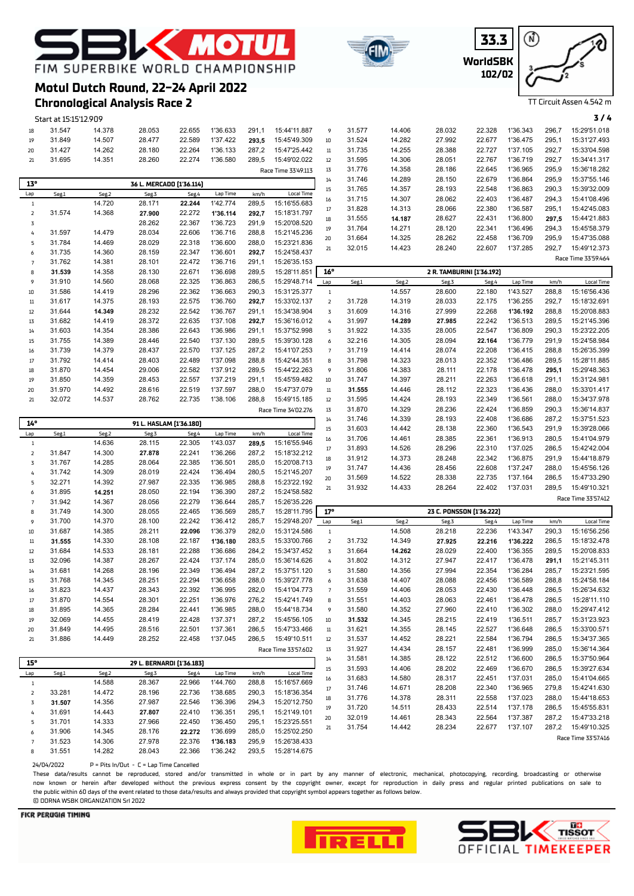# Motul Dutch Round, 22-24 April 2022

## Chronological Analysis Race 2

FIM SUPERBIKE WORLD CHAMPIONSHIP

33.3 WorldSBK 102/02

TT Circuit Assen 4.542 m

Start at 15:15'12.909

| Lap | Seg1 | Seg2 | Seg3 | Seg4 | Lap Time | km/h | Local Time |
|---|---|---|---|---|---|---|---|
| 18 | 31.547 | 14.378 | 28.053 | 22.655 | 1'36.633 | 291,1 | 15:44'11.887 |
| 19 | 31.849 | 14.507 | 28.477 | 22.589 | 1'37.422 | 293,5 | 15:45'49.309 |
| 20 | 31.427 | 14.262 | 28.180 | 22.264 | 1'36.133 | 287,2 | 15:47'25.442 |
| 21 | 31.695 | 14.351 | 28.260 | 22.274 | 1'36.580 | 289,5 | 15:49'02.022 |

Race Time 33'49.113

### 13° — 36 L. MERCADO [1'36.114]

| Lap | Seg1 | Seg2 | Seg3 | Seg4 | Lap Time | km/h | Local Time |
|---|---|---|---|---|---|---|---|
| 1 | | 14.720 | 28.171 | **22.244** | 1'42.774 | 289,5 | 15:16'55.683 |
| 2 | 31.574 | 14.368 | **27.900** | 22.272 | **1'36.114** | **292,7** | 15:18'31.797 |
| 3 | | | 28.262 | 22.367 | 1'36.723 | 291,9 | 15:20'08.520 |
| 4 | 31.597 | 14.479 | 28.034 | 22.606 | 1'36.716 | 288,8 | 15:21'45.236 |
| 5 | 31.784 | 14.469 | 28.029 | 22.318 | 1'36.600 | 288,0 | 15:23'21.836 |
| 6 | 31.735 | 14.360 | 28.159 | 22.347 | 1'36.601 | **292,7** | 15:24'58.437 |
| 7 | 31.762 | 14.381 | 28.101 | 22.472 | 1'36.716 | 291,1 | 15:26'35.153 |
| 8 | **31.539** | 14.358 | 28.130 | 22.671 | 1'36.698 | 289,5 | 15:28'11.851 |
| 9 | 31.910 | 14.560 | 28.068 | 22.325 | 1'36.863 | 286,5 | 15:29'48.714 |
| 10 | 31.586 | 14.419 | 28.296 | 22.362 | 1'36.663 | 290,3 | 15:31'25.377 |
| 11 | 31.617 | 14.375 | 28.193 | 22.575 | 1'36.760 | **292,7** | 15:33'02.137 |
| 12 | 31.644 | **14.349** | 28.232 | 22.542 | 1'36.767 | 291,1 | 15:34'38.904 |
| 13 | 31.682 | 14.419 | 28.372 | 22.635 | 1'37.108 | **292,7** | 15:36'16.012 |
| 14 | 31.603 | 14.354 | 28.386 | 22.643 | 1'36.986 | 291,1 | 15:37'52.998 |
| 15 | 31.755 | 14.389 | 28.446 | 22.540 | 1'37.130 | 289,5 | 15:39'30.128 |
| 16 | 31.739 | 14.379 | 28.437 | 22.570 | 1'37.125 | 287,2 | 15:41'07.253 |
| 17 | 31.792 | 14.414 | 28.403 | 22.489 | 1'37.098 | 288,8 | 15:42'44.351 |
| 18 | 31.870 | 14.454 | 29.006 | 22.582 | 1'37.912 | 289,5 | 15:44'22.263 |
| 19 | 31.850 | 14.359 | 28.453 | 22.557 | 1'37.219 | 291,1 | 15:45'59.482 |
| 20 | 31.970 | 14.492 | 28.616 | 22.519 | 1'37.597 | 288,0 | 15:47'37.079 |
| 21 | 32.072 | 14.537 | 28.762 | 22.735 | 1'38.106 | 288,8 | 15:49'15.185 |

Race Time 34'02.276

### 14° — 91 L. HASLAM [1'36.180]

| Lap | Seg1 | Seg2 | Seg3 | Seg4 | Lap Time | km/h | Local Time |
|---|---|---|---|---|---|---|---|
| 1 | | 14.636 | 28.115 | 22.305 | 1'43.037 | **289,5** | 15:16'55.946 |
| 2 | 31.847 | 14.300 | **27.878** | 22.241 | 1'36.266 | 287,2 | 15:18'32.212 |
| 3 | 31.767 | 14.285 | 28.064 | 22.385 | 1'36.501 | 285,0 | 15:20'08.713 |
| 4 | 31.742 | 14.309 | 28.019 | 22.424 | 1'36.494 | 280,5 | 15:21'45.207 |
| 5 | 32.271 | 14.392 | 27.987 | 22.335 | 1'36.985 | 288,8 | 15:23'22.192 |
| 6 | 31.895 | **14.251** | 28.050 | 22.194 | 1'36.390 | 287,2 | 15:24'58.582 |
| 7 | 31.942 | 14.367 | 28.056 | 22.279 | 1'36.644 | 285,7 | 15:26'35.226 |
| 8 | 31.749 | 14.300 | 28.055 | 22.465 | 1'36.569 | 285,7 | 15:28'11.795 |
| 9 | 31.700 | 14.370 | 28.100 | 22.242 | 1'36.412 | 285,7 | 15:29'48.207 |
| 10 | 31.687 | 14.385 | 28.211 | **22.096** | 1'36.379 | 282,0 | 15:31'24.586 |
| 11 | **31.555** | 14.330 | 28.108 | 22.187 | **1'36.180** | 283,5 | 15:33'00.766 |
| 12 | 31.684 | 14.533 | 28.181 | 22.288 | 1'36.686 | 284,2 | 15:34'37.452 |
| 13 | 32.096 | 14.387 | 28.267 | 22.424 | 1'37.174 | 285,0 | 15:36'14.626 |
| 14 | 31.681 | 14.268 | 28.196 | 22.349 | 1'36.494 | 287,2 | 15:37'51.120 |
| 15 | 31.768 | 14.345 | 28.251 | 22.294 | 1'36.658 | 288,0 | 15:39'27.778 |
| 16 | 31.823 | 14.437 | 28.343 | 22.392 | 1'36.995 | 282,0 | 15:41'04.773 |
| 17 | 31.870 | 14.554 | 28.301 | 22.251 | 1'36.976 | 276,2 | 15:42'41.749 |
| 18 | 31.895 | 14.365 | 28.284 | 22.441 | 1'36.985 | 288,0 | 15:44'18.734 |
| 19 | 32.069 | 14.455 | 28.419 | 22.428 | 1'37.371 | 287,2 | 15:45'56.105 |
| 20 | 31.849 | 14.495 | 28.516 | 22.501 | 1'37.361 | 286,5 | 15:47'33.466 |
| 21 | 31.886 | 14.449 | 28.252 | 22.458 | 1'37.045 | 286,5 | 15:49'10.511 |

Race Time 33'57.602

### 15° — 29 L. BERNARDI [1'36.183]

| Lap | Seg1 | Seg2 | Seg3 | Seg4 | Lap Time | km/h | Local Time |
|---|---|---|---|---|---|---|---|
| 1 | | 14.588 | 28.367 | 22.966 | 1'44.760 | 288,8 | 15:16'57.669 |
| 2 | 33.281 | 14.472 | 28.196 | 22.736 | 1'38.685 | 290,3 | 15:18'36.354 |
| 3 | **31.507** | 14.356 | 27.987 | 22.546 | 1'36.396 | 294,3 | 15:20'12.750 |
| 4 | 31.691 | 14.443 | **27.807** | 22.410 | 1'36.351 | 295,1 | 15:21'49.101 |
| 5 | 31.701 | 14.333 | 27.966 | 22.450 | 1'36.450 | 295,1 | 15:23'25.551 |
| 6 | 31.906 | 14.345 | 28.176 | **22.272** | 1'36.699 | 285,0 | 15:25'02.250 |
| 7 | 31.523 | 14.306 | 27.978 | 22.376 | **1'36.183** | 295,9 | 15:26'38.433 |
| 8 | 31.551 | 14.282 | 28.043 | 22.366 | 1'36.242 | 293,5 | 15:28'14.675 |
| 9 | 31.577 | 14.406 | 28.032 | 22.328 | 1'36.343 | 296,7 | 15:29'51.018 |
| 10 | 31.524 | 14.282 | 27.992 | 22.677 | 1'36.475 | 295,1 | 15:31'27.493 |
| 11 | 31.735 | 14.255 | 28.388 | 22.727 | 1'37.105 | 292,7 | 15:33'04.598 |
| 12 | 31.595 | 14.306 | 28.051 | 22.767 | 1'36.719 | 292,7 | 15:34'41.317 |
| 13 | 31.776 | 14.358 | 28.186 | 22.645 | 1'36.965 | 295,9 | 15:36'18.282 |
| 14 | 31.746 | 14.289 | 28.150 | 22.679 | 1'36.864 | 295,9 | 15:37'55.146 |
| 15 | 31.765 | 14.357 | 28.193 | 22.548 | 1'36.863 | 290,3 | 15:39'32.009 |
| 16 | 31.715 | 14.307 | 28.062 | 22.403 | 1'36.487 | 294,3 | 15:41'08.496 |
| 17 | 31.828 | 14.313 | 28.066 | 22.380 | 1'36.587 | 295,1 | 15:42'45.083 |
| 18 | 31.555 | **14.187** | 28.627 | 22.431 | 1'36.800 | **297,5** | 15:44'21.883 |
| 19 | 31.764 | 14.271 | 28.120 | 22.341 | 1'36.496 | 294,3 | 15:45'58.379 |
| 20 | 31.664 | 14.325 | 28.262 | 22.458 | 1'36.709 | 295,9 | 15:47'35.088 |
| 21 | 32.015 | 14.423 | 28.240 | 22.607 | 1'37.285 | 292,7 | 15:49'12.373 |

Race Time 33'59.464

### 16° — 2 R. TAMBURINI [1'36.192]

| Lap | Seg1 | Seg2 | Seg3 | Seg4 | Lap Time | km/h | Local Time |
|---|---|---|---|---|---|---|---|
| 1 | | 14.557 | 28.600 | 22.180 | 1'43.527 | 288,8 | 15:16'56.436 |
| 2 | 31.728 | 14.319 | 28.033 | 22.175 | 1'36.255 | 292,7 | 15:18'32.691 |
| 3 | 31.609 | 14.316 | 27.999 | 22.268 | **1'36.192** | 288,8 | 15:20'08.883 |
| 4 | 31.997 | **14.289** | **27.985** | 22.242 | 1'36.513 | 289,5 | 15:21'45.396 |
| 5 | 31.922 | 14.335 | 28.005 | 22.547 | 1'36.809 | 290,3 | 15:23'22.205 |
| 6 | 32.216 | 14.305 | 28.094 | **22.164** | 1'36.779 | 291,9 | 15:24'58.984 |
| 7 | 31.719 | 14.414 | 28.074 | 22.208 | 1'36.415 | 288,8 | 15:26'35.399 |
| 8 | 31.798 | 14.323 | 28.013 | 22.352 | 1'36.486 | 289,5 | 15:28'11.885 |
| 9 | 31.806 | 14.383 | 28.111 | 22.178 | 1'36.478 | **295,1** | 15:29'48.363 |
| 10 | 31.747 | 14.397 | 28.211 | 22.263 | 1'36.618 | 291,1 | 15:31'24.981 |
| 11 | **31.555** | 14.446 | 28.112 | 22.323 | 1'36.436 | 288,0 | 15:33'01.417 |
| 12 | 31.595 | 14.424 | 28.193 | 22.349 | 1'36.561 | 288,0 | 15:34'37.978 |
| 13 | 31.870 | 14.329 | 28.236 | 22.424 | 1'36.859 | 290,3 | 15:36'14.837 |
| 14 | 31.746 | 14.339 | 28.193 | 22.408 | 1'36.686 | 287,2 | 15:37'51.523 |
| 15 | 31.603 | 14.442 | 28.138 | 22.360 | 1'36.543 | 291,9 | 15:39'28.066 |
| 16 | 31.706 | 14.461 | 28.385 | 22.361 | 1'36.913 | 280,5 | 15:41'04.979 |
| 17 | 31.893 | 14.526 | 28.296 | 22.310 | 1'37.025 | 286,5 | 15:42'42.004 |
| 18 | 31.912 | 14.373 | 28.248 | 22.342 | 1'36.875 | 291,9 | 15:44'18.879 |
| 19 | 31.747 | 14.436 | 28.456 | 22.608 | 1'37.247 | 288,0 | 15:45'56.126 |
| 20 | 31.569 | 14.522 | 28.338 | 22.735 | 1'37.164 | 286,5 | 15:47'33.290 |
| 21 | 31.932 | 14.433 | 28.264 | 22.402 | 1'37.031 | 289,5 | 15:49'10.321 |

Race Time 33'57.412

### 17° — 23 C. PONSSON [1'36.222]

| Lap | Seg1 | Seg2 | Seg3 | Seg4 | Lap Time | km/h | Local Time |
|---|---|---|---|---|---|---|---|
| 1 | | 14.508 | 28.218 | 22.236 | 1'43.347 | 290,3 | 15:16'56.256 |
| 2 | 31.732 | 14.349 | **27.925** | **22.216** | **1'36.222** | 286,5 | 15:18'32.478 |
| 3 | 31.664 | **14.262** | 28.029 | 22.400 | 1'36.355 | 289,5 | 15:20'08.833 |
| 4 | 31.802 | 14.312 | 27.947 | 22.417 | 1'36.478 | **291,1** | 15:21'45.311 |
| 5 | 31.580 | 14.356 | 27.994 | 22.354 | 1'36.284 | 285,7 | 15:23'21.595 |
| 6 | 31.638 | 14.407 | 28.088 | 22.456 | 1'36.589 | 288,8 | 15:24'58.184 |
| 7 | 31.559 | 14.406 | 28.053 | 22.430 | 1'36.448 | 286,5 | 15:26'34.632 |
| 8 | 31.551 | 14.403 | 28.063 | 22.461 | 1'36.478 | 286,5 | 15:28'11.110 |
| 9 | 31.580 | 14.352 | 27.960 | 22.410 | 1'36.302 | 288,0 | 15:29'47.412 |
| 10 | **31.532** | 14.345 | 28.215 | 22.419 | 1'36.511 | 285,7 | 15:31'23.923 |
| 11 | 31.621 | 14.355 | 28.145 | 22.527 | 1'36.648 | 286,5 | 15:33'00.571 |
| 12 | 31.537 | 14.452 | 28.221 | 22.584 | 1'36.794 | 286,5 | 15:34'37.365 |
| 13 | 31.927 | 14.434 | 28.157 | 22.481 | 1'36.999 | 285,0 | 15:36'14.364 |
| 14 | 31.581 | 14.385 | 28.122 | 22.512 | 1'36.600 | 286,5 | 15:37'50.964 |
| 15 | 31.593 | 14.406 | 28.202 | 22.469 | 1'36.670 | 286,5 | 15:39'27.634 |
| 16 | 31.683 | 14.580 | 28.317 | 22.451 | 1'37.031 | 285,0 | 15:41'04.665 |
| 17 | 31.746 | 14.671 | 28.208 | 22.340 | 1'36.965 | 279,8 | 15:42'41.630 |
| 18 | 31.776 | 14.378 | 28.311 | 22.558 | 1'37.023 | 288,0 | 15:44'18.653 |
| 19 | 31.720 | 14.511 | 28.433 | 22.514 | 1'37.178 | 286,5 | 15:45'55.831 |
| 20 | 32.019 | 14.461 | 28.343 | 22.564 | 1'37.387 | 287,2 | 15:47'33.218 |
| 21 | 31.754 | 14.442 | 28.234 | 22.677 | 1'37.107 | 287,2 | 15:49'10.325 |

Race Time 33'57.416

24/04/2022 P = Pits In/Out - C = Lap Time Cancelled

These data/results cannot be reproduced, stored and/or transmitted in whole or in part by any manner of electronic, mechanical, photocopying, recording, broadcasting or otherwise now known or herein after developed without the previous express consent by the copyright owner, except for reproduction in daily press and regular printed publications on sale to the public within 60 days of the event related to those data/results and always provided that copyright symbol appears together as follows below.

© DORNA WSBK ORGANIZATION Srl 2022

FICR PERUGIA TIMING — PIRELLI — SBK TISSOT OFFICIAL TIMEKEEPER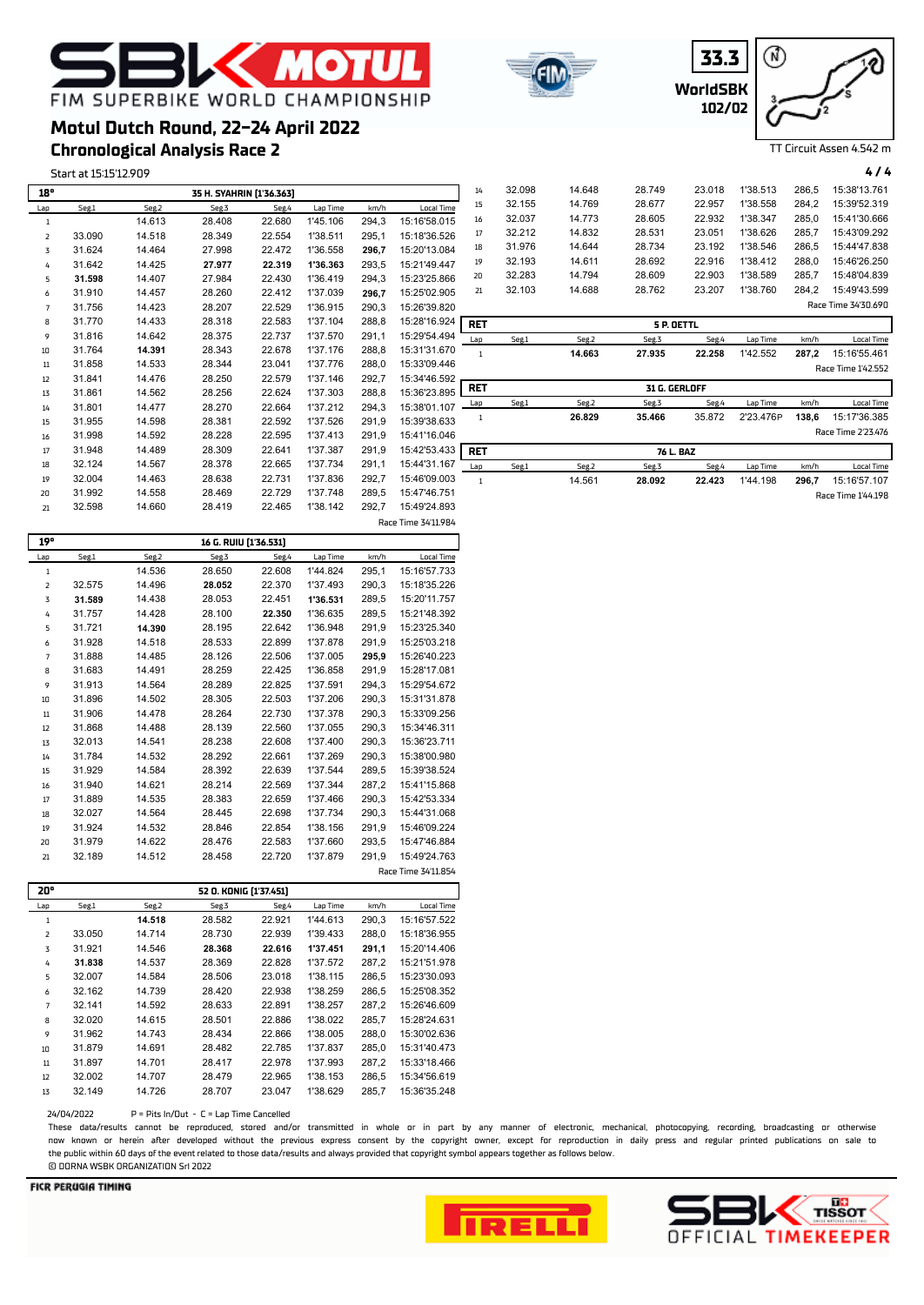# Motul Dutch Round, 22-24 April 2022

## Chronological Analysis Race 2

FIM SUPERBIKE WORLD CHAMPIONSHIP

33.3 WorldSBK 102/02

TT Circuit Assen 4.542 m

Start at 15:15'12.909

**18° — 35 H. SYAHRIN [1'36.363]**

| Lap | Seg1 | Seg2 | Seg3 | Seg4 | Lap Time | km/h | Local Time |
|---|---|---|---|---|---|---|---|
| 1 | | 14.613 | 28.408 | 22.680 | 1'45.106 | 294,3 | 15:16'58.015 |
| 2 | 33.090 | 14.518 | 28.349 | 22.554 | 1'38.511 | 295,1 | 15:18'36.526 |
| 3 | 31.624 | 14.464 | 27.998 | 22.472 | 1'36.558 | **296,7** | 15:20'13.084 |
| 4 | 31.642 | 14.425 | **27.977** | **22.319** | **1'36.363** | 293,5 | 15:21'49.447 |
| 5 | **31.598** | 14.407 | 27.984 | 22.430 | 1'36.419 | 294,3 | 15:23'25.866 |
| 6 | 31.910 | 14.457 | 28.260 | 22.412 | 1'37.039 | **296,7** | 15:25'02.905 |
| 7 | 31.756 | 14.423 | 28.207 | 22.529 | 1'36.915 | 290,3 | 15:26'39.820 |
| 8 | 31.770 | 14.433 | 28.318 | 22.583 | 1'37.104 | 288,8 | 15:28'16.924 |
| 9 | 31.816 | 14.642 | 28.375 | 22.737 | 1'37.570 | 291,1 | 15:29'54.494 |
| 10 | 31.764 | **14.391** | 28.343 | 22.678 | 1'37.176 | 288,8 | 15:31'31.670 |
| 11 | 31.858 | 14.533 | 28.344 | 23.041 | 1'37.776 | 288,0 | 15:33'09.446 |
| 12 | 31.841 | 14.476 | 28.250 | 22.579 | 1'37.146 | 292,7 | 15:34'46.592 |
| 13 | 31.861 | 14.562 | 28.256 | 22.624 | 1'37.303 | 288,8 | 15:36'23.895 |
| 14 | 31.801 | 14.477 | 28.270 | 22.664 | 1'37.212 | 294,3 | 15:38'01.107 |
| 15 | 31.955 | 14.598 | 28.381 | 22.592 | 1'37.526 | 291,9 | 15:39'38.633 |
| 16 | 31.998 | 14.592 | 28.228 | 22.595 | 1'37.413 | 291,9 | 15:41'16.046 |
| 17 | 31.948 | 14.489 | 28.309 | 22.641 | 1'37.387 | 291,9 | 15:42'53.433 |
| 18 | 32.124 | 14.567 | 28.378 | 22.665 | 1'37.734 | 291,1 | 15:44'31.167 |
| 19 | 32.004 | 14.463 | 28.638 | 22.731 | 1'37.836 | 292,7 | 15:46'09.003 |
| 20 | 31.992 | 14.558 | 28.469 | 22.729 | 1'37.748 | 289,5 | 15:47'46.751 |
| 21 | 32.598 | 14.660 | 28.419 | 22.465 | 1'38.142 | 292,7 | 15:49'24.893 |

Race Time 34'11.984

**19° — 16 G. RUIU [1'36.531]**

| Lap | Seg1 | Seg2 | Seg3 | Seg4 | Lap Time | km/h | Local Time |
|---|---|---|---|---|---|---|---|
| 1 | | 14.536 | 28.650 | 22.608 | 1'44.824 | 295,1 | 15:16'57.733 |
| 2 | 32.575 | 14.496 | **28.052** | 22.370 | 1'37.493 | 290,3 | 15:18'35.226 |
| 3 | **31.589** | 14.438 | 28.053 | 22.451 | **1'36.531** | 289,5 | 15:20'11.757 |
| 4 | 31.757 | 14.428 | 28.100 | **22.350** | 1'36.635 | 289,5 | 15:21'48.392 |
| 5 | 31.721 | **14.390** | 28.195 | 22.642 | 1'36.948 | 291,9 | 15:23'25.340 |
| 6 | 31.928 | 14.518 | 28.533 | 22.899 | 1'37.878 | 291,9 | 15:25'03.218 |
| 7 | 31.888 | 14.485 | 28.126 | 22.506 | 1'37.005 | **295,9** | 15:26'40.223 |
| 8 | 31.683 | 14.491 | 28.259 | 22.425 | 1'36.858 | 291,9 | 15:28'17.081 |
| 9 | 31.913 | 14.564 | 28.289 | 22.825 | 1'37.591 | 294,3 | 15:29'54.672 |
| 10 | 31.896 | 14.502 | 28.305 | 22.503 | 1'37.206 | 290,3 | 15:31'31.878 |
| 11 | 31.906 | 14.478 | 28.264 | 22.730 | 1'37.378 | 290,3 | 15:33'09.256 |
| 12 | 31.868 | 14.488 | 28.139 | 22.560 | 1'37.055 | 290,3 | 15:34'46.311 |
| 13 | 32.013 | 14.541 | 28.238 | 22.608 | 1'37.400 | 290,3 | 15:36'23.711 |
| 14 | 31.784 | 14.532 | 28.292 | 22.661 | 1'37.269 | 290,3 | 15:38'00.980 |
| 15 | 31.929 | 14.584 | 28.392 | 22.639 | 1'37.544 | 289,5 | 15:39'38.524 |
| 16 | 31.940 | 14.621 | 28.214 | 22.569 | 1'37.344 | 287,2 | 15:41'15.868 |
| 17 | 31.889 | 14.535 | 28.383 | 22.659 | 1'37.466 | 290,3 | 15:42'53.334 |
| 18 | 32.027 | 14.564 | 28.445 | 22.698 | 1'37.734 | 290,3 | 15:44'31.068 |
| 19 | 31.924 | 14.532 | 28.846 | 22.854 | 1'38.156 | 291,9 | 15:46'09.224 |
| 20 | 31.979 | 14.622 | 28.476 | 22.583 | 1'37.660 | 293,5 | 15:47'46.884 |
| 21 | 32.189 | 14.512 | 28.458 | 22.720 | 1'37.879 | 291,9 | 15:49'24.763 |

Race Time 34'11.854

**20° — 52 O. KONIG [1'37.451]**

| Lap | Seg1 | Seg2 | Seg3 | Seg4 | Lap Time | km/h | Local Time |
|---|---|---|---|---|---|---|---|
| 1 | | **14.518** | 28.582 | 22.921 | 1'44.613 | 290,3 | 15:16'57.522 |
| 2 | 33.050 | 14.714 | 28.730 | 22.939 | 1'39.433 | 288,0 | 15:18'36.955 |
| 3 | 31.921 | 14.546 | **28.368** | **22.616** | **1'37.451** | **291,1** | 15:20'14.406 |
| 4 | **31.838** | 14.537 | 28.369 | 22.828 | 1'37.572 | 287,2 | 15:21'51.978 |
| 5 | 32.007 | 14.584 | 28.506 | 23.018 | 1'38.115 | 286,5 | 15:23'30.093 |
| 6 | 32.162 | 14.739 | 28.420 | 22.938 | 1'38.259 | 286,5 | 15:25'08.352 |
| 7 | 32.141 | 14.592 | 28.633 | 22.891 | 1'38.257 | 287,2 | 15:26'46.609 |
| 8 | 32.020 | 14.615 | 28.501 | 22.886 | 1'38.022 | 285,7 | 15:28'24.631 |
| 9 | 31.962 | 14.743 | 28.434 | 22.866 | 1'38.005 | 288,0 | 15:30'02.636 |
| 10 | 31.879 | 14.691 | 28.482 | 22.785 | 1'37.837 | 285,0 | 15:31'40.473 |
| 11 | 31.897 | 14.701 | 28.417 | 22.978 | 1'37.993 | 287,2 | 15:33'18.466 |
| 12 | 32.002 | 14.707 | 28.479 | 22.965 | 1'38.153 | 286,5 | 15:34'56.619 |
| 13 | 32.149 | 14.726 | 28.707 | 23.047 | 1'38.629 | 285,7 | 15:36'35.248 |
| 14 | 32.098 | 14.648 | 28.749 | 23.018 | 1'38.513 | 286,5 | 15:38'13.761 |
| 15 | 32.155 | 14.769 | 28.677 | 22.957 | 1'38.558 | 284,2 | 15:39'52.319 |
| 16 | 32.037 | 14.773 | 28.605 | 22.932 | 1'38.347 | 285,0 | 15:41'30.666 |
| 17 | 32.212 | 14.832 | 28.531 | 23.051 | 1'38.626 | 285,7 | 15:43'09.292 |
| 18 | 31.976 | 14.644 | 28.734 | 23.192 | 1'38.546 | 286,5 | 15:44'47.838 |
| 19 | 32.193 | 14.611 | 28.692 | 22.916 | 1'38.412 | 288,0 | 15:46'26.250 |
| 20 | 32.283 | 14.794 | 28.609 | 22.903 | 1'38.589 | 285,7 | 15:48'04.839 |
| 21 | 32.103 | 14.688 | 28.762 | 23.207 | 1'38.760 | 284,2 | 15:49'43.599 |

Race Time 34'30.690

**RET — 5 P. OETTL**

| Lap | Seg1 | Seg2 | Seg3 | Seg4 | Lap Time | km/h | Local Time |
|---|---|---|---|---|---|---|---|
| 1 | | **14.663** | **27.935** | **22.258** | 1'42.552 | **287,2** | 15:16'55.461 |

Race Time 1'42.552

**RET — 31 G. GERLOFF**

| Lap | Seg1 | Seg2 | Seg3 | Seg4 | Lap Time | km/h | Local Time |
|---|---|---|---|---|---|---|---|
| 1 | | **26.829** | **35.466** | 35.872 | 2'23.476P | **138,6** | 15:17'36.385 |

Race Time 2'23.476

**RET — 76 L. BAZ**

| Lap | Seg1 | Seg2 | Seg3 | Seg4 | Lap Time | km/h | Local Time |
|---|---|---|---|---|---|---|---|
| 1 | | 14.561 | **28.092** | **22.423** | 1'44.198 | **296,7** | 15:16'57.107 |

Race Time 1'44.198

24/04/2022 P = Pits In/Out - C = Lap Time Cancelled

These data/results cannot be reproduced, stored and/or transmitted in whole or in part by any manner of electronic, mechanical, photocopying, recording, broadcasting or otherwise now known or herein after developed without the previous express consent by the copyright owner, except for reproduction in daily press and regular printed publications on sale to the public within 60 days of the event related to those data/results and always provided that copyright symbol appears together as follows below.

© DORNA WSBK ORGANIZATION Srl 2022

FICR PERUGIA TIMING — OFFICIAL TIMEKEEPER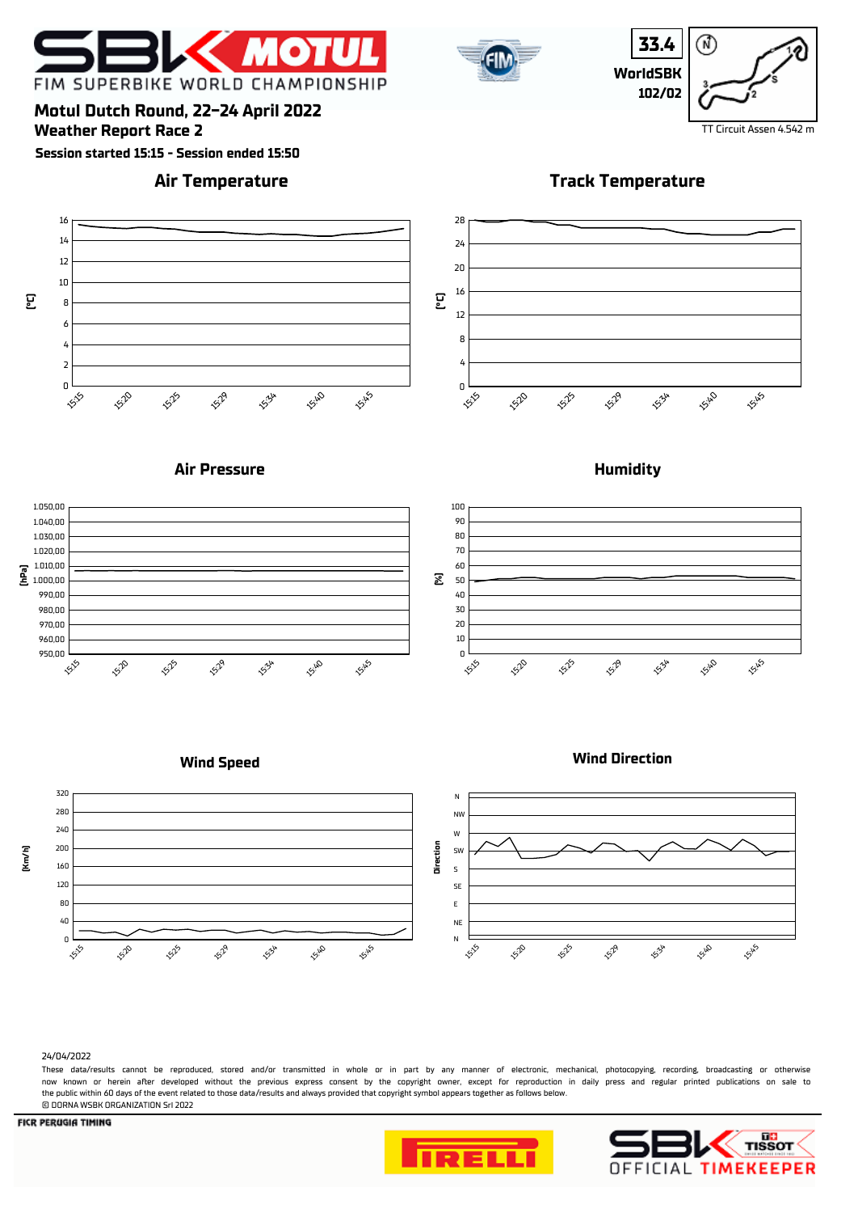# Motul Dutch Round, 22-24 April 2022

## Weather Report Race 2

**Session started 15:15 - Session ended 15:50**

33.4

WorldSBK

102/02

TT Circuit Assen 4.542 m

### Air Temperature

[°C]

16, 14, 12, 10, 8, 6, 4, 2, 0

15:15, 15:20, 15:25, 15:29, 15:34, 15:40, 15:45

### Track Temperature

[°C]

28, 24, 20, 16, 12, 8, 4, 0

15:15, 15:20, 15:25, 15:29, 15:34, 15:40, 15:45

### Air Pressure

[hPa]

1.050,00, 1.040,00, 1.030,00, 1.020,00, 1.010,00, 1.000,00, 990,00, 980,00, 970,00, 960,00, 950,00

15:15, 15:20, 15:25, 15:29, 15:34, 15:40, 15:45

### Humidity

[%]

100, 90, 80, 70, 60, 50, 40, 30, 20, 10, 0

15:15, 15:20, 15:25, 15:29, 15:34, 15:40, 15:45

### Wind Speed

[Km/h]

320, 280, 240, 200, 160, 120, 80, 40, 0

15:15, 15:20, 15:25, 15:29, 15:34, 15:40, 15:45

### Wind Direction

Direction

N, NW, W, SW, S, SE, E, NE, N

15:15, 15:20, 15:25, 15:29, 15:34, 15:40, 15:45

24/04/2022

These data/results cannot be reproduced, stored and/or transmitted in whole or in part by any manner of electronic, mechanical, photocopying, recording, broadcasting or otherwise now known or herein after developed without the previous express consent by the copyright owner, except for reproduction in daily press and regular printed publications on sale to the public within 60 days of the event related to those data/results and always provided that copyright symbol appears together as follows below.

© DORNA WSBK ORGANIZATION Srl 2022

FICR PERUGIA TIMING

OFFICIAL TIMEKEEPER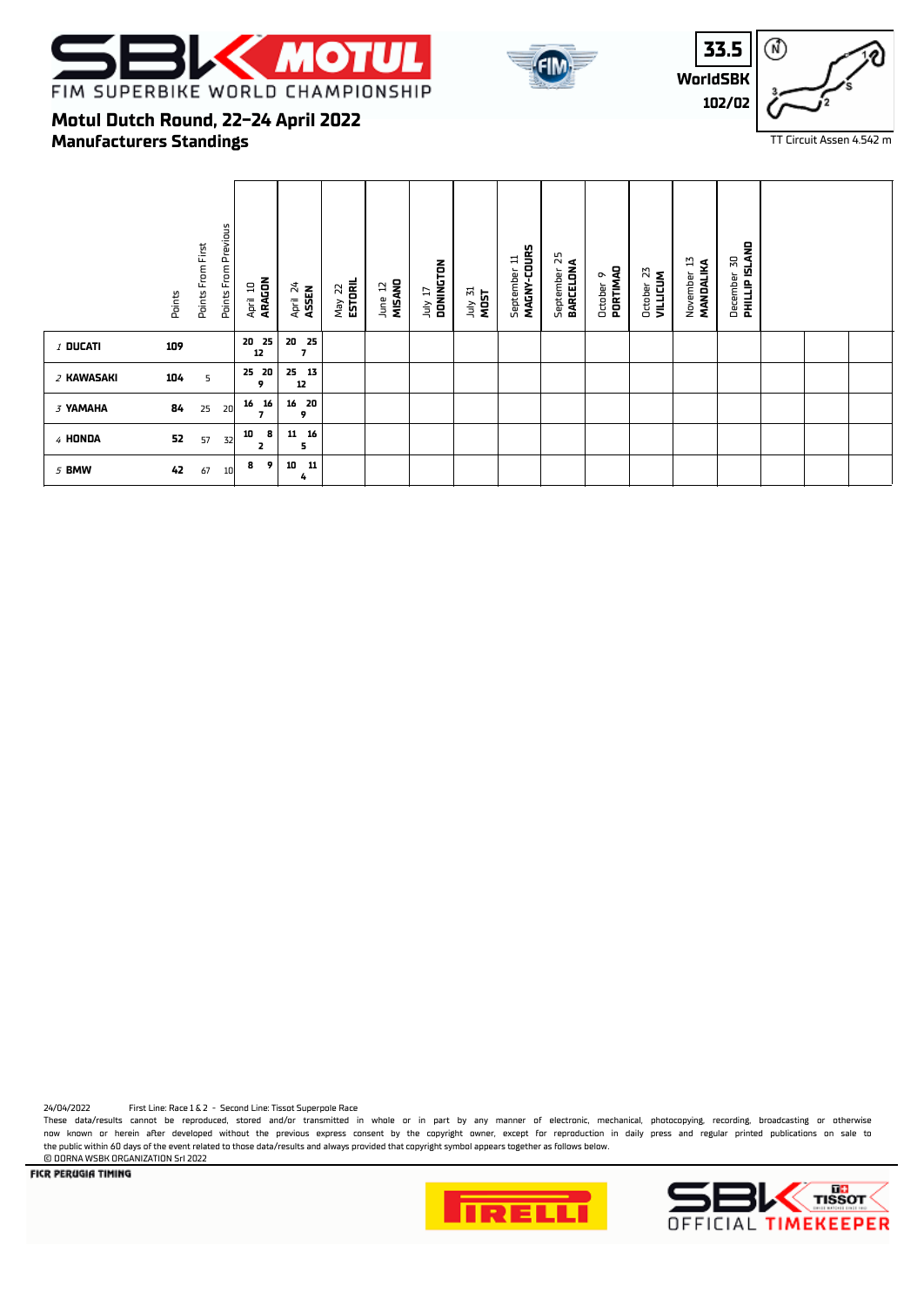# FIM SUPERBIKE WORLD CHAMPIONSHIP

## Motul Dutch Round, 22-24 April 2022
## Manufacturers Standings

33.5
WorldSBK
102/02

TT Circuit Assen 4.542 m

| | Points | Points From First | Points From Previous | April 10 ARAGON | April 24 ASSEN | May 22 ESTORIL | June 12 MISANO | July 17 DONINGTON | July 31 MOST | September 11 MAGNY-COURS | September 25 BARCELONA | October 9 PORTIMAO | October 23 VILLICUM | November 13 MANDALIKA | December 30 PHILLIP ISLAND |
|---|---|---|---|---|---|---|---|---|---|---|---|---|---|---|---|
| 1 DUCATI | 109 | | | 20 25 12 | 20 25 7 | | | | | | | | | | |
| 2 KAWASAKI | 104 | 5 | | 25 20 9 | 25 13 12 | | | | | | | | | | |
| 3 YAMAHA | 84 | 25 | 20 | 16 16 7 | 16 20 9 | | | | | | | | | | |
| 4 HONDA | 52 | 57 | 32 | 10 8 2 | 11 16 5 | | | | | | | | | | |
| 5 BMW | 42 | 67 | 10 | 8 9 | 10 11 4 | | | | | | | | | | |

24/04/2022 First Line: Race 1 & 2 - Second Line: Tissot Superpole Race

These data/results cannot be reproduced, stored and/or transmitted in whole or in part by any manner of electronic, mechanical, photocopying, recording, broadcasting or otherwise now known or herein after developed without the previous express consent by the copyright owner, except for reproduction in daily press and regular printed publications on sale to the public within 60 days of the event related to those data/results and always provided that copyright symbol appears together as follows below.
© DORNA WSBK ORGANIZATION Srl 2022

FICR PERUGIA TIMING

OFFICIAL TIMEKEEPER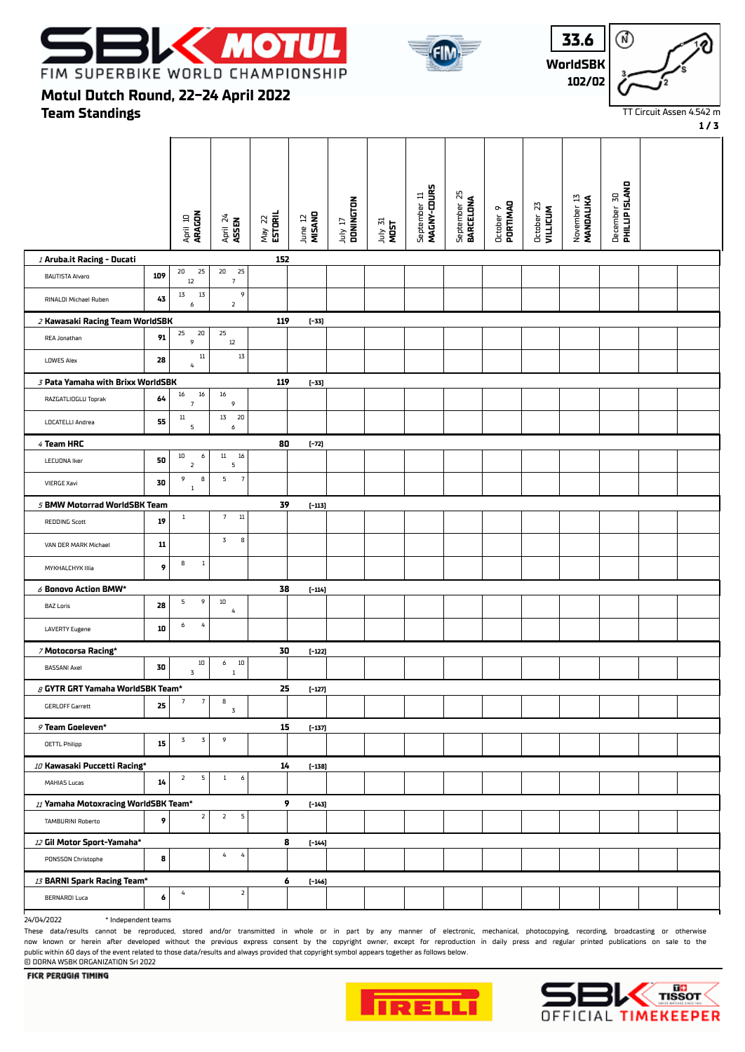# Motul Dutch Round, 22-24 April 2022

## Team Standings

33.6 WorldSBK 102/02

TT Circuit Assen 4.542 m

| Team / Rider | Pts | April 10 ARAGON | April 24 ASSEN | May 22 ESTORIL | June 12 MISANO | July 17 DONINGTON | July 31 MOST | September 11 MAGNY-COURS | September 25 BARCELONA | October 9 PORTIMAO | October 23 VILLICUM | November 13 MANDALIKA | December 30 PHILLIP ISLAND |
|---|---|---|---|---|---|---|---|---|---|---|---|---|---|
| **1 Aruba.it Racing - Ducati** | **152** | | | | | | | | | | | | |
| BAUTISTA Alvaro | 109 | 20 12 25 | 20 7 25 | | | | | | | | | | |
| RINALDI Michael Ruben | 43 | 13 6 13 | 2 9 | | | | | | | | | | |
| **2 Kawasaki Racing Team WorldSBK** | **119** | [-33] | | | | | | | | | | | |
| REA Jonathan | 91 | 25 9 20 | 25 12 | | | | | | | | | | |
| LOWES Alex | 28 | 4 11 | 13 | | | | | | | | | | |
| **3 Pata Yamaha with Brixx WorldSBK** | **119** | [-33] | | | | | | | | | | | |
| RAZGATLIOGLU Toprak | 64 | 16 7 16 | 16 9 | | | | | | | | | | |
| LOCATELLI Andrea | 55 | 11 5 | 13 6 20 | | | | | | | | | | |
| **4 Team HRC** | **80** | [-72] | | | | | | | | | | | |
| LECUONA Iker | 50 | 10 2 6 | 11 5 16 | | | | | | | | | | |
| VIERGE Xavi | 30 | 9 1 8 | 5 7 | | | | | | | | | | |
| **5 BMW Motorrad WorldSBK Team** | **39** | [-113] | | | | | | | | | | | |
| REDDING Scott | 19 | 1 | 7 11 | | | | | | | | | | |
| VAN DER MARK Michael | 11 | | 3 8 | | | | | | | | | | |
| MYKHALCHYK Illia | 9 | 8 1 | | | | | | | | | | | |
| **6 Bonovo Action BMW*** | **38** | [-114] | | | | | | | | | | | |
| BAZ Loris | 28 | 5 9 | 10 4 | | | | | | | | | | |
| LAVERTY Eugene | 10 | 6 4 | | | | | | | | | | | |
| **7 Motocorsa Racing*** | **30** | [-122] | | | | | | | | | | | |
| BASSANI Axel | 30 | 3 10 | 6 1 10 | | | | | | | | | | |
| **8 GYTR GRT Yamaha WorldSBK Team*** | **25** | [-127] | | | | | | | | | | | |
| GERLOFF Garrett | 25 | 7 7 | 8 3 | | | | | | | | | | |
| **9 Team Goeleven*** | **15** | [-137] | | | | | | | | | | | |
| OETTL Philipp | 15 | 3 3 | 9 | | | | | | | | | | |
| **10 Kawasaki Puccetti Racing*** | **14** | [-138] | | | | | | | | | | | |
| MAHIAS Lucas | 14 | 2 5 | 1 6 | | | | | | | | | | |
| **11 Yamaha Motoxracing WorldSBK Team*** | **9** | [-143] | | | | | | | | | | | |
| TAMBURINI Roberto | 9 | 2 | 2 5 | | | | | | | | | | |
| **12 Gil Motor Sport-Yamaha*** | **8** | [-144] | | | | | | | | | | | |
| PONSSON Christophe | 8 | | 4 4 | | | | | | | | | | |
| **13 BARNI Spark Racing Team*** | **6** | [-146] | | | | | | | | | | | |
| BERNARDI Luca | 6 | 4 | 2 | | | | | | | | | | |

24/04/2022 * Independent teams

These data/results cannot be reproduced, stored and/or transmitted in whole or in part by any manner of electronic, mechanical, photocopying, recording, broadcasting or otherwise now known or herein after developed without the previous express consent by the copyright owner, except for reproduction in daily press and regular printed publications on sale to the public within 60 days of the event related to those data/results and always provided that copyright symbol appears together as follows below.
© DORNA WSBK ORGANIZATION Srl 2022

FICR PERUGIA TIMING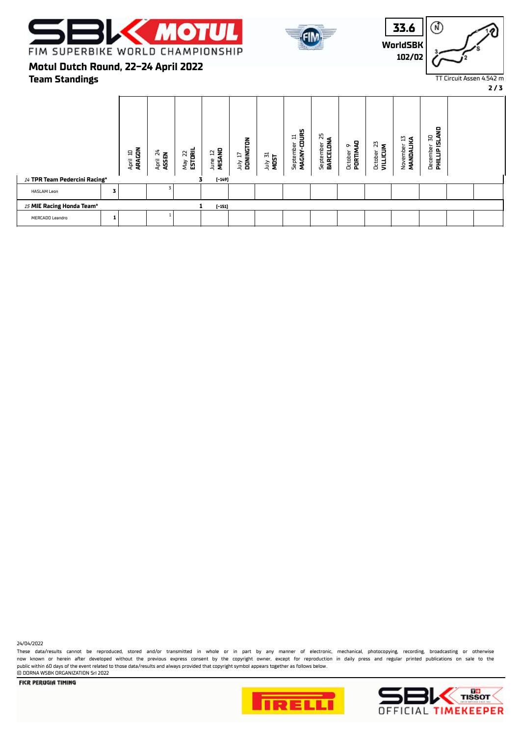# Motul Dutch Round, 22-24 April 2022

## Team Standings

WorldSBK 102/02

TT Circuit Assen 4.542 m

| | | April 10 ARAGON | April 24 ASSEN | May 22 ESTORIL | June 12 MISANO | July 17 DONINGTON | July 31 MOST | September 11 MAGNY-COURS | September 25 BARCELONA | October 9 PORTIMAO | October 23 VILLICUM | November 13 MANDALIKA | December 30 PHILLIP ISLAND | | |
|---|---|---|---|---|---|---|---|---|---|---|---|---|---|---|---|
| *14* **TPR Team Pedercini Racing*** | | | | 3 | [-149] | | | | | | | | | | |
| HASLAM Leon | 3 | | 3 | | | | | | | | | | | | |
| *15* **MIE Racing Honda Team*** | | | | 1 | [-151] | | | | | | | | | | |
| MERCADO Leandro | 1 | | 1 | | | | | | | | | | | | |

24/04/2022

These data/results cannot be reproduced, stored and/or transmitted in whole or in part by any manner of electronic, mechanical, photocopying, recording, broadcasting or otherwise now known or herein after developed without the previous express consent by the copyright owner, except for reproduction in daily press and regular printed publications on sale to the public within 60 days of the event related to those data/results and always provided that copyright symbol appears together as follows below.
© DORNA WSBK ORGANIZATION Srl 2022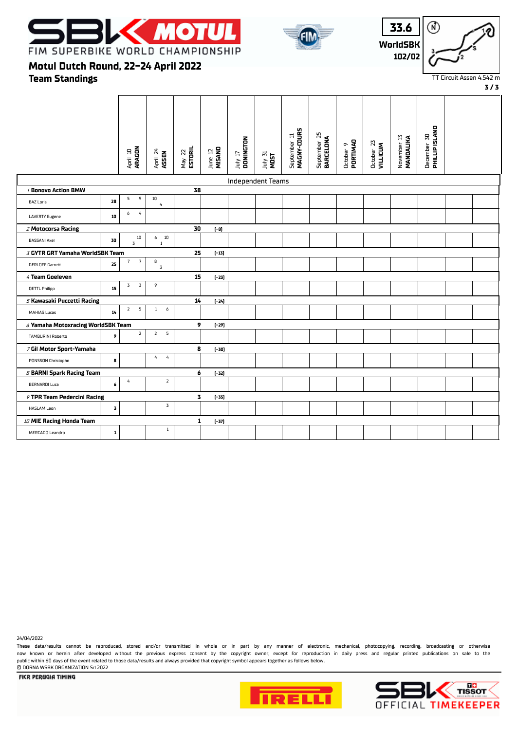# FIM SUPERBIKE WORLD CHAMPIONSHIP

## Motul Dutch Round, 22-24 April 2022

## Team Standings

33.6 WorldSBK 102/02

TT Circuit Assen 4.542 m

| | | April 10 ARAGON | April 24 ASSEN | May 22 ESTORIL | June 12 MISANO | July 17 DONINGTON | July 31 MOST | September 11 MAGNY-COURS | September 25 BARCELONA | October 9 PORTIMAO | October 23 VILLICUM | November 13 MANDALIKA | December 30 PHILLIP ISLAND | | |
|---|---|---|---|---|---|---|---|---|---|---|---|---|---|---|---|
| **Independent Teams** | | | | | | | | | | | | | | | |
| *1* **Bonovo Action BMW** | | | | **38** | | | | | | | | | | | |
| BAZ Loris | **28** | 5 9 | 10 4 | | | | | | | | | | | | |
| LAVERTY Eugene | **10** | 6 4 | | | | | | | | | | | | | |
| *2* **Motocorsa Racing** | | | | **30** | [-8] | | | | | | | | | | |
| BASSANI Axel | **30** | 10 3 | 6 10 1 | | | | | | | | | | | | |
| *3* **GYTR GRT Yamaha WorldSBK Team** | | | | **25** | [-13] | | | | | | | | | | |
| GERLOFF Garrett | **25** | 7 7 | 8 3 | | | | | | | | | | | | |
| *4* **Team Goeleven** | | | | **15** | [-23] | | | | | | | | | | |
| DETTL Philipp | **15** | 3 3 | 9 | | | | | | | | | | | | |
| *5* **Kawasaki Puccetti Racing** | | | | **14** | [-24] | | | | | | | | | | |
| MAHIAS Lucas | **14** | 2 5 | 1 6 | | | | | | | | | | | | |
| *6* **Yamaha Motoxracing WorldSBK Team** | | | | **9** | [-29] | | | | | | | | | | |
| TAMBURINI Roberto | **9** | 2 | 2 5 | | | | | | | | | | | | |
| *7* **Gil Motor Sport-Yamaha** | | | | **8** | [-30] | | | | | | | | | | |
| PONSSON Christophe | **8** | | 4 4 | | | | | | | | | | | | |
| *8* **BARNI Spark Racing Team** | | | | **6** | [-32] | | | | | | | | | | |
| BERNARDI Luca | **6** | 4 | 2 | | | | | | | | | | | | |
| *9* **TPR Team Pedercini Racing** | | | | **3** | [-35] | | | | | | | | | | |
| HASLAM Leon | **3** | | 3 | | | | | | | | | | | | |
| *10* **MIE Racing Honda Team** | | | | **1** | [-37] | | | | | | | | | | |
| MERCADO Leandro | **1** | | 1 | | | | | | | | | | | | |

24/04/2022

These data/results cannot be reproduced, stored and/or transmitted in whole or in part by any manner of electronic, mechanical, photocopying, recording, broadcasting or otherwise now known or herein after developed without the previous express consent by the copyright owner, except for reproduction in daily press and regular printed publications on sale to the public within 60 days of the event related to those data/results and always provided that copyright symbol appears together as follows below.
© DORNA WSBK ORGANIZATION Srl 2022

FICR PERUGIA TIMING

SBK TISSOT OFFICIAL TIMEKEEPER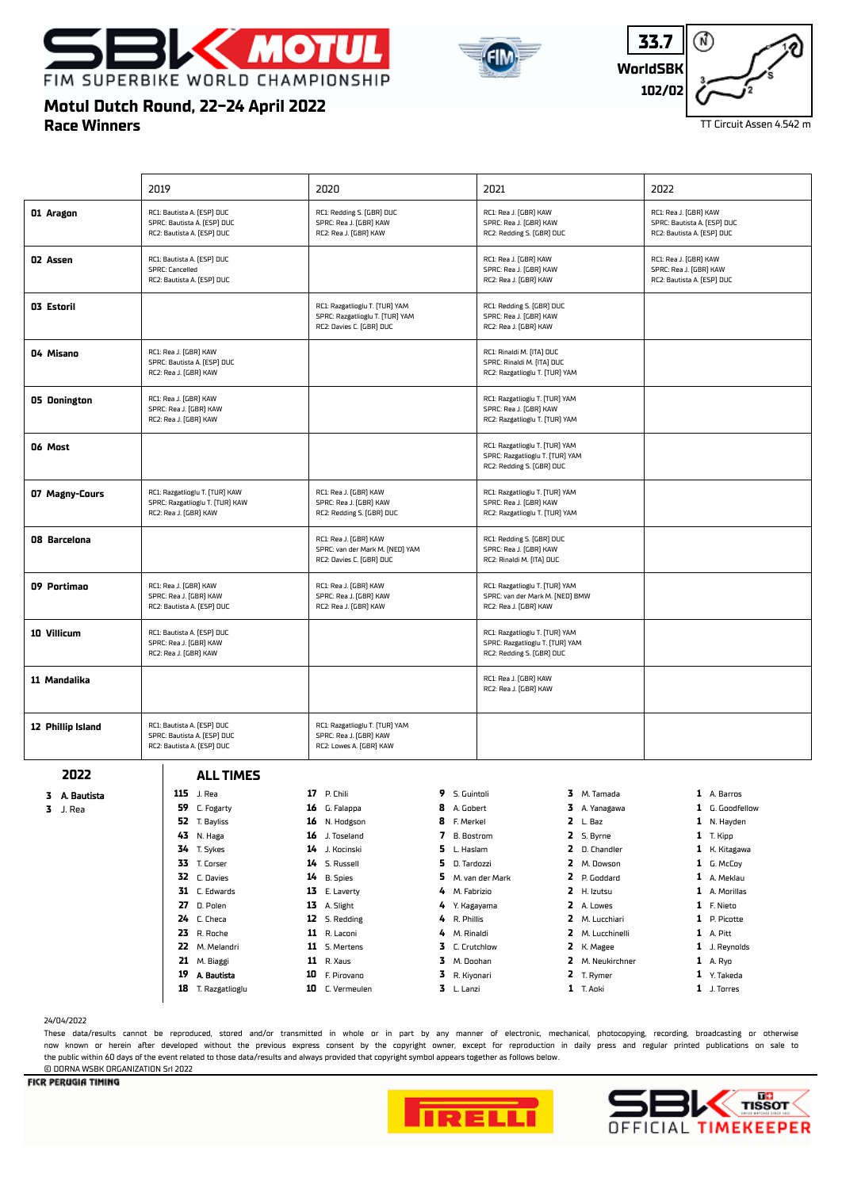# Motul Dutch Round, 22-24 April 2022

## Race Winners

FIM SUPERBIKE WORLD CHAMPIONSHIP

33.7 WorldSBK 102/02

TT Circuit Assen 4.542 m

| | 2019 | 2020 | 2021 | 2022 |
|---|---|---|---|---|
| **01 Aragon** | RC1: Bautista A. [ESP] DUC<br>SPRC: Bautista A. [ESP] DUC<br>RC2: Bautista A. [ESP] DUC | RC1: Redding S. [GBR] DUC<br>SPRC: Rea J. [GBR] KAW<br>RC2: Rea J. [GBR] KAW | RC1: Rea J. [GBR] KAW<br>SPRC: Rea J. [GBR] KAW<br>RC2: Redding S. [GBR] DUC | RC1: Rea J. [GBR] KAW<br>SPRC: Bautista A. [ESP] DUC<br>RC2: Bautista A. [ESP] DUC |
| **02 Assen** | RC1: Bautista A. [ESP] DUC<br>SPRC: Cancelled<br>RC2: Bautista A. [ESP] DUC | | RC1: Rea J. [GBR] KAW<br>SPRC: Rea J. [GBR] KAW<br>RC2: Rea J. [GBR] KAW | RC1: Rea J. [GBR] KAW<br>SPRC: Rea J. [GBR] KAW<br>RC2: Bautista A. [ESP] DUC |
| **03 Estoril** | | RC1: Razgatlioglu T. [TUR] YAM<br>SPRC: Razgatlioglu T. [TUR] YAM<br>RC2: Davies C. [GBR] DUC | RC1: Redding S. [GBR] DUC<br>SPRC: Rea J. [GBR] KAW<br>RC2: Rea J. [GBR] KAW | |
| **04 Misano** | RC1: Rea J. [GBR] KAW<br>SPRC: Bautista A. [ESP] DUC<br>RC2: Rea J. [GBR] KAW | | RC1: Rinaldi M. [ITA] DUC<br>SPRC: Rinaldi M. [ITA] DUC<br>RC2: Razgatlioglu T. [TUR] YAM | |
| **05 Donington** | RC1: Rea J. [GBR] KAW<br>SPRC: Rea J. [GBR] KAW<br>RC2: Rea J. [GBR] KAW | | RC1: Razgatlioglu T. [TUR] YAM<br>SPRC: Rea J. [GBR] KAW<br>RC2: Razgatlioglu T. [TUR] YAM | |
| **06 Most** | | | RC1: Razgatlioglu T. [TUR] YAM<br>SPRC: Razgatlioglu T. [TUR] YAM<br>RC2: Redding S. [GBR] DUC | |
| **07 Magny-Cours** | RC1: Razgatlioglu T. [TUR] KAW<br>SPRC: Razgatlioglu T. [TUR] KAW<br>RC2: Rea J. [GBR] KAW | RC1: Rea J. [GBR] KAW<br>SPRC: Rea J. [GBR] KAW<br>RC2: Redding S. [GBR] DUC | RC1: Razgatlioglu T. [TUR] YAM<br>SPRC: Rea J. [GBR] KAW<br>RC2: Razgatlioglu T. [TUR] YAM | |
| **08 Barcelona** | | RC1: Rea J. [GBR] KAW<br>SPRC: van der Mark M. [NED] YAM<br>RC2: Davies C. [GBR] DUC | RC1: Redding S. [GBR] DUC<br>SPRC: Rea J. [GBR] KAW<br>RC2: Rinaldi M. [ITA] DUC | |
| **09 Portimao** | RC1: Rea J. [GBR] KAW<br>SPRC: Rea J. [GBR] KAW<br>RC2: Bautista A. [ESP] DUC | RC1: Rea J. [GBR] KAW<br>SPRC: Rea J. [GBR] KAW<br>RC2: Rea J. [GBR] KAW | RC1: Razgatlioglu T. [TUR] YAM<br>SPRC: van der Mark M. [NED] BMW<br>RC2: Rea J. [GBR] KAW | |
| **10 Villicum** | RC1: Bautista A. [ESP] DUC<br>SPRC: Rea J. [GBR] KAW<br>RC2: Rea J. [GBR] KAW | | RC1: Razgatlioglu T. [TUR] YAM<br>SPRC: Razgatlioglu T. [TUR] YAM<br>RC2: Redding S. [GBR] DUC | |
| **11 Mandalika** | | | RC1: Rea J. [GBR] KAW<br>RC2: Rea J. [GBR] KAW | |
| **12 Phillip Island** | RC1: Bautista A. [ESP] DUC<br>SPRC: Bautista A. [ESP] DUC<br>RC2: Bautista A. [ESP] DUC | RC1: Razgatlioglu T. [TUR] YAM<br>SPRC: Rea J. [GBR] KAW<br>RC2: Lowes A. [GBR] KAW | | |

### 2022

| | |
|---|---|
| 3 | A. Bautista |
| 3 | J. Rea |

### ALL TIMES

| | | | | | | | | | |
|---|---|---|---|---|---|---|---|---|---|
| 115 | J. Rea | 17 | P. Chili | 9 | S. Guintoli | 3 | M. Tamada | 1 | A. Barros |
| 59 | C. Fogarty | 16 | G. Falappa | 8 | A. Gobert | 3 | A. Yanagawa | 1 | G. Goodfellow |
| 52 | T. Bayliss | 16 | N. Hodgson | 8 | F. Merkel | 2 | L. Baz | 1 | N. Hayden |
| 43 | N. Haga | 16 | J. Toseland | 7 | B. Bostrom | 2 | S. Byrne | 1 | T. Kipp |
| 34 | T. Sykes | 14 | J. Kocinski | 5 | L. Haslam | 2 | D. Chandler | 1 | K. Kitagawa |
| 33 | T. Corser | 14 | S. Russell | 5 | D. Tardozzi | 2 | M. Dowson | 1 | G. McCoy |
| 32 | C. Davies | 14 | B. Spies | 5 | M. van der Mark | 2 | P. Goddard | 1 | A. Meklau |
| 31 | C. Edwards | 13 | E. Laverty | 4 | M. Fabrizio | 2 | H. Izutsu | 1 | A. Morillas |
| 27 | D. Polen | 13 | A. Slight | 4 | Y. Kagayama | 2 | A. Lowes | 1 | F. Nieto |
| 24 | C. Checa | 12 | S. Redding | 4 | R. Phillis | 2 | M. Lucchiari | 1 | P. Picotte |
| 23 | R. Roche | 11 | R. Laconi | 4 | M. Rinaldi | 2 | M. Lucchinelli | 1 | A. Pitt |
| 22 | M. Melandri | 11 | S. Mertens | 3 | C. Crutchlow | 2 | K. Magee | 1 | J. Reynolds |
| 21 | M. Biaggi | 11 | R. Xaus | 3 | M. Doohan | 2 | M. Neukirchner | 1 | A. Ryo |
| 19 | **A. Bautista** | 10 | F. Pirovano | 3 | R. Kiyonari | 2 | T. Rymer | 1 | Y. Takeda |
| 18 | T. Razgatlioglu | 10 | C. Vermeulen | 3 | L. Lanzi | 1 | T. Aoki | 1 | J. Torres |

24/04/2022

These data/results cannot be reproduced, stored and/or transmitted in whole or in part by any manner of electronic, mechanical, photocopying, recording, broadcasting or otherwise now known or herein after developed without the previous express consent by the copyright owner, except for reproduction in daily press and regular printed publications on sale to the public within 60 days of the event related to those data/results and always provided that copyright symbol appears together as follows below.
© DORNA WSBK ORGANIZATION Srl 2022

FICR PERUGIA TIMING

SBK OFFICIAL TIMEKEEPER TISSOT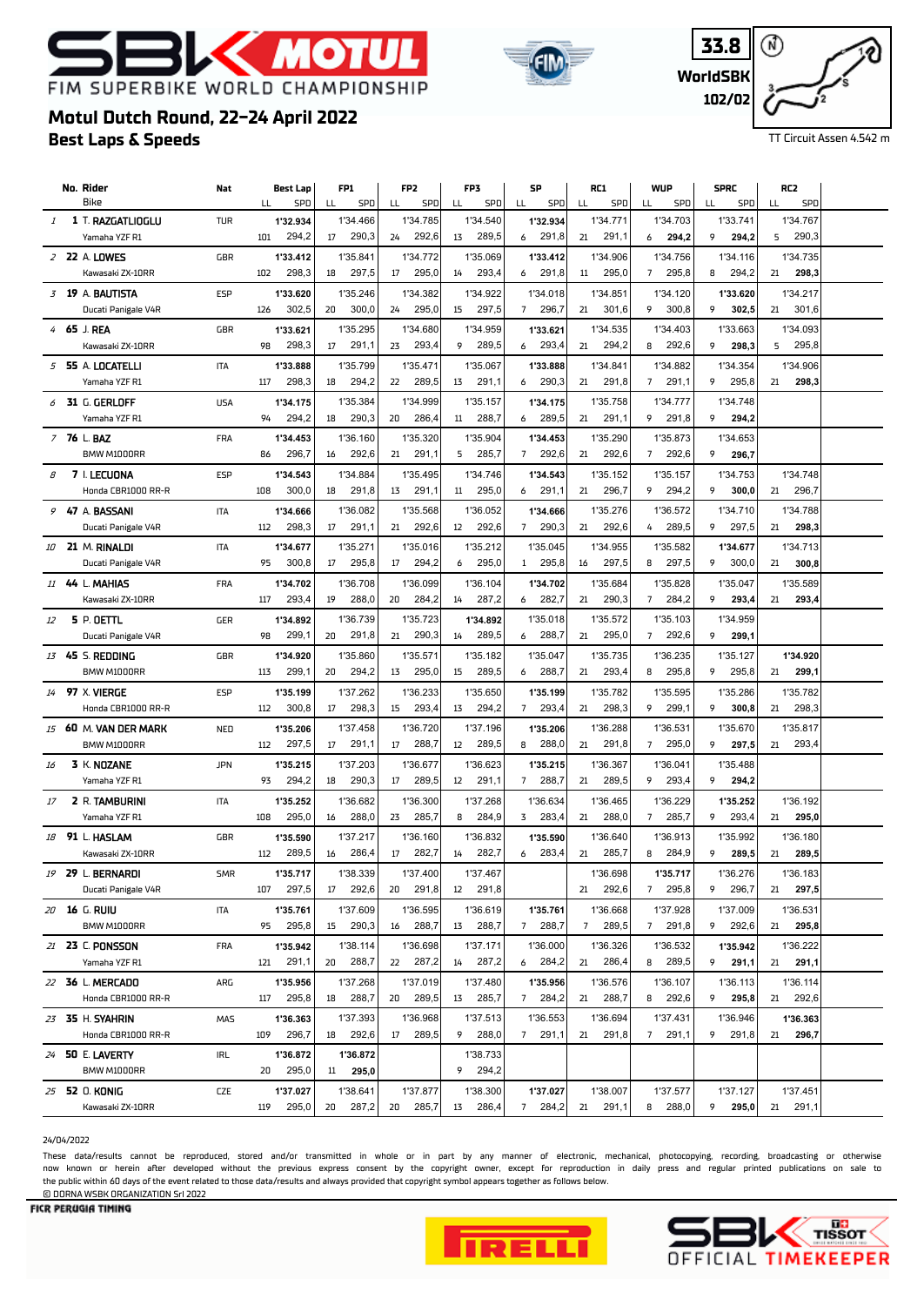# Motul Dutch Round, 22-24 April 2022

## Best Laps & Speeds

33.8 WorldSBK 102/02

TT Circuit Assen 4.542 m

| Pos | No. | Rider / Bike | Nat | Best Lap LL | Best Lap SPD | FP1 LL | FP1 SPD | FP2 LL | FP2 SPD | FP3 LL | FP3 SPD | SP LL | SP SPD | RC1 LL | RC1 SPD | WUP LL | WUP SPD | SPRC LL | SPRC SPD | RC2 LL | RC2 SPD |
|---|---|---|---|---|---|---|---|---|---|---|---|---|---|---|---|---|---|---|---|---|---|
| 1 | 1 | T. RAZGATLIOGLU / Yamaha YZF R1 | TUR | 101 | **1'32.934** / 294,2 | 17 | 1'34.466 / 290,3 | 24 | 1'34.785 / 292,6 | 13 | 1'34.540 / 289,5 | 6 | **1'32.934** / 291,8 | 21 | 1'34.771 / 291,1 | 6 | 1'34.703 / **294,2** | 9 | 1'33.741 / **294,2** | 5 | 1'34.767 / 290,3 |
| 2 | 22 | A. LOWES / Kawasaki ZX-10RR | GBR | 102 | **1'33.412** / 298,3 | 18 | 1'35.841 / 297,5 | 17 | 1'34.772 / 295,0 | 14 | 1'35.069 / 293,4 | 6 | **1'33.412** / 291,8 | 11 | 1'34.906 / 295,0 | 7 | 1'34.756 / 295,8 | 8 | 1'34.116 / 294,2 | 21 | 1'34.735 / **298,3** |
| 3 | 19 | A. BAUTISTA / Ducati Panigale V4R | ESP | 126 | **1'33.620** / 302,5 | 20 | 1'35.246 / 300,0 | 24 | 1'34.382 / 295,0 | 15 | 1'34.922 / 297,5 | 7 | 1'34.018 / 296,7 | 21 | 1'34.851 / 301,6 | 9 | 1'34.120 / 300,8 | 9 | **1'33.620** / **302,5** | 21 | 1'34.217 / 301,6 |
| 4 | 65 | J. REA / Kawasaki ZX-10RR | GBR | 98 | **1'33.621** / 298,3 | 17 | 1'35.295 / 291,1 | 23 | 1'34.680 / 293,4 | 9 | 1'34.959 / 289,5 | 6 | **1'33.621** / 293,4 | 21 | 1'34.535 / 294,2 | 8 | 1'34.403 / 292,6 | 9 | 1'33.663 / **298,3** | 5 | 1'34.093 / 295,8 |
| 5 | 55 | A. LOCATELLI / Yamaha YZF R1 | ITA | 117 | **1'33.888** / 298,3 | 18 | 1'35.799 / 294,2 | 22 | 1'35.471 / 289,5 | 13 | 1'35.067 / 291,1 | 6 | **1'33.888** / 290,3 | 21 | 1'34.841 / 291,8 | 7 | 1'34.882 / 291,1 | 9 | 1'34.354 / 295,8 | 21 | 1'34.906 / **298,3** |
| 6 | 31 | G. GERLOFF / Yamaha YZF R1 | USA | 94 | **1'34.175** / 294,2 | 18 | 1'35.384 / 290,3 | 20 | 1'34.999 / 286,4 | 11 | 1'35.157 / 288,7 | 6 | **1'34.175** / 289,5 | 21 | 1'35.758 / 291,1 | 9 | 1'34.777 / 291,8 | 9 | 1'34.748 / **294,2** | | |
| 7 | 76 | L. BAZ / BMW M1000RR | FRA | 86 | **1'34.453** / 296,7 | 16 | 1'36.160 / 292,6 | 21 | 1'35.320 / 291,1 | 5 | 1'35.904 / 285,7 | 7 | **1'34.453** / 292,6 | 21 | 1'35.290 / 292,6 | 7 | 1'35.873 / 292,6 | 9 | 1'34.653 / **296,7** | | |
| 8 | 7 | I. LECUONA / Honda CBR1000 RR-R | ESP | 108 | **1'34.543** / 300,0 | 18 | 1'34.884 / 291,8 | 13 | 1'35.495 / 291,1 | 11 | 1'34.746 / 295,0 | 6 | **1'34.543** / 291,1 | 21 | 1'35.152 / 296,7 | 9 | 1'35.157 / 294,2 | 9 | 1'34.753 / **300,0** | 21 | 1'34.748 / 296,7 |
| 9 | 47 | A. BASSANI / Ducati Panigale V4R | ITA | 112 | **1'34.666** / 298,3 | 17 | 1'36.082 / 291,1 | 21 | 1'35.568 / 292,6 | 12 | 1'36.052 / 292,6 | 7 | **1'34.666** / 290,3 | 21 | 1'35.276 / 292,6 | 4 | 1'36.572 / 289,5 | 9 | 1'34.710 / 297,5 | 21 | 1'34.788 / **298,3** |
| 10 | 21 | M. RINALDI / Ducati Panigale V4R | ITA | 95 | **1'34.677** / 300,8 | 17 | 1'35.271 / 295,8 | 17 | 1'35.016 / 294,2 | 6 | 1'35.212 / 295,0 | 1 | 1'35.045 / 295,8 | 16 | 1'34.955 / 297,5 | 8 | 1'35.582 / 297,5 | 9 | **1'34.677** / 300,0 | 21 | 1'34.713 / **300,8** |
| 11 | 44 | L. MAHIAS / Kawasaki ZX-10RR | FRA | 117 | **1'34.702** / 293,4 | 19 | 1'36.708 / 288,0 | 20 | 1'36.099 / 284,2 | 14 | 1'36.104 / 287,2 | 6 | **1'34.702** / 282,7 | 21 | 1'35.684 / 290,3 | 7 | 1'35.828 / 284,2 | 9 | 1'35.047 / **293,4** | 21 | 1'35.589 / **293,4** |
| 12 | 5 | P. OETTL / Ducati Panigale V4R | GER | 98 | **1'34.892** / 299,1 | 20 | 1'36.739 / 291,8 | 21 | 1'35.723 / 290,3 | 14 | **1'34.892** / 289,5 | 6 | 1'35.018 / 288,7 | 21 | 1'35.572 / 295,0 | 7 | 1'35.103 / 292,6 | 9 | 1'34.959 / **299,1** | | |
| 13 | 45 | S. REDDING / BMW M1000RR | GBR | 113 | **1'34.920** / 299,1 | 20 | 1'35.860 / 294,2 | 13 | 1'35.571 / 295,0 | 15 | 1'35.182 / 289,5 | 6 | 1'35.047 / 288,7 | 21 | 1'35.735 / 293,4 | 8 | 1'36.235 / 295,8 | 9 | 1'35.127 / 295,8 | 21 | **1'34.920** / **299,1** |
| 14 | 97 | X. VIERGE / Honda CBR1000 RR-R | ESP | 112 | **1'35.199** / 300,8 | 17 | 1'37.262 / 298,3 | 15 | 1'36.233 / 293,4 | 13 | 1'35.650 / 294,2 | 7 | **1'35.199** / 293,4 | 21 | 1'35.782 / 298,3 | 9 | 1'35.595 / 299,1 | 9 | 1'35.286 / **300,8** | 21 | 1'35.782 / 298,3 |
| 15 | 60 | M. VAN DER MARK / BMW M1000RR | NED | 112 | **1'35.206** / 297,5 | 17 | 1'37.458 / 291,1 | 17 | 1'36.720 / 288,7 | 12 | 1'37.196 / 289,5 | 8 | **1'35.206** / 288,0 | 21 | 1'36.288 / 291,8 | 7 | 1'36.531 / 295,0 | 9 | 1'35.670 / **297,5** | 21 | 1'35.817 / 293,4 |
| 16 | 3 | K. NOZANE / Yamaha YZF R1 | JPN | 93 | **1'35.215** / 294,2 | 18 | 1'37.203 / 290,3 | 17 | 1'36.677 / 289,5 | 12 | 1'36.623 / 291,1 | 7 | **1'35.215** / 288,7 | 21 | 1'36.367 / 289,5 | 9 | 1'36.041 / 293,4 | 9 | 1'35.488 / **294,2** | | |
| 17 | 2 | R. TAMBURINI / Yamaha YZF R1 | ITA | 108 | **1'35.252** / 295,0 | 16 | 1'36.682 / 288,0 | 23 | 1'36.300 / 285,7 | 8 | 1'37.268 / 284,9 | 3 | 1'36.634 / 283,4 | 21 | 1'36.465 / 288,0 | 7 | 1'36.229 / 285,7 | 9 | **1'35.252** / 293,4 | 21 | 1'36.192 / **295,0** |
| 18 | 91 | L. HASLAM / Kawasaki ZX-10RR | GBR | 112 | **1'35.590** / 289,5 | 16 | 1'37.217 / 286,4 | 17 | 1'36.160 / 282,7 | 14 | 1'36.832 / 282,7 | 6 | **1'35.590** / 283,4 | 21 | 1'36.640 / 285,7 | 8 | 1'36.913 / 284,9 | 9 | 1'35.992 / **289,5** | 21 | 1'36.180 / **289,5** |
| 19 | 29 | L. BERNARDI / Ducati Panigale V4R | SMR | 107 | **1'35.717** / 297,5 | 17 | 1'38.339 / 292,6 | 20 | 1'37.400 / 291,8 | 12 | 1'37.467 / 291,8 | | | 21 | 1'36.698 / 292,6 | 7 | **1'35.717** / 295,8 | 9 | 1'36.276 / 296,7 | 21 | 1'36.183 / **297,5** |
| 20 | 16 | G. RUIU / BMW M1000RR | ITA | 95 | **1'35.761** / 295,8 | 15 | 1'37.609 / 290,3 | 16 | 1'36.595 / 288,7 | 13 | 1'36.619 / 288,7 | 7 | **1'35.761** / 288,7 | 7 | 1'36.668 / 289,5 | 7 | 1'37.928 / 291,8 | 9 | 1'37.009 / 292,6 | 21 | 1'36.531 / **295,8** |
| 21 | 23 | C. PONSSON / Yamaha YZF R1 | FRA | 121 | **1'35.942** / 291,1 | 20 | 1'38.114 / 288,7 | 22 | 1'36.698 / 287,2 | 14 | 1'37.171 / 287,2 | 6 | 1'36.000 / 284,2 | 21 | 1'36.326 / 286,4 | 8 | 1'36.532 / 289,5 | 9 | **1'35.942** / **291,1** | 21 | 1'36.222 / **291,1** |
| 22 | 36 | L. MERCADO / Honda CBR1000 RR-R | ARG | 117 | **1'35.956** / 295,8 | 18 | 1'37.268 / 288,7 | 20 | 1'37.019 / 289,5 | 13 | 1'37.480 / 285,7 | 7 | **1'35.956** / 284,2 | 21 | 1'36.576 / 288,7 | 8 | 1'36.107 / 292,6 | 9 | 1'36.113 / **295,8** | 21 | 1'36.114 / 292,6 |
| 23 | 35 | H. SYAHRIN / Honda CBR1000 RR-R | MAS | 109 | **1'36.363** / 296,7 | 18 | 1'37.393 / 292,6 | 17 | 1'36.968 / 289,5 | 9 | 1'37.513 / 288,0 | 7 | 1'36.553 / 291,1 | 21 | 1'36.694 / 291,8 | 7 | 1'37.431 / 291,1 | 9 | 1'36.946 / 291,8 | 21 | **1'36.363** / **296,7** |
| 24 | 50 | E. LAVERTY / BMW M1000RR | IRL | 20 | **1'36.872** / 295,0 | 11 | **1'36.872** / **295,0** | | | 9 | 1'38.733 / 294,2 | | | | | | | | | | |
| 25 | 52 | O. KONIG / Kawasaki ZX-10RR | CZE | 119 | **1'37.027** / 295,0 | 20 | 1'38.641 / 287,2 | 20 | 1'37.877 / 285,7 | 13 | 1'38.300 / 286,4 | 7 | **1'37.027** / 284,2 | 21 | 1'38.007 / 291,1 | 8 | 1'37.577 / 288,0 | 9 | 1'37.127 / **295,0** | 21 | 1'37.451 / 291,1 |

24/04/2022

These data/results cannot be reproduced, stored and/or transmitted in whole or in part by any manner of electronic, mechanical, photocopying, recording, broadcasting or otherwise now known or herein after developed without the previous express consent by the copyright owner, except for reproduction in daily press and regular printed publications on sale to the public within 60 days of the event related to those data/results and always provided that copyright symbol appears together as follows below.

© DORNA WSBK ORGANIZATION Srl 2022

FICR PERUGIA TIMING

OFFICIAL TIMEKEEPER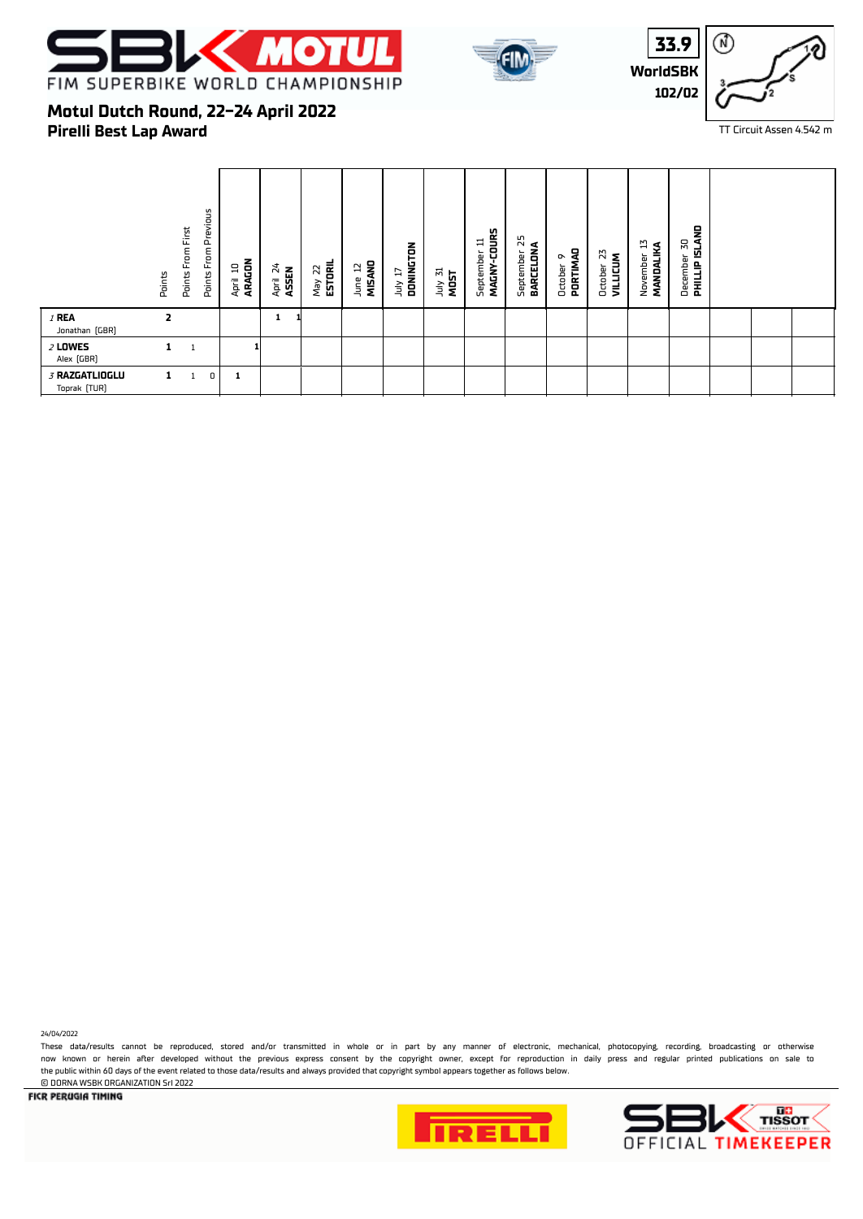# Motul Dutch Round, 22-24 April 2022

## Pirelli Best Lap Award

33.9
WorldSBK
102/02

TT Circuit Assen 4.542 m

| | Points | Points From First | Points From Previous | April 10 ARAGON | April 24 ASSEN | May 22 ESTORIL | June 12 MISAND | July 17 DONINGTON | July 31 MOST | September 11 MAGNY-COURS | September 25 BARCELONA | October 9 PORTIMAO | October 23 VILLICUM | November 13 MANDALIKA | December 30 PHILLIP ISLAND |
|---|---|---|---|---|---|---|---|---|---|---|---|---|---|---|---|
| 1 REA Jonathan [GBR] | 2 | | | | 1 1 | | | | | | | | | | |
| 2 LOWES Alex [GBR] | 1 | 1 | | 1 | | | | | | | | | | | |
| 3 RAZGATLIOGLU Toprak [TUR] | 1 | 1 | 0 | 1 | | | | | | | | | | | |

24/04/2022

These data/results cannot be reproduced, stored and/or transmitted in whole or in part by any manner of electronic, mechanical, photocopying, recording, broadcasting or otherwise now known or herein after developed without the previous express consent by the copyright owner, except for reproduction in daily press and regular printed publications on sale to the public within 60 days of the event related to those data/results and always provided that copyright symbol appears together as follows below.
© DORNA WSBK ORGANIZATION Srl 2022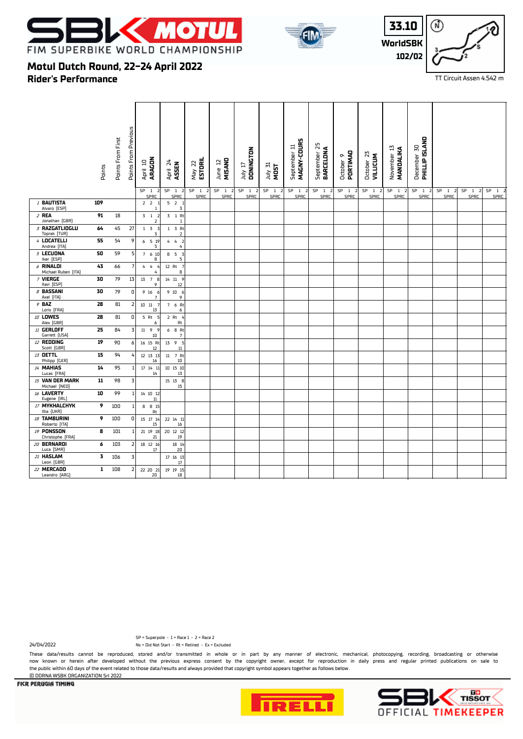SBK MOTUL
FIM SUPERBIKE WORLD CHAMPIONSHIP

**33.10**
**WorldSBK**
**102/02**

## Motul Dutch Round, 22-24 April 2022
## Rider's Performance

TT Circuit Assen 4.542 m

| Rider | Points | Points From First | Points From Previous | April 10 ARAGON (SP 1 2 / SPRC) | April 24 ASSEN (SP 1 2 / SPRC) | May 22 ESTORIL | June 12 MISANO | July 17 DONINGTON | July 31 MOST | September 11 MAGNY-COURS | September 25 BARCELONA | October 9 PORTIMAO | October 23 VILLICUM | November 13 MANDALIKA | December 30 PHILLIP ISLAND | | | |
|---|---|---|---|---|---|---|---|---|---|---|---|---|---|---|---|---|---|---|
| 1 BAUTISTA Alvaro [ESP] | 109 | | | 2 2 1 / 1 | 5 2 1 / 3 | | | | | | | | | | | | | |
| 2 REA Jonathan [GBR] | 91 | 18 | | 3 1 2 / 2 | 3 1 Rt / 1 | | | | | | | | | | | | | |
| 3 RAZGATLIOGLU Toprak [TUR] | 64 | 45 | 27 | 1 3 3 / 3 | 1 3 Rt / 2 | | | | | | | | | | | | | |
| 4 LOCATELLI Andrea [ITA] | 55 | 54 | 9 | 6 5 19 / 5 | 4 4 2 / 4 | | | | | | | | | | | | | |
| 5 LECUONA Iker [ESP] | 50 | 59 | 5 | 7 6 10 / 8 | 8 5 3 / 5 | | | | | | | | | | | | | |
| 6 RINALDI Michael Ruben [ITA] | 43 | 66 | 7 | 4 4 4 / 4 | 12 Rt 7 / 8 | | | | | | | | | | | | | |
| 7 VIERGE Xavi [ESP] | 30 | 79 | 13 | 13 7 8 / 9 | 14 11 9 / 12 | | | | | | | | | | | | | |
| 8 BASSANI Axel [ITA] | 30 | 79 | 0 | 9 16 6 / 7 | 9 10 6 / 9 | | | | | | | | | | | | | |
| 9 BAZ Loris [FRA] | 28 | 81 | 2 | 10 11 7 / 13 | 7 6 Rt / 6 | | | | | | | | | | | | | |
| 10 LOWES Alex [GBR] | 28 | 81 | 0 | 5 Rt 5 / 6 | 2 Rt 4 / Rt | | | | | | | | | | | | | |
| 11 GERLOFF Garrett [USA] | 25 | 84 | 3 | 11 9 9 / 10 | 6 8 Rt / 7 | | | | | | | | | | | | | |
| 12 REDDING Scott [GBR] | 19 | 90 | 6 | 16 15 Rt / 12 | 13 9 5 / 11 | | | | | | | | | | | | | |
| 13 OETTL Philipp [GER] | 15 | 94 | 4 | 12 13 13 / 16 | 11 7 Rt / 10 | | | | | | | | | | | | | |
| 14 MAHIAS Lucas [FRA] | 14 | 95 | 1 | 17 14 11 / 14 | 10 15 10 / 13 | | | | | | | | | | | | | |
| 15 VAN DER MARK Michael [NED] | 11 | 98 | 3 | | 15 13 8 / 15 | | | | | | | | | | | | | |
| 16 LAVERTY Eugene [IRL] | 10 | 99 | 1 | 14 10 12 / 11 | | | | | | | | | | | | | | |
| 17 MYKHALCHYK Illia [UKR] | 9 | 100 | 1 | 8 8 15 / Rt | | | | | | | | | | | | | | |
| 18 TAMBURINI Roberto [ITA] | 9 | 100 | 0 | 15 17 14 / 15 | 22 14 11 / 16 | | | | | | | | | | | | | |
| 19 PONSSON Christophe [FRA] | 8 | 101 | 1 | 21 19 18 / 21 | 20 12 12 / 19 | | | | | | | | | | | | | |
| 20 BERNARDI Luca [SMR] | 6 | 103 | 2 | 18 12 16 / 17 | 18 14 / 20 | | | | | | | | | | | | | |
| 21 HASLAM Leon [GBR] | 3 | 106 | 3 | | 17 16 13 / 17 | | | | | | | | | | | | | |
| 22 MERCADO Leandro [ARG] | 1 | 108 | 2 | 22 20 21 / 20 | 19 19 15 / 18 | | | | | | | | | | | | | |

SP = Superpole - 1 = Race 1 - 2 = Race 2
Ns = Did Not Start - Rt = Retired - Ex = Excluded

24/04/2022

These data/results cannot be reproduced, stored and/or transmitted in whole or in part by any manner of electronic, mechanical, photocopying, recording, broadcasting or otherwise now known or herein after developed without the previous express consent by the copyright owner, except for reproduction in daily press and regular printed publications on sale to the public within 60 days of the event related to those data/results and always provided that copyright symbol appears together as follows below.
© DORNA WSBK ORGANIZATION Srl 2022

FICR PERUGIA TIMING

PIRELLI

SBK TISSOT OFFICIAL TIMEKEEPER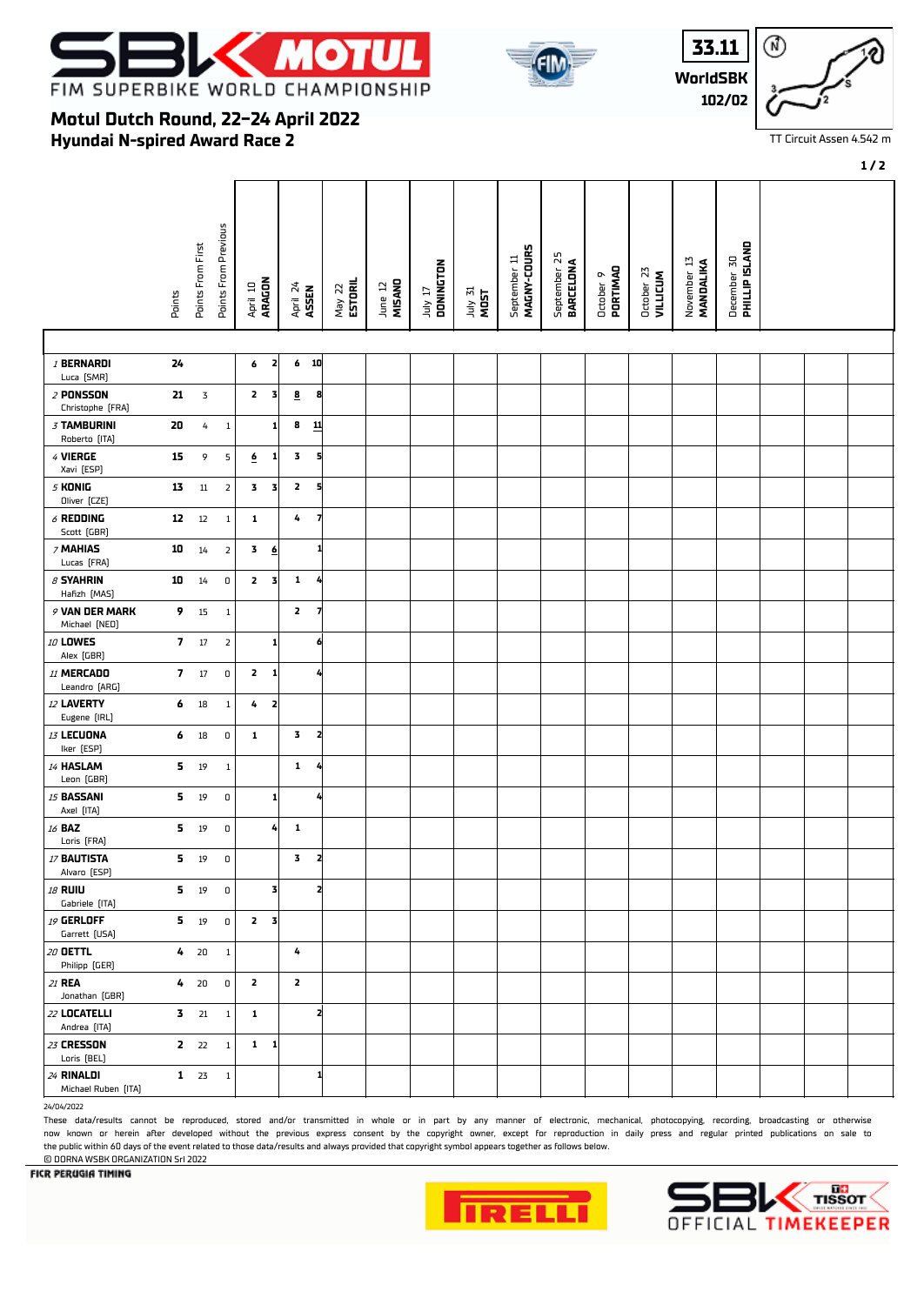# FIM SUPERBIKE WORLD CHAMPIONSHIP

## Motul Dutch Round, 22-24 April 2022
## Hyundai N-spired Award Race 2

33.11
WorldSBK
102/02

TT Circuit Assen 4.542 m

| | Points | Points From First | Points From Previous | April 10 ARAGON | | April 24 ASSEN | | May 22 ESTORIL | June 12 MISANO | July 17 DONINGTON | July 31 MOST | September 11 MAGNY-COURS | September 25 BARCELONA | October 9 PORTIMAO | October 23 VILLICUM | November 13 MANDALIKA | December 30 PHILLIP ISLAND |
|---|---|---|---|---|---|---|---|---|---|---|---|---|---|---|---|---|---|
| *1* **BERNARDI** Luca [SMR] | **24** | | | 6 | 2 | 6 | 10 | | | | | | | | | | |
| *2* **PONSSON** Christophe [FRA] | **21** | 3 | | 2 | 3 | 8 | 8 | | | | | | | | | | |
| *3* **TAMBURINI** Roberto [ITA] | **20** | 4 | 1 | | 1 | 8 | 11 | | | | | | | | | | |
| *4* **VIERGE** Xavi [ESP] | **15** | 9 | 5 | 6 | 1 | 3 | 5 | | | | | | | | | | |
| *5* **KONIG** Oliver [CZE] | **13** | 11 | 2 | 3 | 3 | 2 | 5 | | | | | | | | | | |
| *6* **REDDING** Scott [GBR] | **12** | 12 | 1 | 1 | | 4 | 7 | | | | | | | | | | |
| *7* **MAHIAS** Lucas [FRA] | **10** | 14 | 2 | 3 | 6 | | 1 | | | | | | | | | | |
| *8* **SYAHRIN** Hafizh [MAS] | **10** | 14 | 0 | 2 | 3 | 1 | 4 | | | | | | | | | | |
| *9* **VAN DER MARK** Michael [NED] | **9** | 15 | 1 | | | 2 | 7 | | | | | | | | | | |
| *10* **LOWES** Alex [GBR] | **7** | 17 | 2 | | 1 | | 6 | | | | | | | | | | |
| *11* **MERCADO** Leandro [ARG] | **7** | 17 | 0 | 2 | 1 | | 4 | | | | | | | | | | |
| *12* **LAVERTY** Eugene [IRL] | **6** | 18 | 1 | 4 | 2 | | | | | | | | | | | | |
| *13* **LECUONA** Iker [ESP] | **6** | 18 | 0 | 1 | | 3 | 2 | | | | | | | | | | |
| *14* **HASLAM** Leon [GBR] | **5** | 19 | 1 | | | 1 | 4 | | | | | | | | | | |
| *15* **BASSANI** Axel [ITA] | **5** | 19 | 0 | | 1 | | 4 | | | | | | | | | | |
| *16* **BAZ** Loris [FRA] | **5** | 19 | 0 | | 4 | 1 | | | | | | | | | | | |
| *17* **BAUTISTA** Alvaro [ESP] | **5** | 19 | 0 | | | 3 | 2 | | | | | | | | | | |
| *18* **RUIU** Gabriele [ITA] | **5** | 19 | 0 | | 3 | | 2 | | | | | | | | | | |
| *19* **GERLOFF** Garrett [USA] | **5** | 19 | 0 | 2 | 3 | | | | | | | | | | | | |
| *20* **OETTL** Philipp [GER] | **4** | 20 | 1 | | | 4 | | | | | | | | | | | |
| *21* **REA** Jonathan [GBR] | **4** | 20 | 0 | 2 | | 2 | | | | | | | | | | | |
| *22* **LOCATELLI** Andrea [ITA] | **3** | 21 | 1 | 1 | | | 2 | | | | | | | | | | |
| *23* **CRESSON** Loris [BEL] | **2** | 22 | 1 | 1 | 1 | | | | | | | | | | | | |
| *24* **RINALDI** Michael Ruben [ITA] | **1** | 23 | 1 | | | | 1 | | | | | | | | | | |

24/04/2022

These data/results cannot be reproduced, stored and/or transmitted in whole or in part by any manner of electronic, mechanical, photocopying, recording, broadcasting or otherwise now known or herein after developed without the previous express consent by the copyright owner, except for reproduction in daily press and regular printed publications on sale to the public within 60 days of the event related to those data/results and always provided that copyright symbol appears together as follows below.

© DORNA WSBK ORGANIZATION Srl 2022

FICR PERUGIA TIMING

SBK OFFICIAL TIMEKEEPER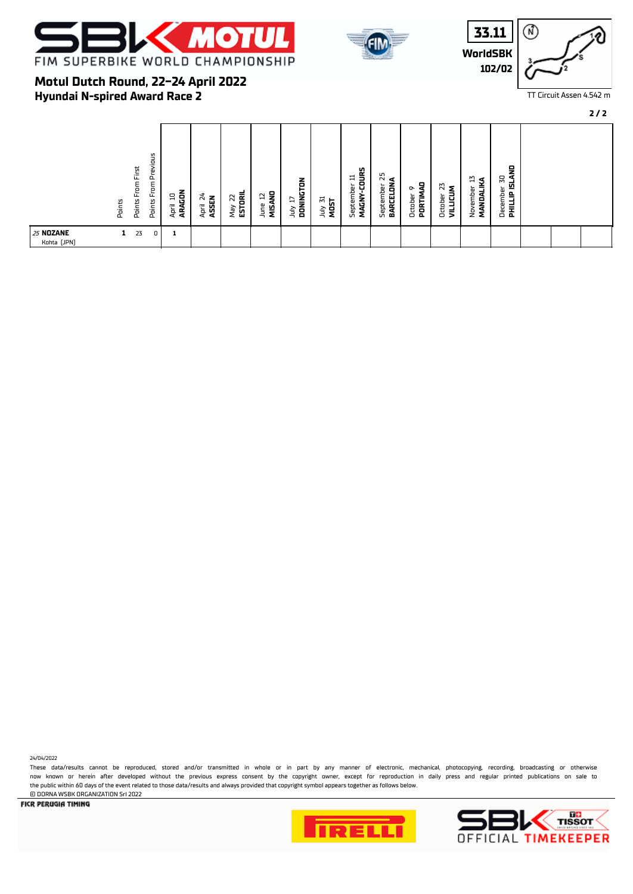# Motul Dutch Round, 22-24 April 2022

## Hyundai N-spired Award Race 2

33.11
WorldSBK
102/02

TT Circuit Assen 4.542 m

| | Points | Points From First | Points From Previous | April 10 ARAGON | April 24 ASSEN | May 22 ESTORIL | June 12 MISANO | July 17 DONINGTON | July 31 MOST | September 11 MAGNY-COURS | September 25 BARCELONA | October 9 PORTIMAO | October 23 VILLICUM | November 13 MANDALIKA | December 30 PHILLIP ISLAND | | | |
|---|---|---|---|---|---|---|---|---|---|---|---|---|---|---|---|---|---|---|
| *25* **NOZANE** Kohta [JPN] | 1 | 23 | 0 | 1 | | | | | | | | | | | | | | |

24/04/2022

These data/results cannot be reproduced, stored and/or transmitted in whole or in part by any manner of electronic, mechanical, photocopying, recording, broadcasting or otherwise now known or herein after developed without the previous express consent by the copyright owner, except for reproduction in daily press and regular printed publications on sale to the public within 60 days of the event related to those data/results and always provided that copyright symbol appears together as follows below.

© DORNA WSBK ORGANIZATION Srl 2022

FICR PERUGIA TIMING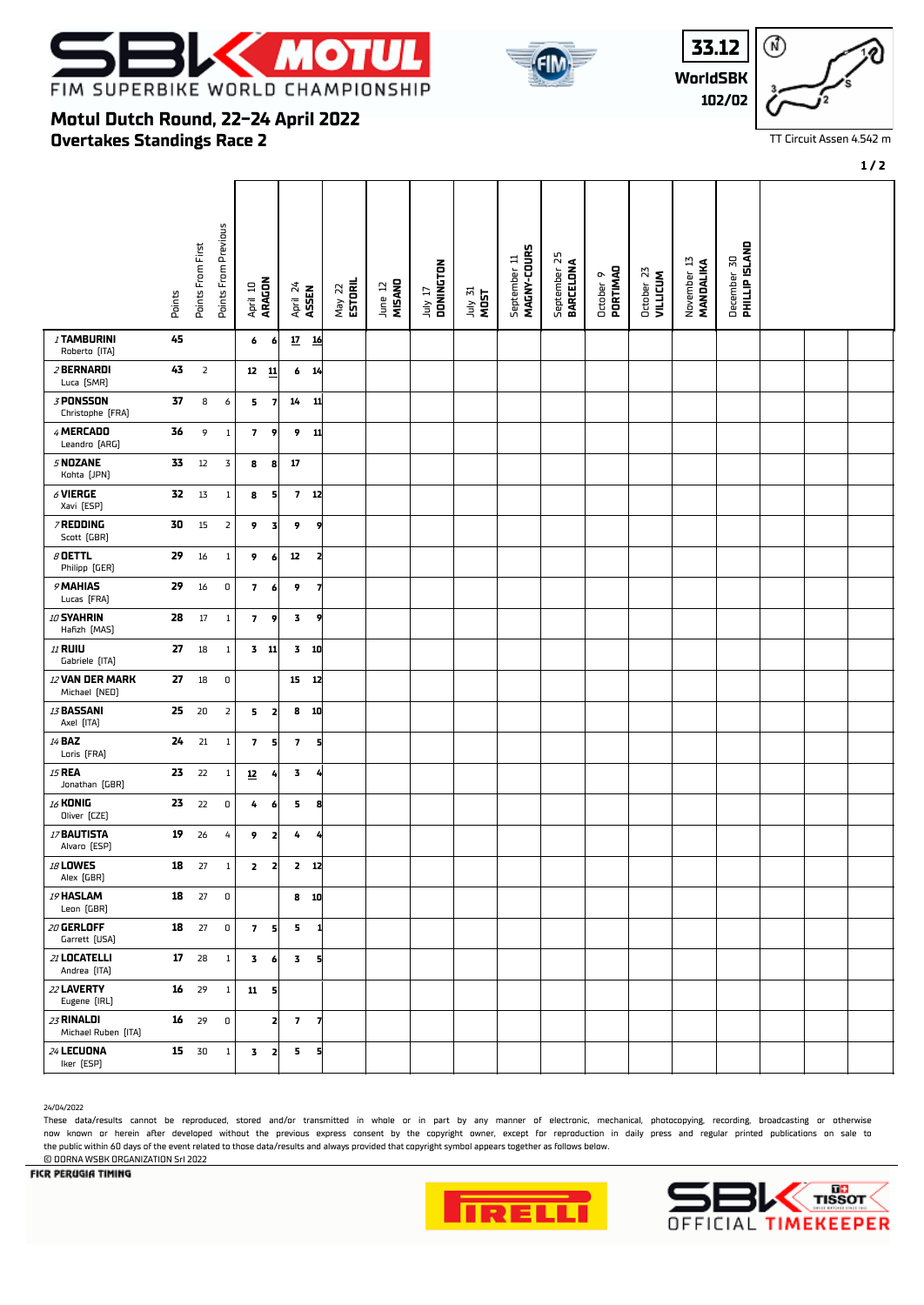# Motul Dutch Round, 22-24 April 2022

## Overtakes Standings Race 2

33.12 WorldSBK 102/02

TT Circuit Assen 4.542 m

| Rider | Points | Points From First | Points From Previous | April 10 ARAGON | | April 24 ASSEN | | May 22 ESTORIL | June 12 MISANO | July 17 DONINGTON | July 31 MOST | September 11 MAGNY-COURS | September 25 BARCELONA | October 9 PORTIMAO | October 23 VILLICUM | November 13 MANDALIKA | December 30 PHILLIP ISLAND |
|---|---|---|---|---|---|---|---|---|---|---|---|---|---|---|---|---|---|
| 1 TAMBURINI Roberto [ITA] | 45 | | | 6 | 6 | 17 | 16 | | | | | | | | | | |
| 2 BERNARDI Luca [SMR] | 43 | 2 | | 12 | 11 | 6 | 14 | | | | | | | | | | |
| 3 PONSSON Christophe [FRA] | 37 | 8 | 6 | 5 | 7 | 14 | 11 | | | | | | | | | | |
| 4 MERCADO Leandro [ARG] | 36 | 9 | 1 | 7 | 9 | 9 | 11 | | | | | | | | | | |
| 5 NOZANE Kohta [JPN] | 33 | 12 | 3 | 8 | 8 | 17 | | | | | | | | | | | |
| 6 VIERGE Xavi [ESP] | 32 | 13 | 1 | 8 | 5 | 7 | 12 | | | | | | | | | | |
| 7 REDDING Scott [GBR] | 30 | 15 | 2 | 9 | 3 | 9 | 9 | | | | | | | | | | |
| 8 OETTL Philipp [GER] | 29 | 16 | 1 | 9 | 6 | 12 | 2 | | | | | | | | | | |
| 9 MAHIAS Lucas [FRA] | 29 | 16 | 0 | 7 | 6 | 9 | 7 | | | | | | | | | | |
| 10 SYAHRIN Hafizh [MAS] | 28 | 17 | 1 | 7 | 9 | 3 | 9 | | | | | | | | | | |
| 11 RUIU Gabriele [ITA] | 27 | 18 | 1 | 3 | 11 | 3 | 10 | | | | | | | | | | |
| 12 VAN DER MARK Michael [NED] | 27 | 18 | 0 | | | 15 | 12 | | | | | | | | | | |
| 13 BASSANI Axel [ITA] | 25 | 20 | 2 | 5 | 2 | 8 | 10 | | | | | | | | | | |
| 14 BAZ Loris [FRA] | 24 | 21 | 1 | 7 | 5 | 7 | 5 | | | | | | | | | | |
| 15 REA Jonathan [GBR] | 23 | 22 | 1 | 12 | 4 | 3 | 4 | | | | | | | | | | |
| 16 KONIG Oliver [CZE] | 23 | 22 | 0 | 4 | 6 | 5 | 8 | | | | | | | | | | |
| 17 BAUTISTA Alvaro [ESP] | 19 | 26 | 4 | 9 | 2 | 4 | 4 | | | | | | | | | | |
| 18 LOWES Alex [GBR] | 18 | 27 | 1 | 2 | 2 | 2 | 12 | | | | | | | | | | |
| 19 HASLAM Leon [GBR] | 18 | 27 | 0 | | | 8 | 10 | | | | | | | | | | |
| 20 GERLOFF Garrett [USA] | 18 | 27 | 0 | 7 | 5 | 5 | 1 | | | | | | | | | | |
| 21 LOCATELLI Andrea [ITA] | 17 | 28 | 1 | 3 | 6 | 3 | 5 | | | | | | | | | | |
| 22 LAVERTY Eugene [IRL] | 16 | 29 | 1 | 11 | 5 | | | | | | | | | | | | |
| 23 RINALDI Michael Ruben [ITA] | 16 | 29 | 0 | | 2 | 7 | 7 | | | | | | | | | | |
| 24 LECUONA Iker [ESP] | 15 | 30 | 1 | 3 | 2 | 5 | 5 | | | | | | | | | | |

24/04/2022

These data/results cannot be reproduced, stored and/or transmitted in whole or in part by any manner of electronic, mechanical, photocopying, recording, broadcasting or otherwise now known or herein after developed without the previous express consent by the copyright owner, except for reproduction in daily press and regular printed publications on sale to the public within 60 days of the event related to those data/results and always provided that copyright symbol appears together as follows below.

© DORNA WSBK ORGANIZATION Srl 2022

FICR PERUGIA TIMING

SBK OFFICIAL TIMEKEEPER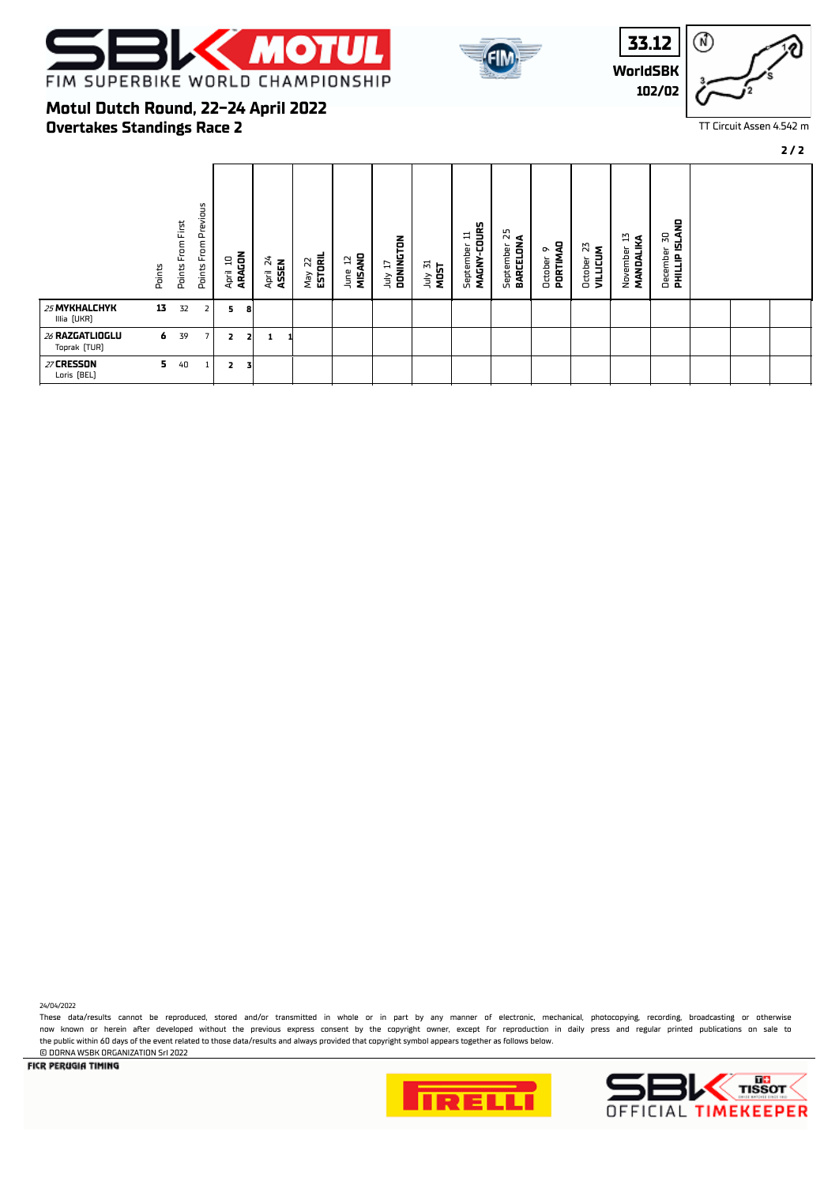# Motul Dutch Round, 22-24 April 2022

## Overtakes Standings Race 2

FIM SUPERBIKE WORLD CHAMPIONSHIP

33.12 WorldSBK 102/02

TT Circuit Assen 4.542 m

| | Points | Points From First | Points From Previous | April 10 ARAGON | | April 24 ASSEN | | May 22 ESTORIL | June 12 MISANO | July 17 DONINGTON | July 31 MOST | September 11 MAGNY-COURS | September 25 BARCELONA | October 9 PORTIMAO | October 23 VILLICUM | November 13 MANDALIKA | December 30 PHILLIP ISLAND |
|---|---|---|---|---|---|---|---|---|---|---|---|---|---|---|---|---|---|
| 25 MYKHALCHYK Illia [UKR] | 13 | 32 | 2 | 5 | 8 | | | | | | | | | | | | |
| 26 RAZGATLIOGLU Toprak [TUR] | 6 | 39 | 7 | 2 | 2 | 1 | 1 | | | | | | | | | | |
| 27 CRESSON Loris [BEL] | 5 | 40 | 1 | 2 | 3 | | | | | | | | | | | | |

24/04/2022

These data/results cannot be reproduced, stored and/or transmitted in whole or in part by any manner of electronic, mechanical, photocopying, recording, broadcasting or otherwise now known or herein after developed without the previous express consent by the copyright owner, except for reproduction in daily press and regular printed publications on sale to the public within 60 days of the event related to those data/results and always provided that copyright symbol appears together as follows below.

© DORNA WSBK ORGANIZATION Srl 2022

FICR PERUGIA TIMING

OFFICIAL TIMEKEEPER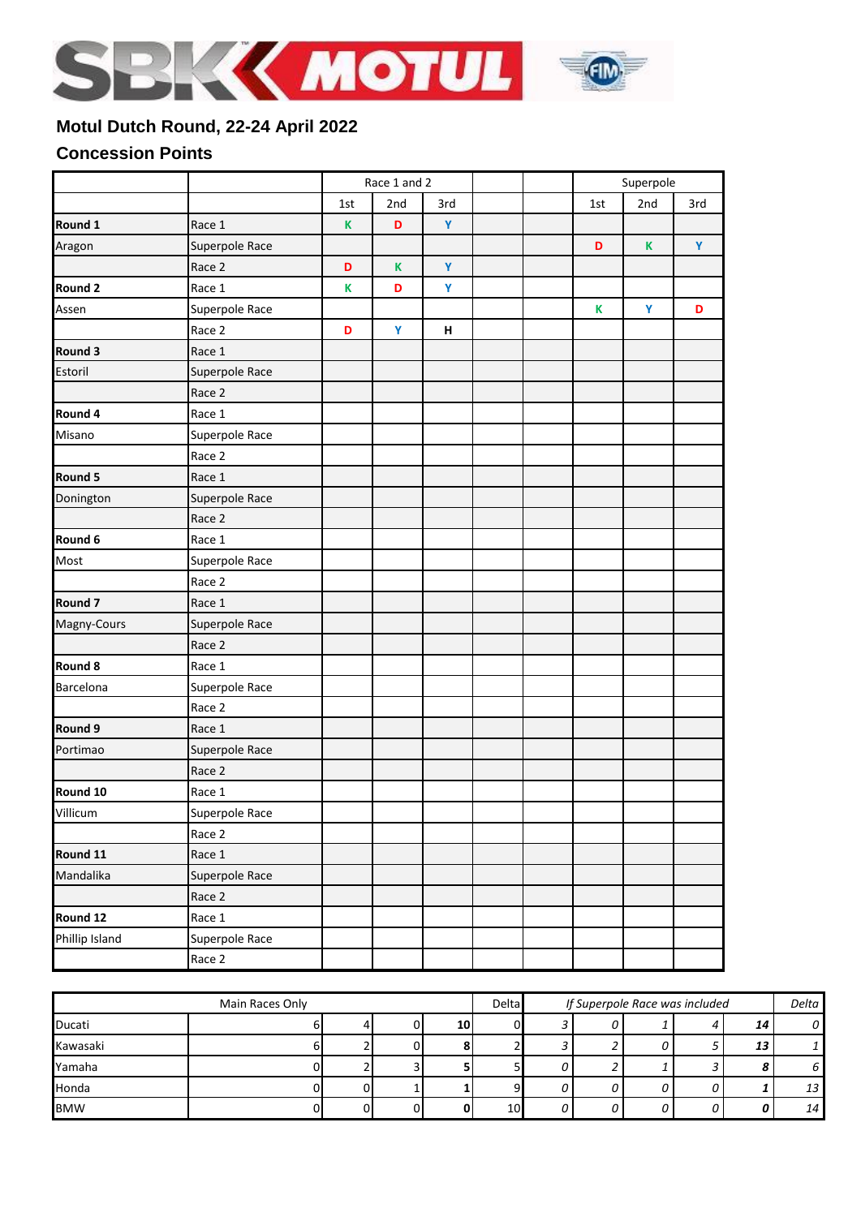## Motul Dutch Round, 22-24 April 2022

## Concession Points

| | | Race 1 and 2 | | | | | Superpole | | |
|---|---|---|---|---|---|---|---|---|---|
| | | 1st | 2nd | 3rd | | | 1st | 2nd | 3rd |
| **Round 1** | Race 1 | K | D | Y | | | | | |
| Aragon | Superpole Race | | | | | | D | K | Y |
| | Race 2 | D | K | Y | | | | | |
| **Round 2** | Race 1 | K | D | Y | | | | | |
| Assen | Superpole Race | | | | | | K | Y | D |
| | Race 2 | D | Y | H | | | | | |
| **Round 3** | Race 1 | | | | | | | | |
| Estoril | Superpole Race | | | | | | | | |
| | Race 2 | | | | | | | | |
| **Round 4** | Race 1 | | | | | | | | |
| Misano | Superpole Race | | | | | | | | |
| | Race 2 | | | | | | | | |
| **Round 5** | Race 1 | | | | | | | | |
| Donington | Superpole Race | | | | | | | | |
| | Race 2 | | | | | | | | |
| **Round 6** | Race 1 | | | | | | | | |
| Most | Superpole Race | | | | | | | | |
| | Race 2 | | | | | | | | |
| **Round 7** | Race 1 | | | | | | | | |
| Magny-Cours | Superpole Race | | | | | | | | |
| | Race 2 | | | | | | | | |
| **Round 8** | Race 1 | | | | | | | | |
| Barcelona | Superpole Race | | | | | | | | |
| | Race 2 | | | | | | | | |
| **Round 9** | Race 1 | | | | | | | | |
| Portimao | Superpole Race | | | | | | | | |
| | Race 2 | | | | | | | | |
| **Round 10** | Race 1 | | | | | | | | |
| Villicum | Superpole Race | | | | | | | | |
| | Race 2 | | | | | | | | |
| **Round 11** | Race 1 | | | | | | | | |
| Mandalika | Superpole Race | | | | | | | | |
| | Race 2 | | | | | | | | |
| **Round 12** | Race 1 | | | | | | | | |
| Phillip Island | Superpole Race | | | | | | | | |
| | Race 2 | | | | | | | | |

| Main Races Only | | | | | Delta | *If Superpole Race was included* | | | | | *Delta* |
|---|---|---|---|---|---|---|---|---|---|---|---|
| Ducati | 6 | 4 | 0 | **10** | 0 | *3* | *0* | *1* | *4* | ***14*** | *0* |
| Kawasaki | 6 | 2 | 0 | **8** | 2 | *3* | *2* | *0* | *5* | ***13*** | *1* |
| Yamaha | 0 | 2 | 3 | **5** | 5 | *0* | *2* | *1* | *3* | ***8*** | *6* |
| Honda | 0 | 0 | 1 | **1** | 9 | *0* | *0* | *0* | *0* | ***1*** | *13* |
| BMW | 0 | 0 | 0 | **0** | 10 | *0* | *0* | *0* | *0* | ***0*** | *14* |